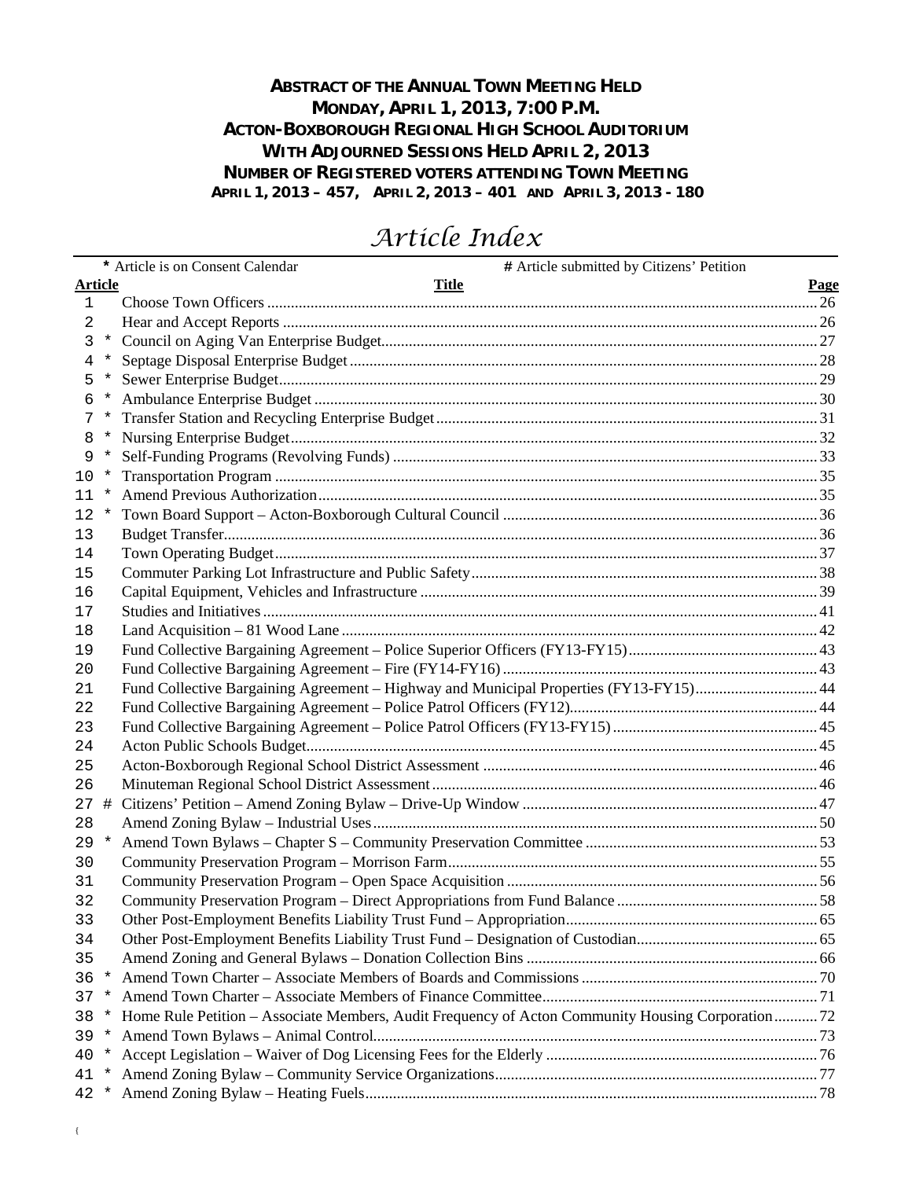# ABSTRACT OF THE ANNUAL TOWN MEETING HELD
## MONDAY, APRIL 1, 2013, 7:00 P.M.
## ACTON-BOXBOROUGH REGIONAL HIGH SCHOOL AUDITORIUM
## WITH ADJOURNED SESSIONS HELD APRIL 2, 2013
## NUMBER OF REGISTERED VOTERS ATTENDING TOWN MEETING
### APRIL 1, 2013 – 457, APRIL 2, 2013 – 401 AND APRIL 3, 2013 - 180

# *Article Index*

\* Article is on Consent Calendar    # Article submitted by Citizens' Petition

| Article | | Title | Page |
|---|---|---|---|
| 1 | | Choose Town Officers | 26 |
| 2 | | Hear and Accept Reports | 26 |
| 3 | * | Council on Aging Van Enterprise Budget | 27 |
| 4 | * | Septage Disposal Enterprise Budget | 28 |
| 5 | * | Sewer Enterprise Budget | 29 |
| 6 | * | Ambulance Enterprise Budget | 30 |
| 7 | * | Transfer Station and Recycling Enterprise Budget | 31 |
| 8 | * | Nursing Enterprise Budget | 32 |
| 9 | * | Self-Funding Programs (Revolving Funds) | 33 |
| 10 | * | Transportation Program | 35 |
| 11 | * | Amend Previous Authorization | 35 |
| 12 | * | Town Board Support – Acton-Boxborough Cultural Council | 36 |
| 13 | | Budget Transfer | 36 |
| 14 | | Town Operating Budget | 37 |
| 15 | | Commuter Parking Lot Infrastructure and Public Safety | 38 |
| 16 | | Capital Equipment, Vehicles and Infrastructure | 39 |
| 17 | | Studies and Initiatives | 41 |
| 18 | | Land Acquisition – 81 Wood Lane | 42 |
| 19 | | Fund Collective Bargaining Agreement – Police Superior Officers (FY13-FY15) | 43 |
| 20 | | Fund Collective Bargaining Agreement – Fire (FY14-FY16) | 43 |
| 21 | | Fund Collective Bargaining Agreement – Highway and Municipal Properties (FY13-FY15) | 44 |
| 22 | | Fund Collective Bargaining Agreement – Police Patrol Officers (FY12) | 44 |
| 23 | | Fund Collective Bargaining Agreement – Police Patrol Officers (FY13-FY15) | 45 |
| 24 | | Acton Public Schools Budget | 45 |
| 25 | | Acton-Boxborough Regional School District Assessment | 46 |
| 26 | | Minuteman Regional School District Assessment | 46 |
| 27 | # | Citizens' Petition – Amend Zoning Bylaw – Drive-Up Window | 47 |
| 28 | | Amend Zoning Bylaw – Industrial Uses | 50 |
| 29 | * | Amend Town Bylaws – Chapter S – Community Preservation Committee | 53 |
| 30 | | Community Preservation Program – Morrison Farm | 55 |
| 31 | | Community Preservation Program – Open Space Acquisition | 56 |
| 32 | | Community Preservation Program – Direct Appropriations from Fund Balance | 58 |
| 33 | | Other Post-Employment Benefits Liability Trust Fund – Appropriation | 65 |
| 34 | | Other Post-Employment Benefits Liability Trust Fund – Designation of Custodian | 65 |
| 35 | | Amend Zoning and General Bylaws – Donation Collection Bins | 66 |
| 36 | * | Amend Town Charter – Associate Members of Boards and Commissions | 70 |
| 37 | * | Amend Town Charter – Associate Members of Finance Committee | 71 |
| 38 | * | Home Rule Petition – Associate Members, Audit Frequency of Acton Community Housing Corporation | 72 |
| 39 | * | Amend Town Bylaws – Animal Control | 73 |
| 40 | * | Accept Legislation – Waiver of Dog Licensing Fees for the Elderly | 76 |
| 41 | * | Amend Zoning Bylaw – Community Service Organizations | 77 |
| 42 | * | Amend Zoning Bylaw – Heating Fuels | 78 |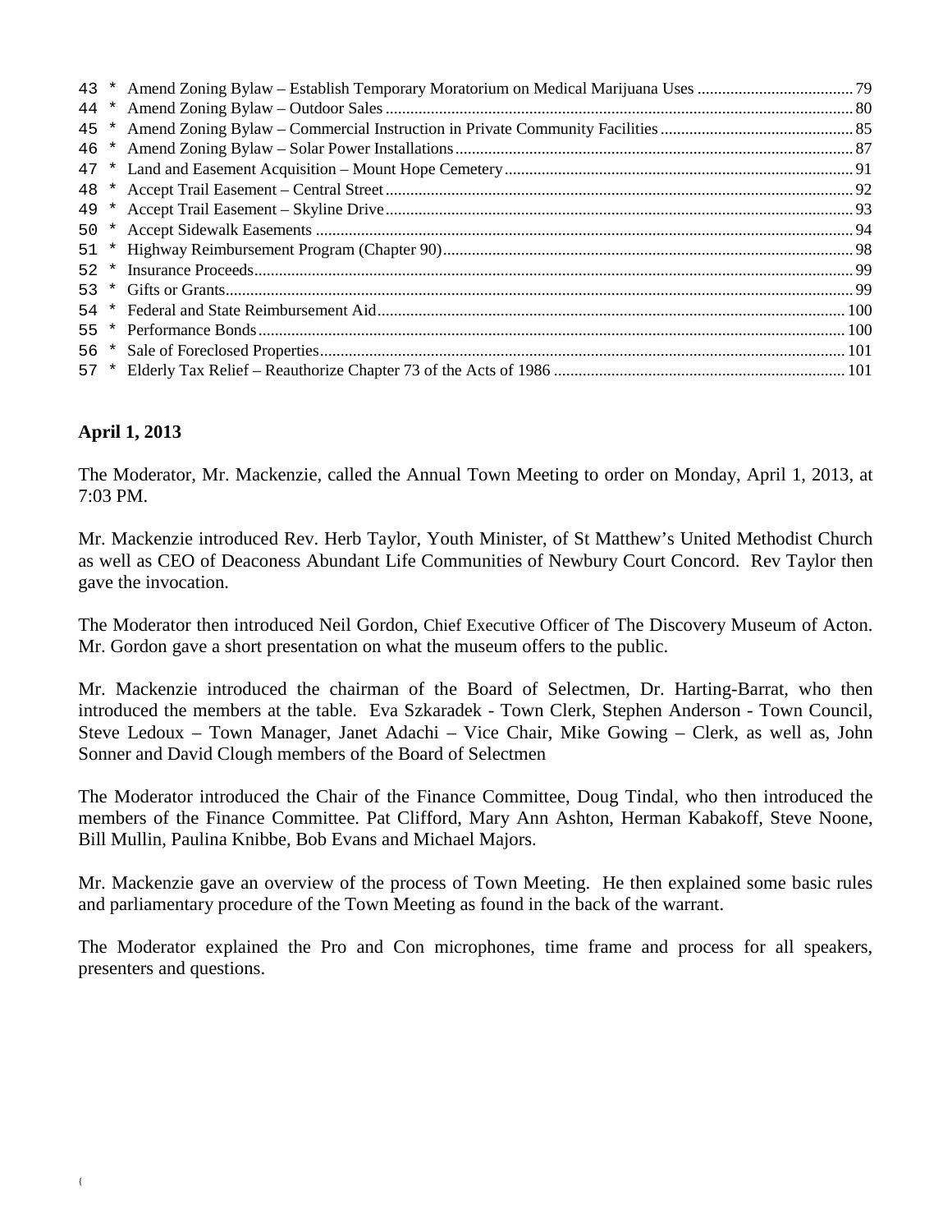43 * Amend Zoning Bylaw – Establish Temporary Moratorium on Medical Marijuana Uses ...... 79
44 * Amend Zoning Bylaw – Outdoor Sales ...... 80
45 * Amend Zoning Bylaw – Commercial Instruction in Private Community Facilities ...... 85
46 * Amend Zoning Bylaw – Solar Power Installations ...... 87
47 * Land and Easement Acquisition – Mount Hope Cemetery ...... 91
48 * Accept Trail Easement – Central Street ...... 92
49 * Accept Trail Easement – Skyline Drive ...... 93
50 * Accept Sidewalk Easements ...... 94
51 * Highway Reimbursement Program (Chapter 90) ...... 98
52 * Insurance Proceeds ...... 99
53 * Gifts or Grants ...... 99
54 * Federal and State Reimbursement Aid ...... 100
55 * Performance Bonds ...... 100
56 * Sale of Foreclosed Properties ...... 101
57 * Elderly Tax Relief – Reauthorize Chapter 73 of the Acts of 1986 ...... 101

**April 1, 2013**

The Moderator, Mr. Mackenzie, called the Annual Town Meeting to order on Monday, April 1, 2013, at 7:03 PM.

Mr. Mackenzie introduced Rev. Herb Taylor, Youth Minister, of St Matthew's United Methodist Church as well as CEO of Deaconess Abundant Life Communities of Newbury Court Concord. Rev Taylor then gave the invocation.

The Moderator then introduced Neil Gordon, Chief Executive Officer of The Discovery Museum of Acton. Mr. Gordon gave a short presentation on what the museum offers to the public.

Mr. Mackenzie introduced the chairman of the Board of Selectmen, Dr. Harting-Barrat, who then introduced the members at the table. Eva Szkaradek - Town Clerk, Stephen Anderson - Town Council, Steve Ledoux – Town Manager, Janet Adachi – Vice Chair, Mike Gowing – Clerk, as well as, John Sonner and David Clough members of the Board of Selectmen

The Moderator introduced the Chair of the Finance Committee, Doug Tindal, who then introduced the members of the Finance Committee. Pat Clifford, Mary Ann Ashton, Herman Kabakoff, Steve Noone, Bill Mullin, Paulina Knibbe, Bob Evans and Michael Majors.

Mr. Mackenzie gave an overview of the process of Town Meeting. He then explained some basic rules and parliamentary procedure of the Town Meeting as found in the back of the warrant.

The Moderator explained the Pro and Con microphones, time frame and process for all speakers, presenters and questions.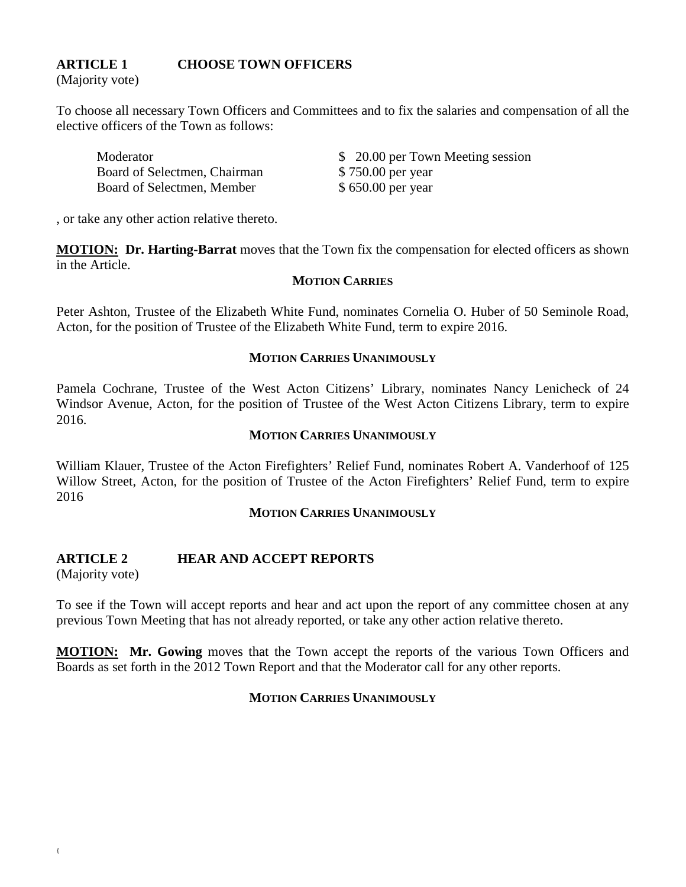## ARTICLE 1 CHOOSE TOWN OFFICERS

(Majority vote)

To choose all necessary Town Officers and Committees and to fix the salaries and compensation of all the elective officers of the Town as follows:

| | |
|---|---|
| Moderator | $ 20.00 per Town Meeting session |
| Board of Selectmen, Chairman | $ 750.00 per year |
| Board of Selectmen, Member | $ 650.00 per year |

, or take any other action relative thereto.

**MOTION: Dr. Harting-Barrat** moves that the Town fix the compensation for elected officers as shown in the Article.

**MOTION CARRIES**

Peter Ashton, Trustee of the Elizabeth White Fund, nominates Cornelia O. Huber of 50 Seminole Road, Acton, for the position of Trustee of the Elizabeth White Fund, term to expire 2016.

**MOTION CARRIES UNANIMOUSLY**

Pamela Cochrane, Trustee of the West Acton Citizens' Library, nominates Nancy Lenicheck of 24 Windsor Avenue, Acton, for the position of Trustee of the West Acton Citizens Library, term to expire 2016.

**MOTION CARRIES UNANIMOUSLY**

William Klauer, Trustee of the Acton Firefighters' Relief Fund, nominates Robert A. Vanderhoof of 125 Willow Street, Acton, for the position of Trustee of the Acton Firefighters' Relief Fund, term to expire 2016

**MOTION CARRIES UNANIMOUSLY**

## ARTICLE 2 HEAR AND ACCEPT REPORTS

(Majority vote)

To see if the Town will accept reports and hear and act upon the report of any committee chosen at any previous Town Meeting that has not already reported, or take any other action relative thereto.

**MOTION: Mr. Gowing** moves that the Town accept the reports of the various Town Officers and Boards as set forth in the 2012 Town Report and that the Moderator call for any other reports.

**MOTION CARRIES UNANIMOUSLY**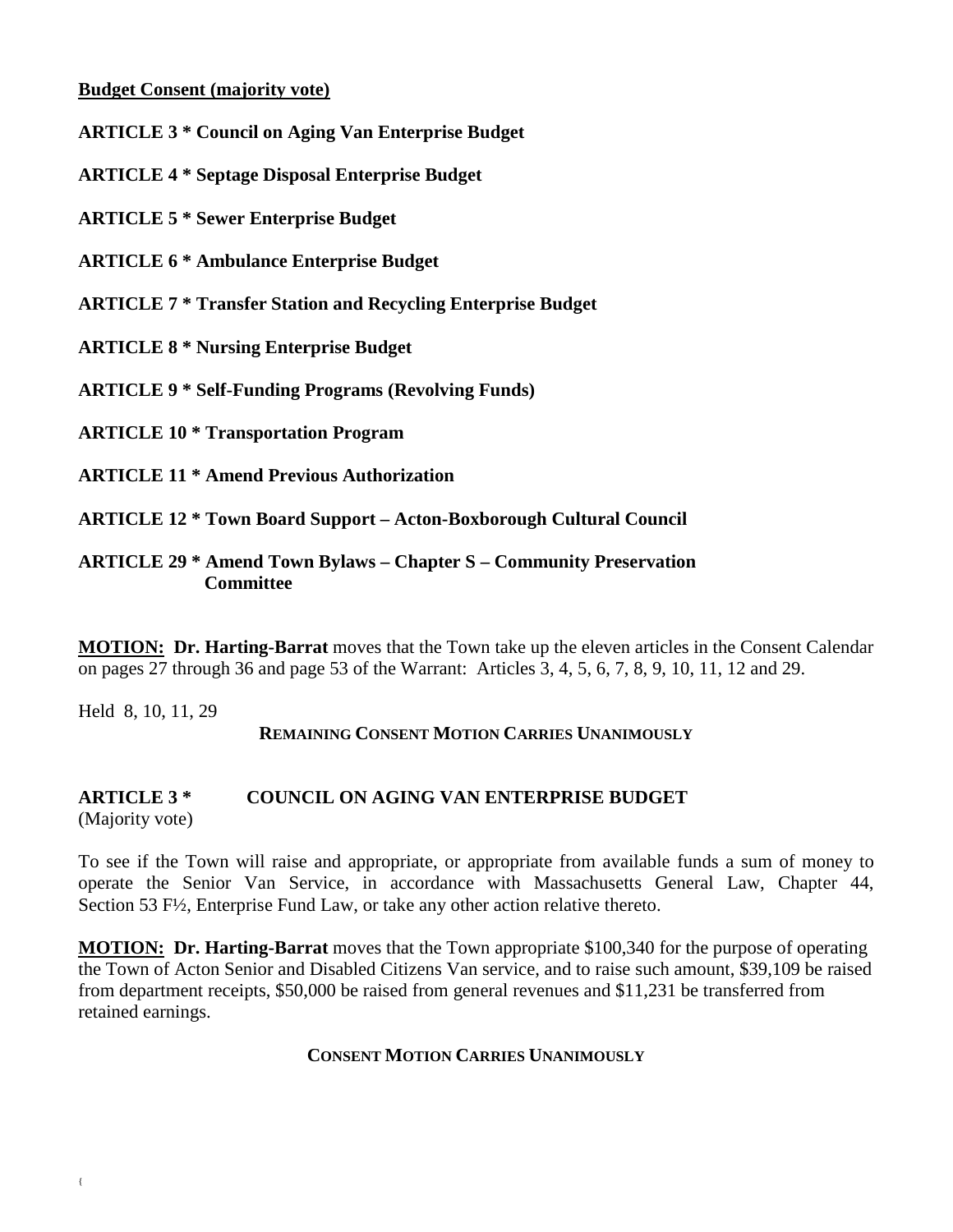**Budget Consent (majority vote)**

**ARTICLE 3 * Council on Aging Van Enterprise Budget**

**ARTICLE 4 * Septage Disposal Enterprise Budget**

**ARTICLE 5 * Sewer Enterprise Budget**

**ARTICLE 6 * Ambulance Enterprise Budget**

**ARTICLE 7 * Transfer Station and Recycling Enterprise Budget**

**ARTICLE 8 * Nursing Enterprise Budget**

**ARTICLE 9 * Self-Funding Programs (Revolving Funds)**

**ARTICLE 10 * Transportation Program**

**ARTICLE 11 * Amend Previous Authorization**

**ARTICLE 12 * Town Board Support – Acton-Boxborough Cultural Council**

**ARTICLE 29 * Amend Town Bylaws – Chapter S – Community Preservation Committee**

**MOTION: Dr. Harting-Barrat** moves that the Town take up the eleven articles in the Consent Calendar on pages 27 through 36 and page 53 of the Warrant: Articles 3, 4, 5, 6, 7, 8, 9, 10, 11, 12 and 29.

Held 8, 10, 11, 29

**REMAINING CONSENT MOTION CARRIES UNANIMOUSLY**

**ARTICLE 3 * COUNCIL ON AGING VAN ENTERPRISE BUDGET**
(Majority vote)

To see if the Town will raise and appropriate, or appropriate from available funds a sum of money to operate the Senior Van Service, in accordance with Massachusetts General Law, Chapter 44, Section 53 F½, Enterprise Fund Law, or take any other action relative thereto.

**MOTION: Dr. Harting-Barrat** moves that the Town appropriate $100,340 for the purpose of operating the Town of Acton Senior and Disabled Citizens Van service, and to raise such amount, $39,109 be raised from department receipts, $50,000 be raised from general revenues and $11,231 be transferred from retained earnings.

**CONSENT MOTION CARRIES UNANIMOUSLY**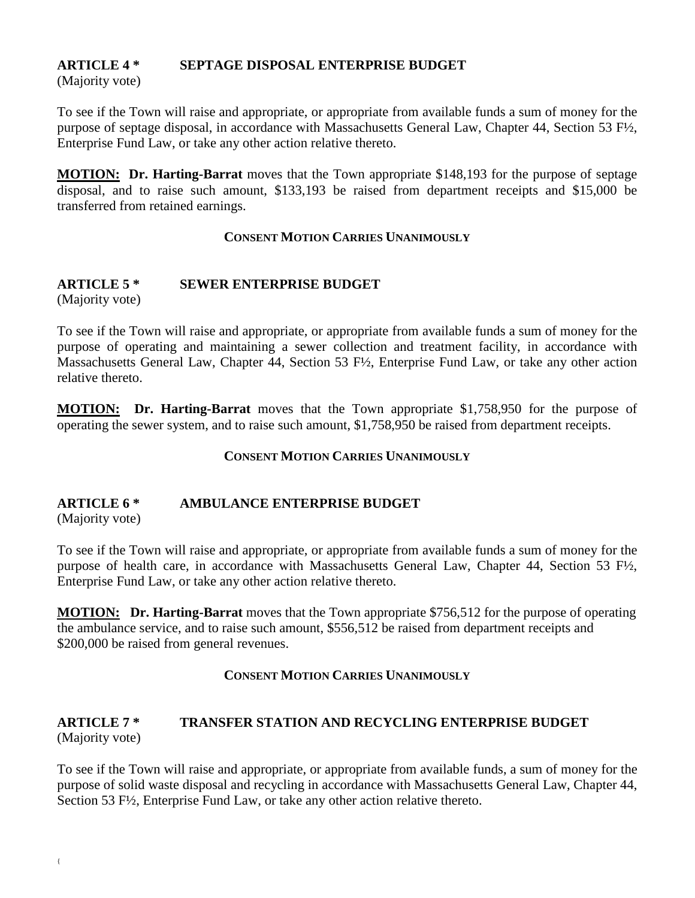## ARTICLE 4 * SEPTAGE DISPOSAL ENTERPRISE BUDGET

(Majority vote)

To see if the Town will raise and appropriate, or appropriate from available funds a sum of money for the purpose of septage disposal, in accordance with Massachusetts General Law, Chapter 44, Section 53 F½, Enterprise Fund Law, or take any other action relative thereto.

**MOTION: Dr. Harting-Barrat** moves that the Town appropriate $148,193 for the purpose of septage disposal, and to raise such amount, $133,193 be raised from department receipts and $15,000 be transferred from retained earnings.

**CONSENT MOTION CARRIES UNANIMOUSLY**

## ARTICLE 5 * SEWER ENTERPRISE BUDGET

(Majority vote)

To see if the Town will raise and appropriate, or appropriate from available funds a sum of money for the purpose of operating and maintaining a sewer collection and treatment facility, in accordance with Massachusetts General Law, Chapter 44, Section 53 F½, Enterprise Fund Law, or take any other action relative thereto.

**MOTION: Dr. Harting-Barrat** moves that the Town appropriate $1,758,950 for the purpose of operating the sewer system, and to raise such amount, $1,758,950 be raised from department receipts.

**CONSENT MOTION CARRIES UNANIMOUSLY**

## ARTICLE 6 * AMBULANCE ENTERPRISE BUDGET

(Majority vote)

To see if the Town will raise and appropriate, or appropriate from available funds a sum of money for the purpose of health care, in accordance with Massachusetts General Law, Chapter 44, Section 53 F½, Enterprise Fund Law, or take any other action relative thereto.

**MOTION: Dr. Harting-Barrat** moves that the Town appropriate $756,512 for the purpose of operating the ambulance service, and to raise such amount, $556,512 be raised from department receipts and $200,000 be raised from general revenues.

**CONSENT MOTION CARRIES UNANIMOUSLY**

## ARTICLE 7 * TRANSFER STATION AND RECYCLING ENTERPRISE BUDGET

(Majority vote)

To see if the Town will raise and appropriate, or appropriate from available funds, a sum of money for the purpose of solid waste disposal and recycling in accordance with Massachusetts General Law, Chapter 44, Section 53 F½, Enterprise Fund Law, or take any other action relative thereto.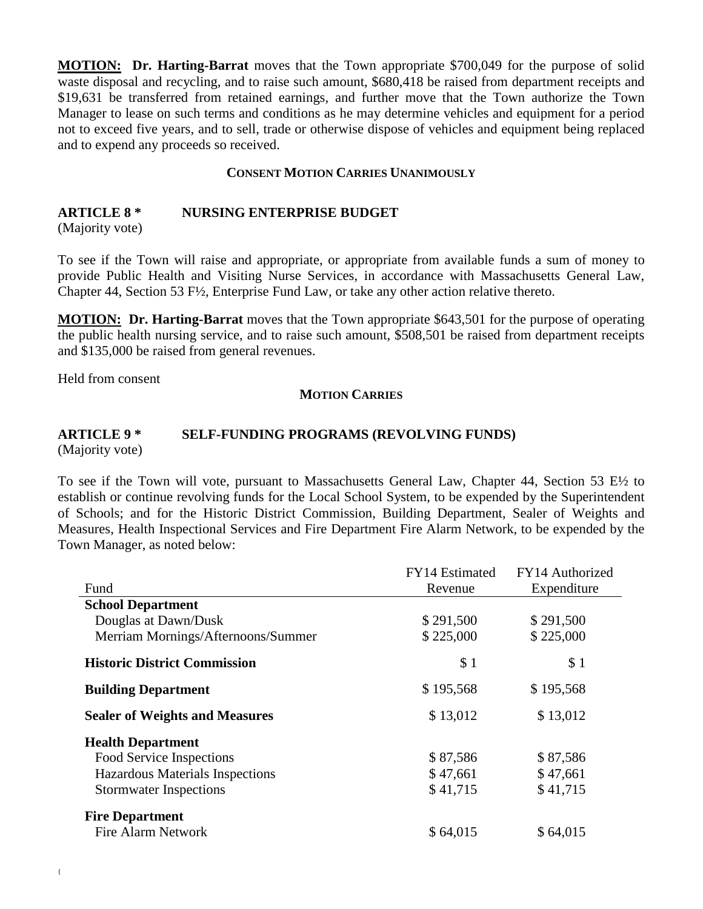**MOTION: Dr. Harting-Barrat** moves that the Town appropriate $700,049 for the purpose of solid waste disposal and recycling, and to raise such amount, $680,418 be raised from department receipts and $19,631 be transferred from retained earnings, and further move that the Town authorize the Town Manager to lease on such terms and conditions as he may determine vehicles and equipment for a period not to exceed five years, and to sell, trade or otherwise dispose of vehicles and equipment being replaced and to expend any proceeds so received.

**CONSENT MOTION CARRIES UNANIMOUSLY**

## ARTICLE 8 * NURSING ENTERPRISE BUDGET

(Majority vote)

To see if the Town will raise and appropriate, or appropriate from available funds a sum of money to provide Public Health and Visiting Nurse Services, in accordance with Massachusetts General Law, Chapter 44, Section 53 F½, Enterprise Fund Law, or take any other action relative thereto.

**MOTION: Dr. Harting-Barrat** moves that the Town appropriate $643,501 for the purpose of operating the public health nursing service, and to raise such amount, $508,501 be raised from department receipts and $135,000 be raised from general revenues.

Held from consent

**MOTION CARRIES**

## ARTICLE 9 * SELF-FUNDING PROGRAMS (REVOLVING FUNDS)

(Majority vote)

To see if the Town will vote, pursuant to Massachusetts General Law, Chapter 44, Section 53 E½ to establish or continue revolving funds for the Local School System, to be expended by the Superintendent of Schools; and for the Historic District Commission, Building Department, Sealer of Weights and Measures, Health Inspectional Services and Fire Department Fire Alarm Network, to be expended by the Town Manager, as noted below:

| Fund | FY14 Estimated Revenue | FY14 Authorized Expenditure |
|---|---|---|
| **School Department** | | |
| Douglas at Dawn/Dusk | $ 291,500 | $ 291,500 |
| Merriam Mornings/Afternoons/Summer | $ 225,000 | $ 225,000 |
| **Historic District Commission** | $ 1 | $ 1 |
| **Building Department** | $ 195,568 | $ 195,568 |
| **Sealer of Weights and Measures** | $ 13,012 | $ 13,012 |
| **Health Department** | | |
| Food Service Inspections | $ 87,586 | $ 87,586 |
| Hazardous Materials Inspections | $ 47,661 | $ 47,661 |
| Stormwater Inspections | $ 41,715 | $ 41,715 |
| **Fire Department** | | |
| Fire Alarm Network | $ 64,015 | $ 64,015 |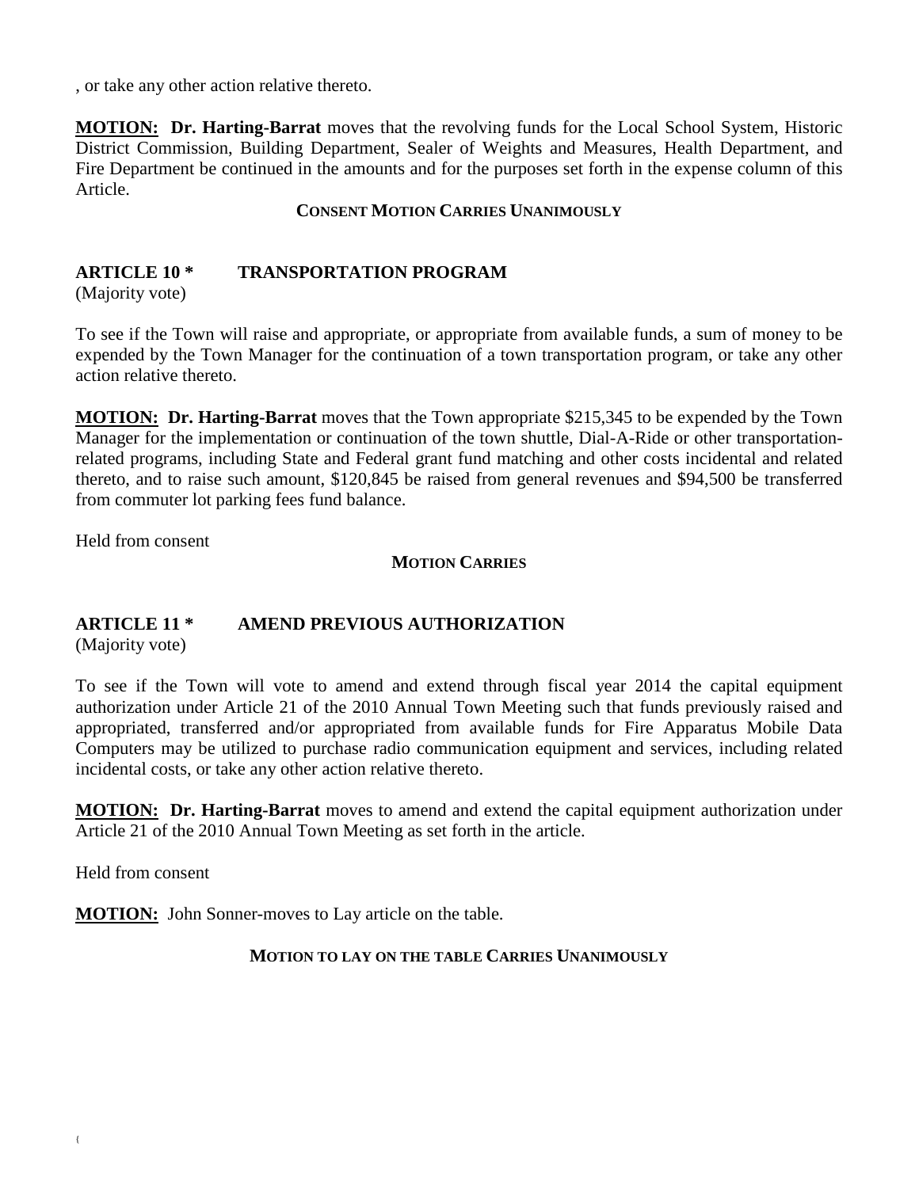, or take any other action relative thereto.

**MOTION: Dr. Harting-Barrat** moves that the revolving funds for the Local School System, Historic District Commission, Building Department, Sealer of Weights and Measures, Health Department, and Fire Department be continued in the amounts and for the purposes set forth in the expense column of this Article.

**CONSENT MOTION CARRIES UNANIMOUSLY**

## ARTICLE 10 * TRANSPORTATION PROGRAM

(Majority vote)

To see if the Town will raise and appropriate, or appropriate from available funds, a sum of money to be expended by the Town Manager for the continuation of a town transportation program, or take any other action relative thereto.

**MOTION: Dr. Harting-Barrat** moves that the Town appropriate $215,345 to be expended by the Town Manager for the implementation or continuation of the town shuttle, Dial-A-Ride or other transportation-related programs, including State and Federal grant fund matching and other costs incidental and related thereto, and to raise such amount, $120,845 be raised from general revenues and $94,500 be transferred from commuter lot parking fees fund balance.

Held from consent

**MOTION CARRIES**

## ARTICLE 11 * AMEND PREVIOUS AUTHORIZATION

(Majority vote)

To see if the Town will vote to amend and extend through fiscal year 2014 the capital equipment authorization under Article 21 of the 2010 Annual Town Meeting such that funds previously raised and appropriated, transferred and/or appropriated from available funds for Fire Apparatus Mobile Data Computers may be utilized to purchase radio communication equipment and services, including related incidental costs, or take any other action relative thereto.

**MOTION: Dr. Harting-Barrat** moves to amend and extend the capital equipment authorization under Article 21 of the 2010 Annual Town Meeting as set forth in the article.

Held from consent

**MOTION:** John Sonner-moves to Lay article on the table.

**MOTION TO LAY ON THE TABLE CARRIES UNANIMOUSLY**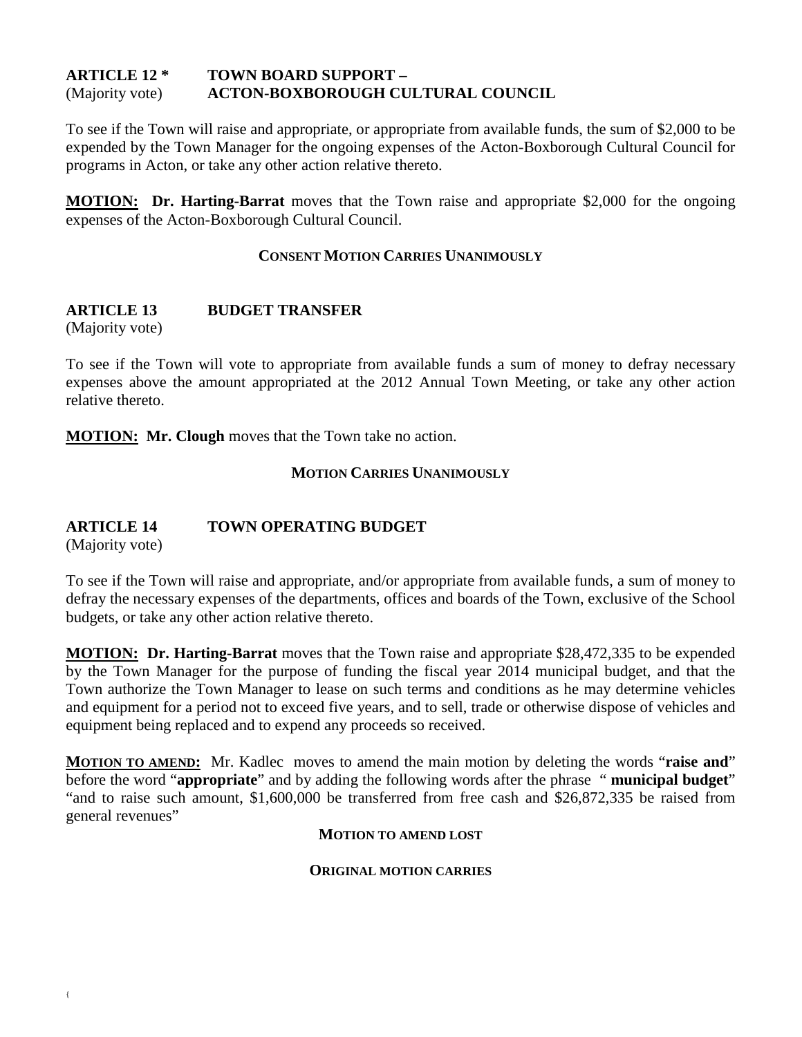**ARTICLE 12 \*** **TOWN BOARD SUPPORT –**
(Majority vote) **ACTON-BOXBOROUGH CULTURAL COUNCIL**

To see if the Town will raise and appropriate, or appropriate from available funds, the sum of $2,000 to be expended by the Town Manager for the ongoing expenses of the Acton-Boxborough Cultural Council for programs in Acton, or take any other action relative thereto.

**MOTION: Dr. Harting-Barrat** moves that the Town raise and appropriate $2,000 for the ongoing expenses of the Acton-Boxborough Cultural Council.

**CONSENT MOTION CARRIES UNANIMOUSLY**

**ARTICLE 13** **BUDGET TRANSFER**
(Majority vote)

To see if the Town will vote to appropriate from available funds a sum of money to defray necessary expenses above the amount appropriated at the 2012 Annual Town Meeting, or take any other action relative thereto.

**MOTION: Mr. Clough** moves that the Town take no action.

**MOTION CARRIES UNANIMOUSLY**

**ARTICLE 14** **TOWN OPERATING BUDGET**
(Majority vote)

To see if the Town will raise and appropriate, and/or appropriate from available funds, a sum of money to defray the necessary expenses of the departments, offices and boards of the Town, exclusive of the School budgets, or take any other action relative thereto.

**MOTION: Dr. Harting-Barrat** moves that the Town raise and appropriate $28,472,335 to be expended by the Town Manager for the purpose of funding the fiscal year 2014 municipal budget, and that the Town authorize the Town Manager to lease on such terms and conditions as he may determine vehicles and equipment for a period not to exceed five years, and to sell, trade or otherwise dispose of vehicles and equipment being replaced and to expend any proceeds so received.

**MOTION TO AMEND:** Mr. Kadlec moves to amend the main motion by deleting the words "**raise and**" before the word "**appropriate**" and by adding the following words after the phrase " **municipal budget**" "and to raise such amount, $1,600,000 be transferred from free cash and $26,872,335 be raised from general revenues"

**MOTION TO AMEND LOST**

**ORIGINAL MOTION CARRIES**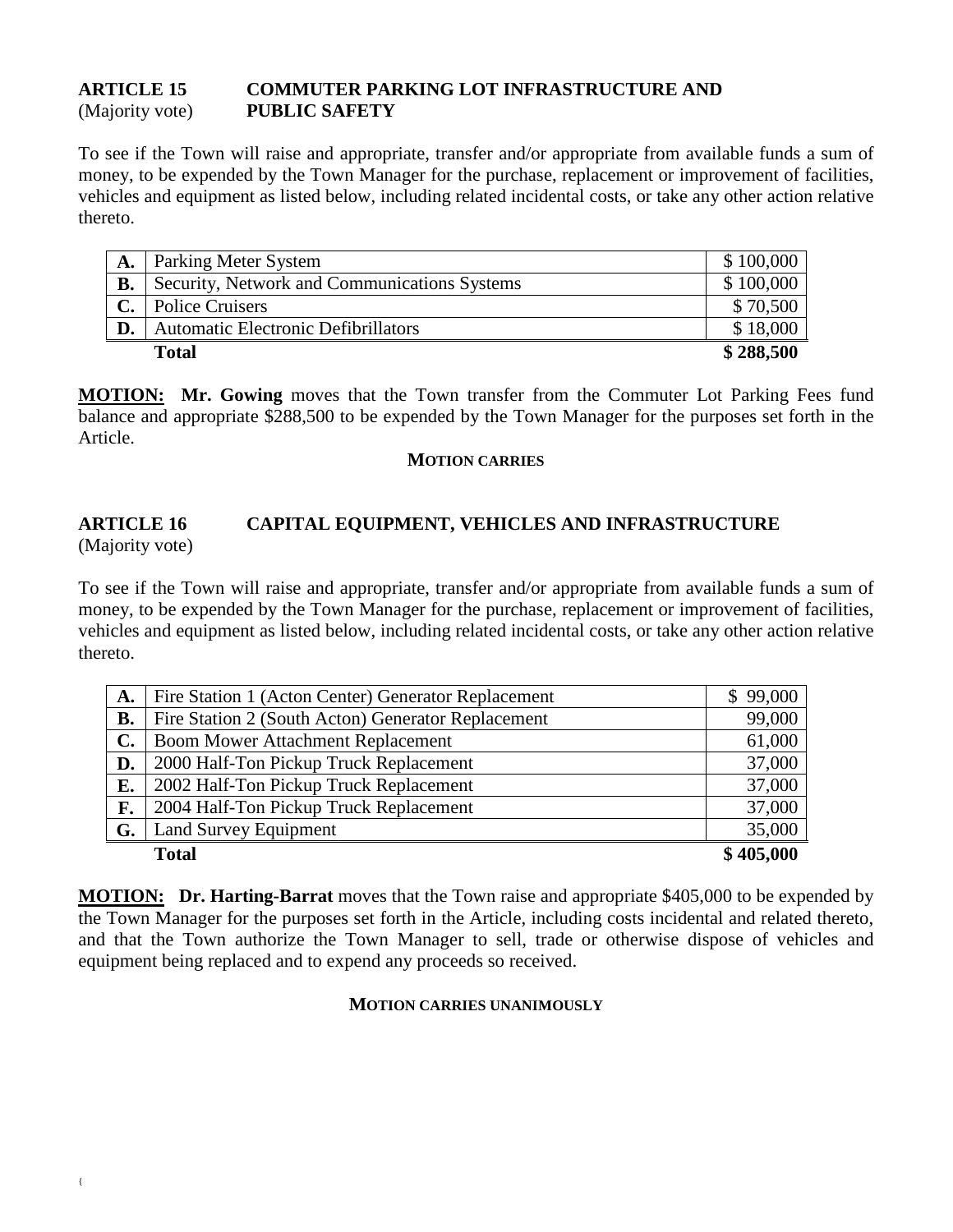**ARTICLE 15** **COMMUTER PARKING LOT INFRASTRUCTURE AND PUBLIC SAFETY**
(Majority vote)

To see if the Town will raise and appropriate, transfer and/or appropriate from available funds a sum of money, to be expended by the Town Manager for the purchase, replacement or improvement of facilities, vehicles and equipment as listed below, including related incidental costs, or take any other action relative thereto.

| | | |
|---|---|---|
| **A.** | Parking Meter System | $ 100,000 |
| **B.** | Security, Network and Communications Systems | $ 100,000 |
| **C.** | Police Cruisers | $ 70,500 |
| **D.** | Automatic Electronic Defibrillators | $ 18,000 |
| | **Total** | **$ 288,500** |

**MOTION: Mr. Gowing** moves that the Town transfer from the Commuter Lot Parking Fees fund balance and appropriate $288,500 to be expended by the Town Manager for the purposes set forth in the Article.

**MOTION CARRIES**

**ARTICLE 16** **CAPITAL EQUIPMENT, VEHICLES AND INFRASTRUCTURE**
(Majority vote)

To see if the Town will raise and appropriate, transfer and/or appropriate from available funds a sum of money, to be expended by the Town Manager for the purchase, replacement or improvement of facilities, vehicles and equipment as listed below, including related incidental costs, or take any other action relative thereto.

| | | |
|---|---|---|
| **A.** | Fire Station 1 (Acton Center) Generator Replacement | $ 99,000 |
| **B.** | Fire Station 2 (South Acton) Generator Replacement | 99,000 |
| **C.** | Boom Mower Attachment Replacement | 61,000 |
| **D.** | 2000 Half-Ton Pickup Truck Replacement | 37,000 |
| **E.** | 2002 Half-Ton Pickup Truck Replacement | 37,000 |
| **F.** | 2004 Half-Ton Pickup Truck Replacement | 37,000 |
| **G.** | Land Survey Equipment | 35,000 |
| | **Total** | **$ 405,000** |

**MOTION: Dr. Harting-Barrat** moves that the Town raise and appropriate $405,000 to be expended by the Town Manager for the purposes set forth in the Article, including costs incidental and related thereto, and that the Town authorize the Town Manager to sell, trade or otherwise dispose of vehicles and equipment being replaced and to expend any proceeds so received.

**MOTION CARRIES UNANIMOUSLY**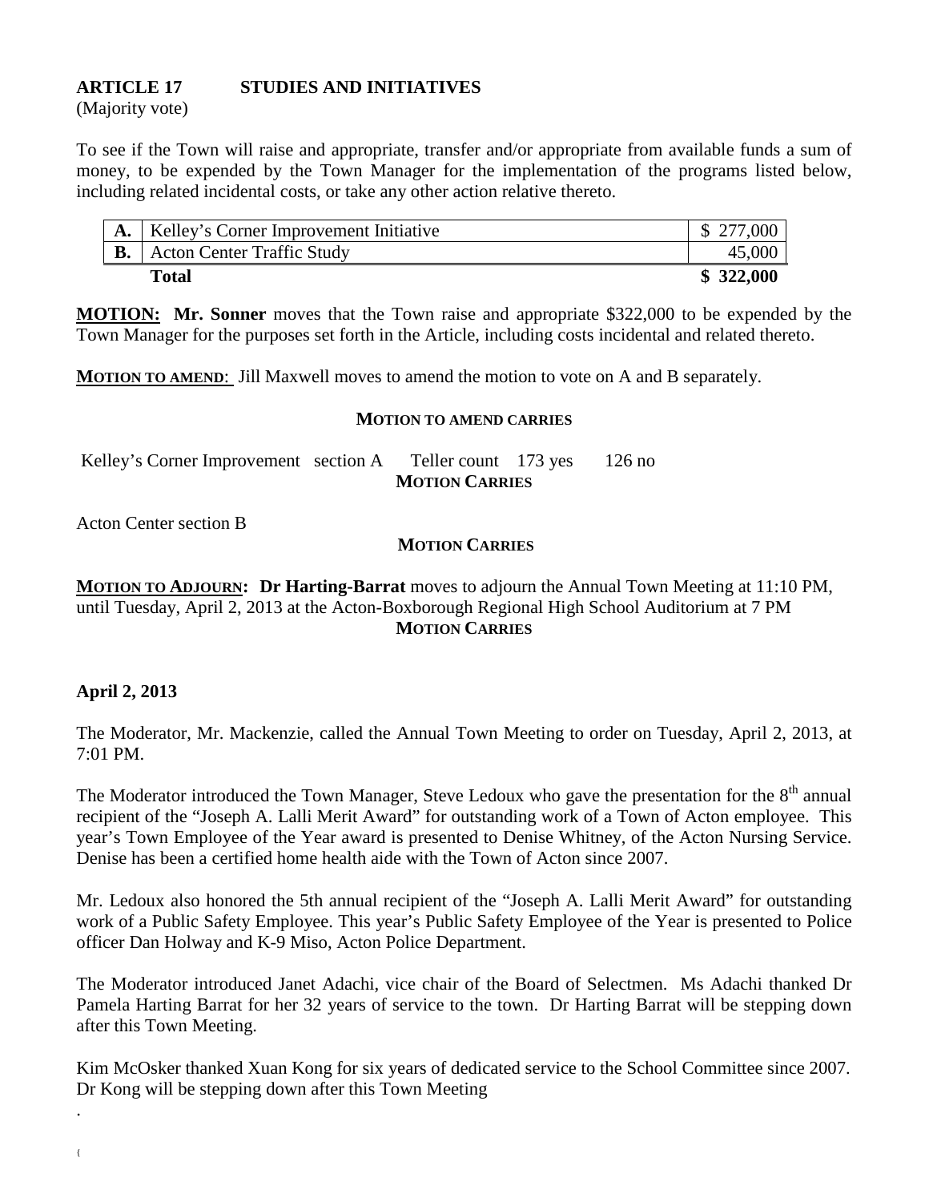**ARTICLE 17 STUDIES AND INITIATIVES**
(Majority vote)

To see if the Town will raise and appropriate, transfer and/or appropriate from available funds a sum of money, to be expended by the Town Manager for the implementation of the programs listed below, including related incidental costs, or take any other action relative thereto.

| | | |
|---|---|---|
| **A.** | Kelley's Corner Improvement Initiative | $ 277,000 |
| **B.** | Acton Center Traffic Study | 45,000 |
| | **Total** | **$ 322,000** |

**MOTION: Mr. Sonner** moves that the Town raise and appropriate $322,000 to be expended by the Town Manager for the purposes set forth in the Article, including costs incidental and related thereto.

**MOTION TO AMEND**: Jill Maxwell moves to amend the motion to vote on A and B separately.

**MOTION TO AMEND CARRIES**

Kelley's Corner Improvement section A Teller count 173 yes 126 no

**MOTION CARRIES**

Acton Center section B

**MOTION CARRIES**

**MOTION TO ADJOURN: Dr Harting-Barrat** moves to adjourn the Annual Town Meeting at 11:10 PM, until Tuesday, April 2, 2013 at the Acton-Boxborough Regional High School Auditorium at 7 PM

**MOTION CARRIES**

**April 2, 2013**

The Moderator, Mr. Mackenzie, called the Annual Town Meeting to order on Tuesday, April 2, 2013, at 7:01 PM.

The Moderator introduced the Town Manager, Steve Ledoux who gave the presentation for the 8th annual recipient of the "Joseph A. Lalli Merit Award" for outstanding work of a Town of Acton employee. This year's Town Employee of the Year award is presented to Denise Whitney, of the Acton Nursing Service. Denise has been a certified home health aide with the Town of Acton since 2007.

Mr. Ledoux also honored the 5th annual recipient of the "Joseph A. Lalli Merit Award" for outstanding work of a Public Safety Employee. This year's Public Safety Employee of the Year is presented to Police officer Dan Holway and K-9 Miso, Acton Police Department.

The Moderator introduced Janet Adachi, vice chair of the Board of Selectmen. Ms Adachi thanked Dr Pamela Harting Barrat for her 32 years of service to the town. Dr Harting Barrat will be stepping down after this Town Meeting.

Kim McOsker thanked Xuan Kong for six years of dedicated service to the School Committee since 2007. Dr Kong will be stepping down after this Town Meeting

.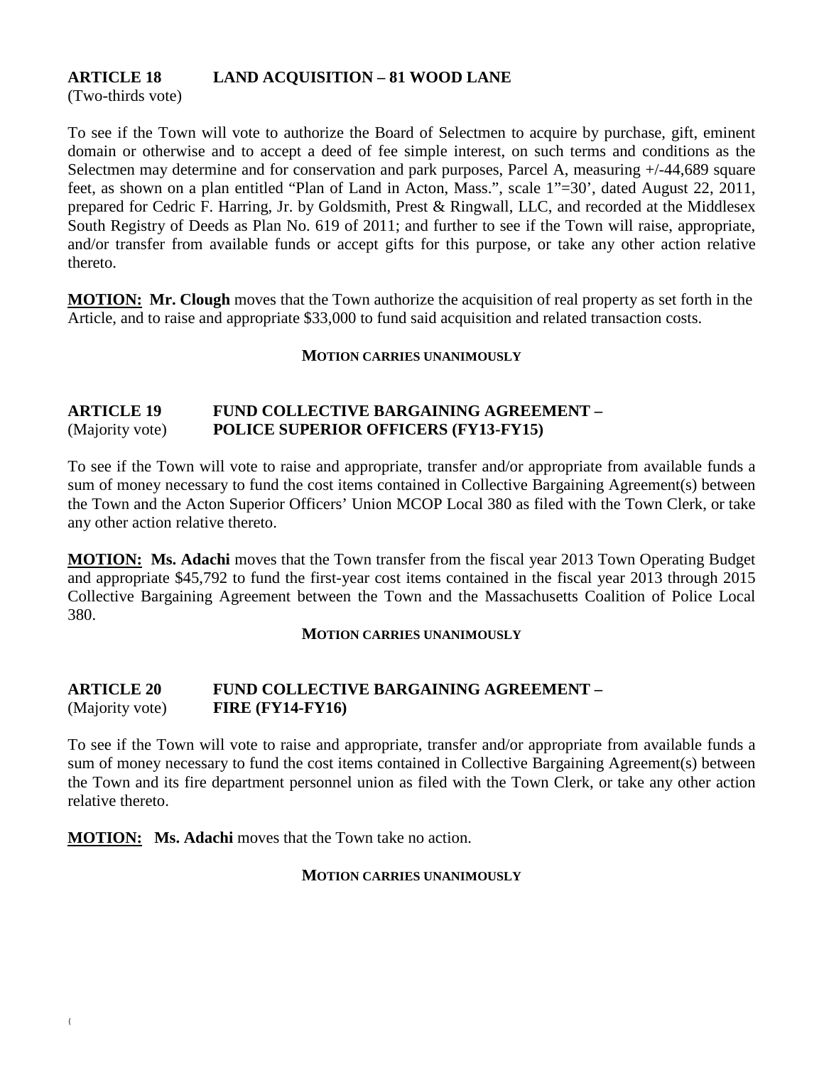## ARTICLE 18 LAND ACQUISITION – 81 WOOD LANE

(Two-thirds vote)

To see if the Town will vote to authorize the Board of Selectmen to acquire by purchase, gift, eminent domain or otherwise and to accept a deed of fee simple interest, on such terms and conditions as the Selectmen may determine and for conservation and park purposes, Parcel A, measuring +/-44,689 square feet, as shown on a plan entitled "Plan of Land in Acton, Mass.", scale 1"=30', dated August 22, 2011, prepared for Cedric F. Harring, Jr. by Goldsmith, Prest & Ringwall, LLC, and recorded at the Middlesex South Registry of Deeds as Plan No. 619 of 2011; and further to see if the Town will raise, appropriate, and/or transfer from available funds or accept gifts for this purpose, or take any other action relative thereto.

**MOTION:** **Mr. Clough** moves that the Town authorize the acquisition of real property as set forth in the Article, and to raise and appropriate $33,000 to fund said acquisition and related transaction costs.

**MOTION CARRIES UNANIMOUSLY**

## ARTICLE 19 FUND COLLECTIVE BARGAINING AGREEMENT – POLICE SUPERIOR OFFICERS (FY13-FY15)

(Majority vote)

To see if the Town will vote to raise and appropriate, transfer and/or appropriate from available funds a sum of money necessary to fund the cost items contained in Collective Bargaining Agreement(s) between the Town and the Acton Superior Officers' Union MCOP Local 380 as filed with the Town Clerk, or take any other action relative thereto.

**MOTION:** **Ms. Adachi** moves that the Town transfer from the fiscal year 2013 Town Operating Budget and appropriate $45,792 to fund the first-year cost items contained in the fiscal year 2013 through 2015 Collective Bargaining Agreement between the Town and the Massachusetts Coalition of Police Local 380.

**MOTION CARRIES UNANIMOUSLY**

## ARTICLE 20 FUND COLLECTIVE BARGAINING AGREEMENT – FIRE (FY14-FY16)

(Majority vote)

To see if the Town will vote to raise and appropriate, transfer and/or appropriate from available funds a sum of money necessary to fund the cost items contained in Collective Bargaining Agreement(s) between the Town and its fire department personnel union as filed with the Town Clerk, or take any other action relative thereto.

**MOTION:** **Ms. Adachi** moves that the Town take no action.

**MOTION CARRIES UNANIMOUSLY**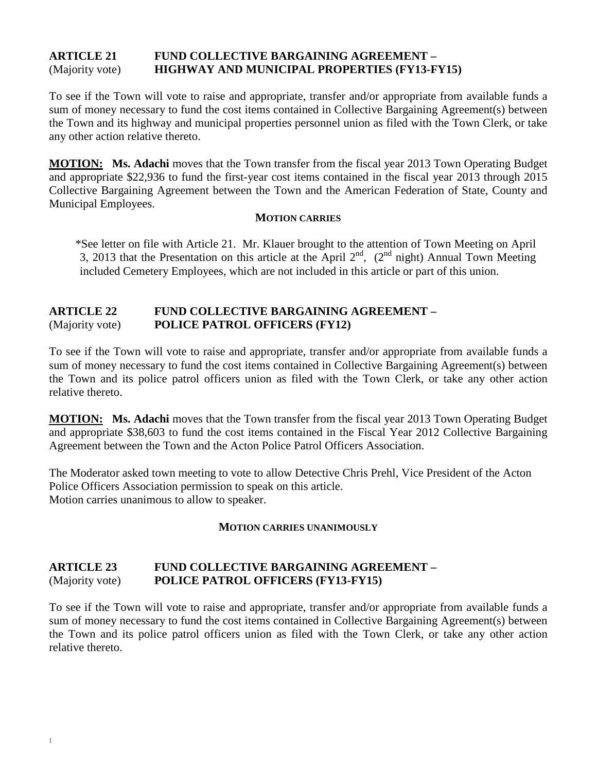**ARTICLE 21** (Majority vote) **FUND COLLECTIVE BARGAINING AGREEMENT – HIGHWAY AND MUNICIPAL PROPERTIES (FY13-FY15)**

To see if the Town will vote to raise and appropriate, transfer and/or appropriate from available funds a sum of money necessary to fund the cost items contained in Collective Bargaining Agreement(s) between the Town and its highway and municipal properties personnel union as filed with the Town Clerk, or take any other action relative thereto.

**MOTION: Ms. Adachi** moves that the Town transfer from the fiscal year 2013 Town Operating Budget and appropriate $22,936 to fund the first-year cost items contained in the fiscal year 2013 through 2015 Collective Bargaining Agreement between the Town and the American Federation of State, County and Municipal Employees.

**MOTION CARRIES**

*See letter on file with Article 21. Mr. Klauer brought to the attention of Town Meeting on April 3, 2013 that the Presentation on this article at the April 2nd, (2nd night) Annual Town Meeting included Cemetery Employees, which are not included in this article or part of this union.

**ARTICLE 22** (Majority vote) **FUND COLLECTIVE BARGAINING AGREEMENT – POLICE PATROL OFFICERS (FY12)**

To see if the Town will vote to raise and appropriate, transfer and/or appropriate from available funds a sum of money necessary to fund the cost items contained in Collective Bargaining Agreement(s) between the Town and its police patrol officers union as filed with the Town Clerk, or take any other action relative thereto.

**MOTION: Ms. Adachi** moves that the Town transfer from the fiscal year 2013 Town Operating Budget and appropriate $38,603 to fund the cost items contained in the Fiscal Year 2012 Collective Bargaining Agreement between the Town and the Acton Police Patrol Officers Association.

The Moderator asked town meeting to vote to allow Detective Chris Prehl, Vice President of the Acton Police Officers Association permission to speak on this article.
Motion carries unanimous to allow to speaker.

**MOTION CARRIES UNANIMOUSLY**

**ARTICLE 23** (Majority vote) **FUND COLLECTIVE BARGAINING AGREEMENT – POLICE PATROL OFFICERS (FY13-FY15)**

To see if the Town will vote to raise and appropriate, transfer and/or appropriate from available funds a sum of money necessary to fund the cost items contained in Collective Bargaining Agreement(s) between the Town and its police patrol officers union as filed with the Town Clerk, or take any other action relative thereto.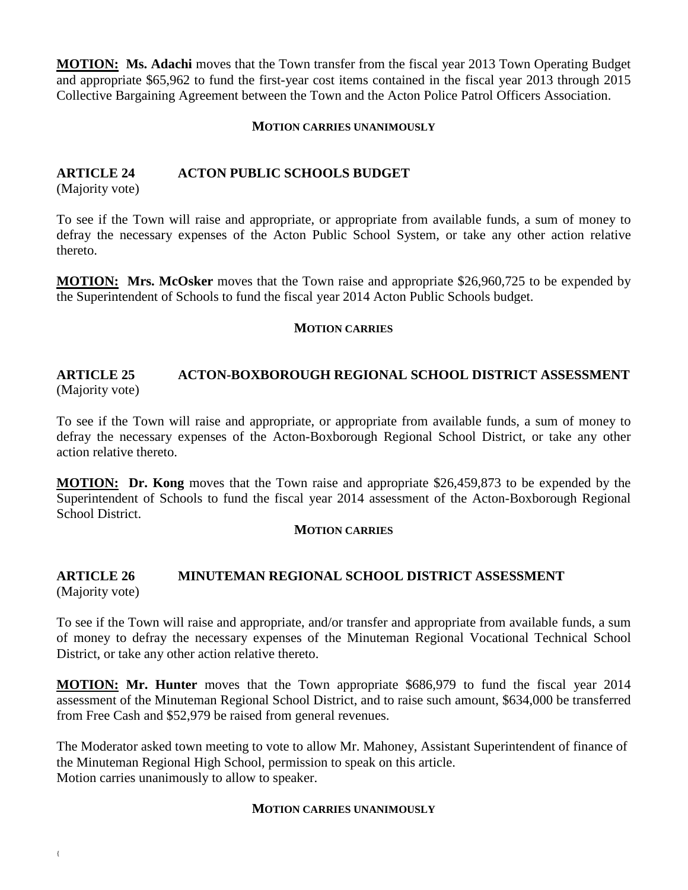**MOTION:** **Ms. Adachi** moves that the Town transfer from the fiscal year 2013 Town Operating Budget and appropriate $65,962 to fund the first-year cost items contained in the fiscal year 2013 through 2015 Collective Bargaining Agreement between the Town and the Acton Police Patrol Officers Association.

**MOTION CARRIES UNANIMOUSLY**

## ARTICLE 24 ACTON PUBLIC SCHOOLS BUDGET

(Majority vote)

To see if the Town will raise and appropriate, or appropriate from available funds, a sum of money to defray the necessary expenses of the Acton Public School System, or take any other action relative thereto.

**MOTION:** **Mrs. McOsker** moves that the Town raise and appropriate $26,960,725 to be expended by the Superintendent of Schools to fund the fiscal year 2014 Acton Public Schools budget.

**MOTION CARRIES**

## ARTICLE 25 ACTON-BOXBOROUGH REGIONAL SCHOOL DISTRICT ASSESSMENT

(Majority vote)

To see if the Town will raise and appropriate, or appropriate from available funds, a sum of money to defray the necessary expenses of the Acton-Boxborough Regional School District, or take any other action relative thereto.

**MOTION:** **Dr. Kong** moves that the Town raise and appropriate $26,459,873 to be expended by the Superintendent of Schools to fund the fiscal year 2014 assessment of the Acton-Boxborough Regional School District.

**MOTION CARRIES**

## ARTICLE 26 MINUTEMAN REGIONAL SCHOOL DISTRICT ASSESSMENT

(Majority vote)

To see if the Town will raise and appropriate, and/or transfer and appropriate from available funds, a sum of money to defray the necessary expenses of the Minuteman Regional Vocational Technical School District, or take any other action relative thereto.

**MOTION:** **Mr. Hunter** moves that the Town appropriate $686,979 to fund the fiscal year 2014 assessment of the Minuteman Regional School District, and to raise such amount, $634,000 be transferred from Free Cash and $52,979 be raised from general revenues.

The Moderator asked town meeting to vote to allow Mr. Mahoney, Assistant Superintendent of finance of the Minuteman Regional High School, permission to speak on this article.
Motion carries unanimously to allow to speaker.

**MOTION CARRIES UNANIMOUSLY**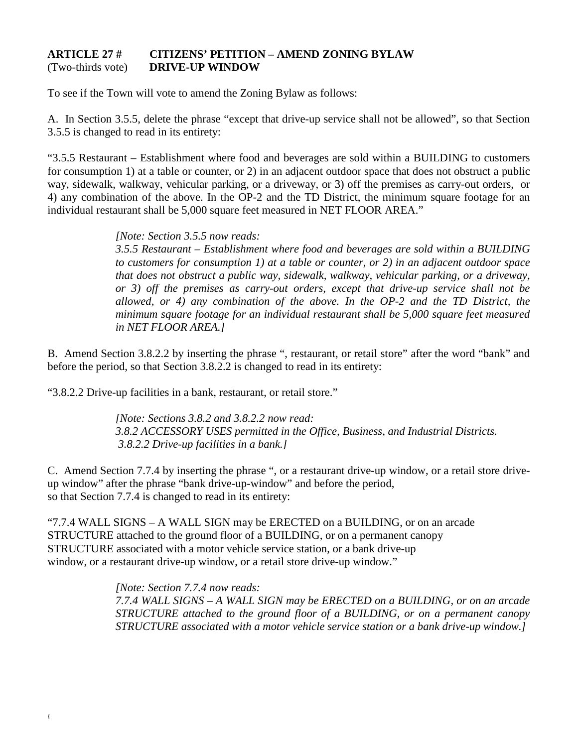**ARTICLE 27 # CITIZENS' PETITION – AMEND ZONING BYLAW**
(Two-thirds vote) **DRIVE-UP WINDOW**

To see if the Town will vote to amend the Zoning Bylaw as follows:

A. In Section 3.5.5, delete the phrase "except that drive-up service shall not be allowed", so that Section 3.5.5 is changed to read in its entirety:

"3.5.5 Restaurant – Establishment where food and beverages are sold within a BUILDING to customers for consumption 1) at a table or counter, or 2) in an adjacent outdoor space that does not obstruct a public way, sidewalk, walkway, vehicular parking, or a driveway, or 3) off the premises as carry-out orders, or 4) any combination of the above. In the OP-2 and the TD District, the minimum square footage for an individual restaurant shall be 5,000 square feet measured in NET FLOOR AREA."

> *[Note: Section 3.5.5 now reads:*
> *3.5.5 Restaurant – Establishment where food and beverages are sold within a BUILDING to customers for consumption 1) at a table or counter, or 2) in an adjacent outdoor space that does not obstruct a public way, sidewalk, walkway, vehicular parking, or a driveway, or 3) off the premises as carry-out orders, except that drive-up service shall not be allowed, or 4) any combination of the above. In the OP-2 and the TD District, the minimum square footage for an individual restaurant shall be 5,000 square feet measured in NET FLOOR AREA.]*

B. Amend Section 3.8.2.2 by inserting the phrase ", restaurant, or retail store" after the word "bank" and before the period, so that Section 3.8.2.2 is changed to read in its entirety:

"3.8.2.2 Drive-up facilities in a bank, restaurant, or retail store."

> *[Note: Sections 3.8.2 and 3.8.2.2 now read:*
> *3.8.2 ACCESSORY USES permitted in the Office, Business, and Industrial Districts.*
> *3.8.2.2 Drive-up facilities in a bank.]*

C. Amend Section 7.7.4 by inserting the phrase ", or a restaurant drive-up window, or a retail store drive-up window" after the phrase "bank drive-up-window" and before the period,
so that Section 7.7.4 is changed to read in its entirety:

"7.7.4 WALL SIGNS – A WALL SIGN may be ERECTED on a BUILDING, or on an arcade STRUCTURE attached to the ground floor of a BUILDING, or on a permanent canopy STRUCTURE associated with a motor vehicle service station, or a bank drive-up window, or a restaurant drive-up window, or a retail store drive-up window."

> *[Note: Section 7.7.4 now reads:*
> *7.7.4 WALL SIGNS – A WALL SIGN may be ERECTED on a BUILDING, or on an arcade STRUCTURE attached to the ground floor of a BUILDING, or on a permanent canopy STRUCTURE associated with a motor vehicle service station or a bank drive-up window.]*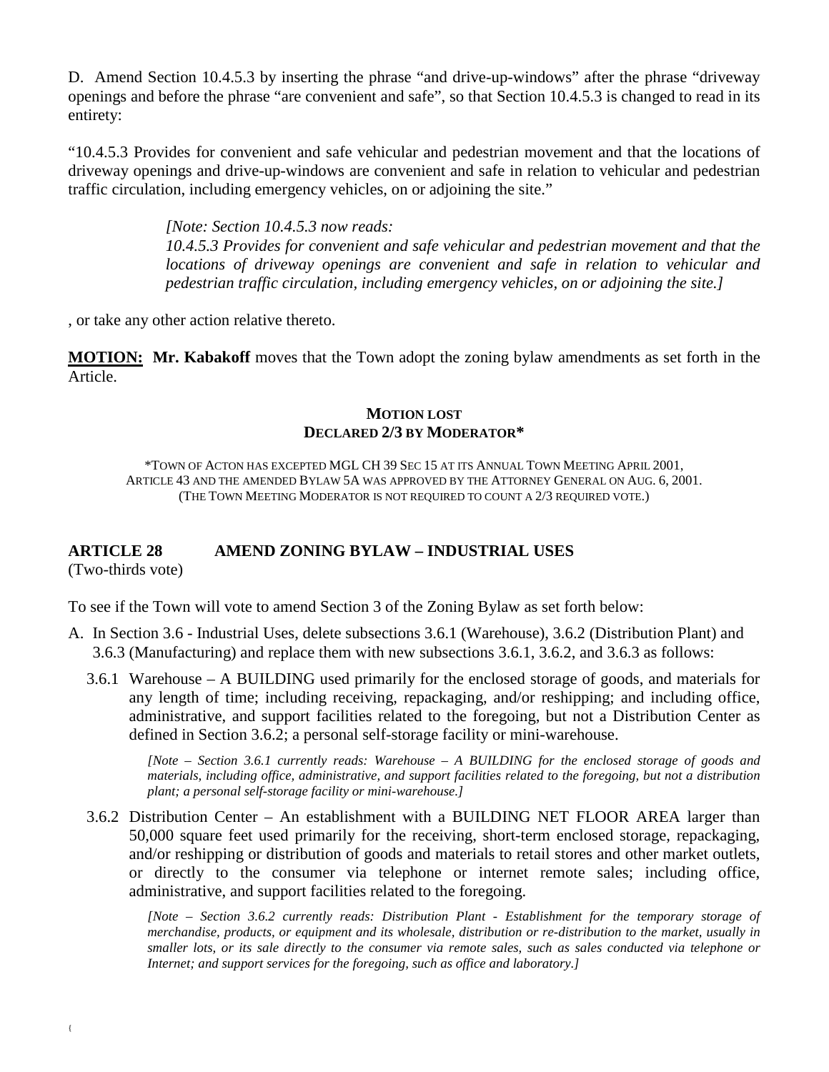D. Amend Section 10.4.5.3 by inserting the phrase "and drive-up-windows" after the phrase "driveway openings and before the phrase "are convenient and safe", so that Section 10.4.5.3 is changed to read in its entirety:

"10.4.5.3 Provides for convenient and safe vehicular and pedestrian movement and that the locations of driveway openings and drive-up-windows are convenient and safe in relation to vehicular and pedestrian traffic circulation, including emergency vehicles, on or adjoining the site."

> *[Note: Section 10.4.5.3 now reads:*
> *10.4.5.3 Provides for convenient and safe vehicular and pedestrian movement and that the locations of driveway openings are convenient and safe in relation to vehicular and pedestrian traffic circulation, including emergency vehicles, on or adjoining the site.]*

, or take any other action relative thereto.

**MOTION:** **Mr. Kabakoff** moves that the Town adopt the zoning bylaw amendments as set forth in the Article.

**MOTION LOST**
**DECLARED 2/3 BY MODERATOR***

*TOWN OF ACTON HAS EXCEPTED MGL CH 39 SEC 15 AT ITS ANNUAL TOWN MEETING APRIL 2001, ARTICLE 43 AND THE AMENDED BYLAW 5A WAS APPROVED BY THE ATTORNEY GENERAL ON AUG. 6, 2001. (THE TOWN MEETING MODERATOR IS NOT REQUIRED TO COUNT A 2/3 REQUIRED VOTE.)

## ARTICLE 28 AMEND ZONING BYLAW – INDUSTRIAL USES

(Two-thirds vote)

To see if the Town will vote to amend Section 3 of the Zoning Bylaw as set forth below:

A. In Section 3.6 - Industrial Uses, delete subsections 3.6.1 (Warehouse), 3.6.2 (Distribution Plant) and 3.6.3 (Manufacturing) and replace them with new subsections 3.6.1, 3.6.2, and 3.6.3 as follows:

3.6.1 Warehouse – A BUILDING used primarily for the enclosed storage of goods, and materials for any length of time; including receiving, repackaging, and/or reshipping; and including office, administrative, and support facilities related to the foregoing, but not a Distribution Center as defined in Section 3.6.2; a personal self-storage facility or mini-warehouse.

> *[Note – Section 3.6.1 currently reads: Warehouse – A BUILDING for the enclosed storage of goods and materials, including office, administrative, and support facilities related to the foregoing, but not a distribution plant; a personal self-storage facility or mini-warehouse.]*

3.6.2 Distribution Center – An establishment with a BUILDING NET FLOOR AREA larger than 50,000 square feet used primarily for the receiving, short-term enclosed storage, repackaging, and/or reshipping or distribution of goods and materials to retail stores and other market outlets, or directly to the consumer via telephone or internet remote sales; including office, administrative, and support facilities related to the foregoing.

> *[Note – Section 3.6.2 currently reads: Distribution Plant - Establishment for the temporary storage of merchandise, products, or equipment and its wholesale, distribution or re-distribution to the market, usually in smaller lots, or its sale directly to the consumer via remote sales, such as sales conducted via telephone or Internet; and support services for the foregoing, such as office and laboratory.]*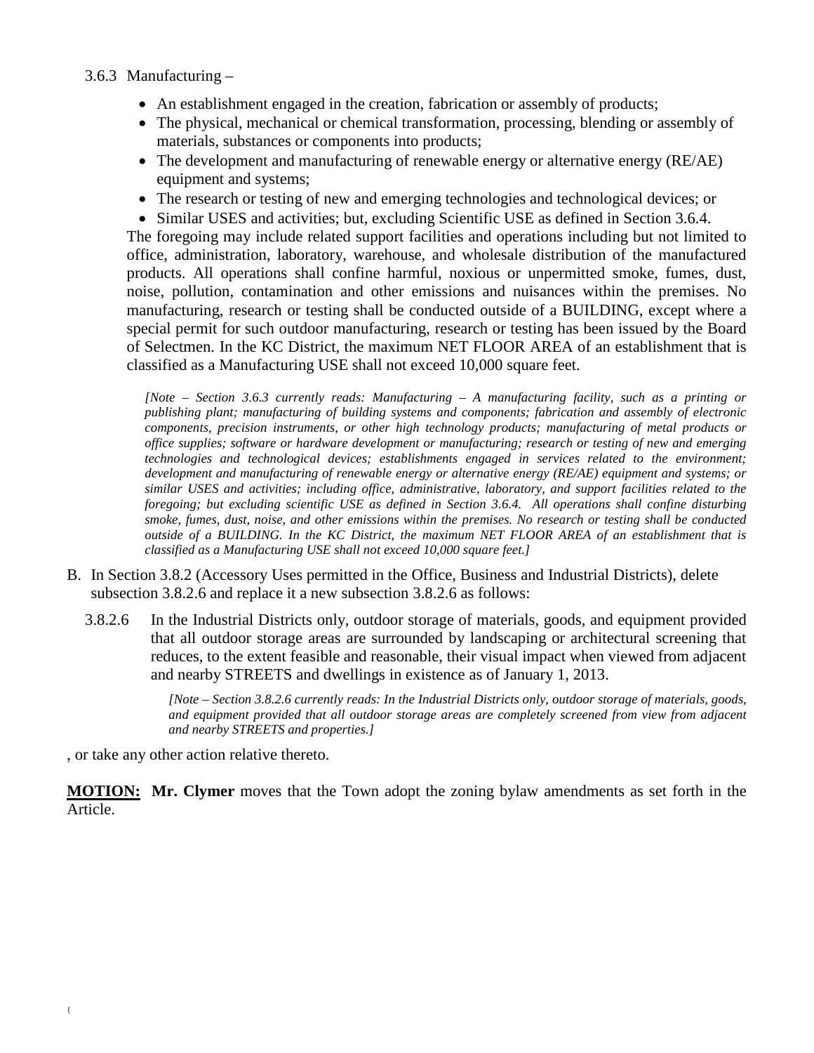3.6.3 Manufacturing –

- An establishment engaged in the creation, fabrication or assembly of products;
- The physical, mechanical or chemical transformation, processing, blending or assembly of materials, substances or components into products;
- The development and manufacturing of renewable energy or alternative energy (RE/AE) equipment and systems;
- The research or testing of new and emerging technologies and technological devices; or
- Similar USES and activities; but, excluding Scientific USE as defined in Section 3.6.4.

The foregoing may include related support facilities and operations including but not limited to office, administration, laboratory, warehouse, and wholesale distribution of the manufactured products. All operations shall confine harmful, noxious or unpermitted smoke, fumes, dust, noise, pollution, contamination and other emissions and nuisances within the premises. No manufacturing, research or testing shall be conducted outside of a BUILDING, except where a special permit for such outdoor manufacturing, research or testing has been issued by the Board of Selectmen. In the KC District, the maximum NET FLOOR AREA of an establishment that is classified as a Manufacturing USE shall not exceed 10,000 square feet.

*[Note – Section 3.6.3 currently reads: Manufacturing – A manufacturing facility, such as a printing or publishing plant; manufacturing of building systems and components; fabrication and assembly of electronic components, precision instruments, or other high technology products; manufacturing of metal products or office supplies; software or hardware development or manufacturing; research or testing of new and emerging technologies and technological devices; establishments engaged in services related to the environment; development and manufacturing of renewable energy or alternative energy (RE/AE) equipment and systems; or similar USES and activities; including office, administrative, laboratory, and support facilities related to the foregoing; but excluding scientific USE as defined in Section 3.6.4. All operations shall confine disturbing smoke, fumes, dust, noise, and other emissions within the premises. No research or testing shall be conducted outside of a BUILDING. In the KC District, the maximum NET FLOOR AREA of an establishment that is classified as a Manufacturing USE shall not exceed 10,000 square feet.]*

B. In Section 3.8.2 (Accessory Uses permitted in the Office, Business and Industrial Districts), delete subsection 3.8.2.6 and replace it a new subsection 3.8.2.6 as follows:

3.8.2.6 In the Industrial Districts only, outdoor storage of materials, goods, and equipment provided that all outdoor storage areas are surrounded by landscaping or architectural screening that reduces, to the extent feasible and reasonable, their visual impact when viewed from adjacent and nearby STREETS and dwellings in existence as of January 1, 2013.

*[Note – Section 3.8.2.6 currently reads: In the Industrial Districts only, outdoor storage of materials, goods, and equipment provided that all outdoor storage areas are completely screened from view from adjacent and nearby STREETS and properties.]*

, or take any other action relative thereto.

**MOTION:** **Mr. Clymer** moves that the Town adopt the zoning bylaw amendments as set forth in the Article.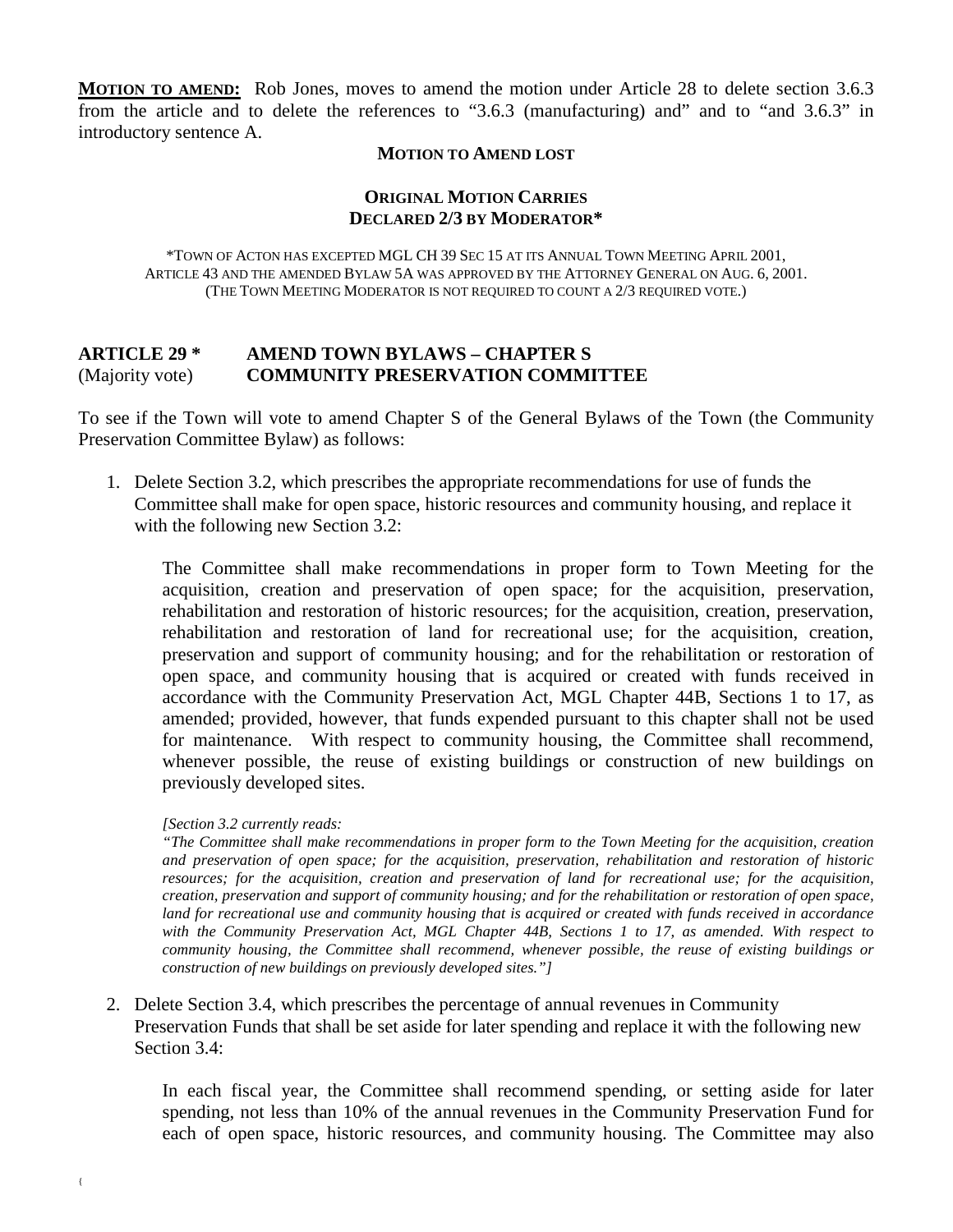**MOTION TO AMEND:** Rob Jones, moves to amend the motion under Article 28 to delete section 3.6.3 from the article and to delete the references to "3.6.3 (manufacturing) and" and to "and 3.6.3" in introductory sentence A.

**MOTION TO AMEND LOST**

**ORIGINAL MOTION CARRIES**
**DECLARED 2/3 BY MODERATOR***

*TOWN OF ACTON HAS EXCEPTED MGL CH 39 SEC 15 AT ITS ANNUAL TOWN MEETING APRIL 2001, ARTICLE 43 AND THE AMENDED BYLAW 5A WAS APPROVED BY THE ATTORNEY GENERAL ON AUG. 6, 2001. (THE TOWN MEETING MODERATOR IS NOT REQUIRED TO COUNT A 2/3 REQUIRED VOTE.)

## ARTICLE 29 * AMEND TOWN BYLAWS – CHAPTER S
(Majority vote) **COMMUNITY PRESERVATION COMMITTEE**

To see if the Town will vote to amend Chapter S of the General Bylaws of the Town (the Community Preservation Committee Bylaw) as follows:

1. Delete Section 3.2, which prescribes the appropriate recommendations for use of funds the Committee shall make for open space, historic resources and community housing, and replace it with the following new Section 3.2:

   The Committee shall make recommendations in proper form to Town Meeting for the acquisition, creation and preservation of open space; for the acquisition, preservation, rehabilitation and restoration of historic resources; for the acquisition, creation, preservation, rehabilitation and restoration of land for recreational use; for the acquisition, creation, preservation and support of community housing; and for the rehabilitation or restoration of open space, and community housing that is acquired or created with funds received in accordance with the Community Preservation Act, MGL Chapter 44B, Sections 1 to 17, as amended; provided, however, that funds expended pursuant to this chapter shall not be used for maintenance. With respect to community housing, the Committee shall recommend, whenever possible, the reuse of existing buildings or construction of new buildings on previously developed sites.

   *[Section 3.2 currently reads:*
   *"The Committee shall make recommendations in proper form to the Town Meeting for the acquisition, creation and preservation of open space; for the acquisition, preservation, rehabilitation and restoration of historic resources; for the acquisition, creation and preservation of land for recreational use; for the acquisition, creation, preservation and support of community housing; and for the rehabilitation or restoration of open space, land for recreational use and community housing that is acquired or created with funds received in accordance with the Community Preservation Act, MGL Chapter 44B, Sections 1 to 17, as amended. With respect to community housing, the Committee shall recommend, whenever possible, the reuse of existing buildings or construction of new buildings on previously developed sites."]*

2. Delete Section 3.4, which prescribes the percentage of annual revenues in Community Preservation Funds that shall be set aside for later spending and replace it with the following new Section 3.4:

   In each fiscal year, the Committee shall recommend spending, or setting aside for later spending, not less than 10% of the annual revenues in the Community Preservation Fund for each of open space, historic resources, and community housing. The Committee may also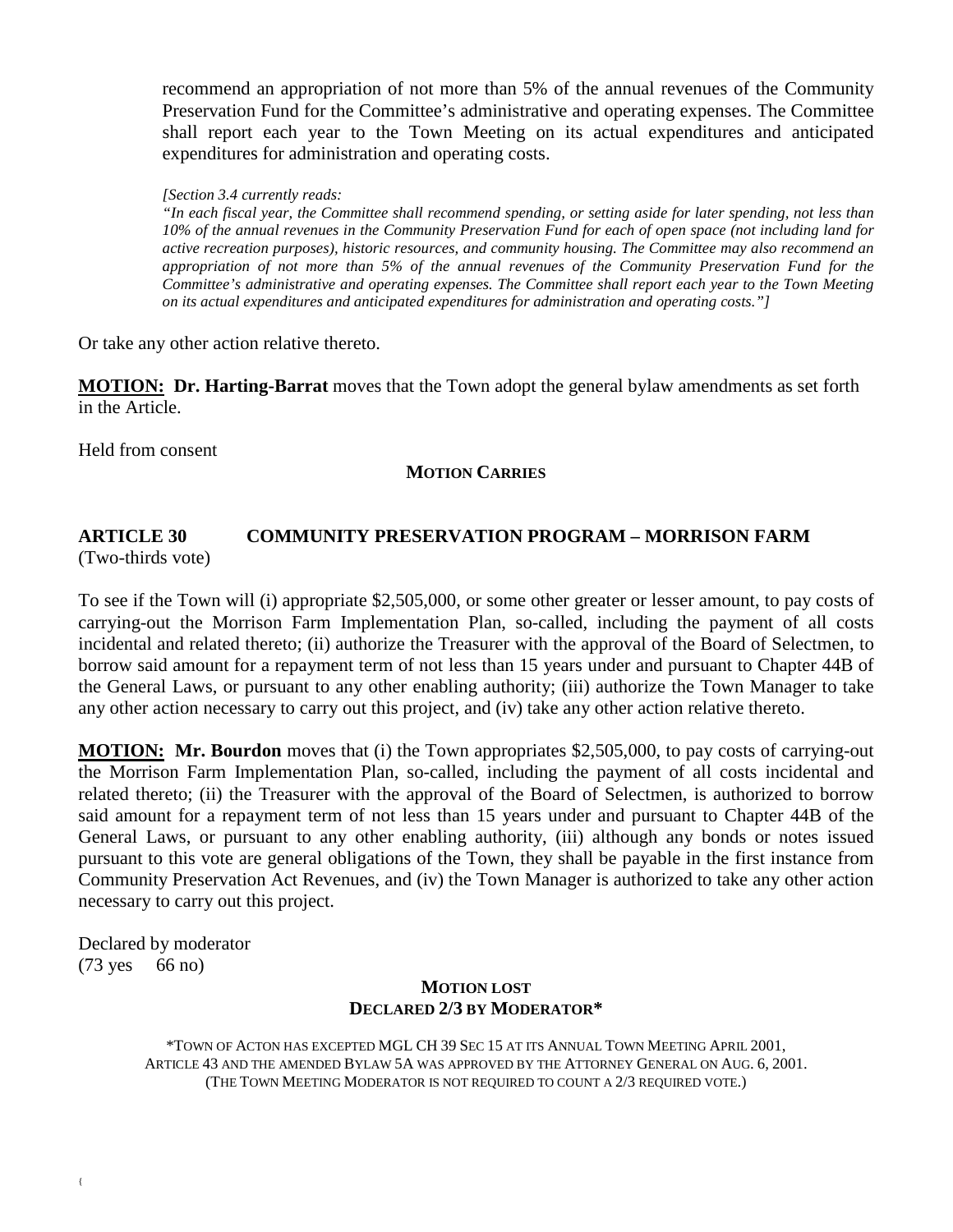recommend an appropriation of not more than 5% of the annual revenues of the Community Preservation Fund for the Committee's administrative and operating expenses. The Committee shall report each year to the Town Meeting on its actual expenditures and anticipated expenditures for administration and operating costs.

*[Section 3.4 currently reads:*
*"In each fiscal year, the Committee shall recommend spending, or setting aside for later spending, not less than 10% of the annual revenues in the Community Preservation Fund for each of open space (not including land for active recreation purposes), historic resources, and community housing. The Committee may also recommend an appropriation of not more than 5% of the annual revenues of the Community Preservation Fund for the Committee's administrative and operating expenses. The Committee shall report each year to the Town Meeting on its actual expenditures and anticipated expenditures for administration and operating costs."]*

Or take any other action relative thereto.

**MOTION: Dr. Harting-Barrat** moves that the Town adopt the general bylaw amendments as set forth in the Article.

Held from consent

**MOTION CARRIES**

## ARTICLE 30 COMMUNITY PRESERVATION PROGRAM – MORRISON FARM

(Two-thirds vote)

To see if the Town will (i) appropriate $2,505,000, or some other greater or lesser amount, to pay costs of carrying-out the Morrison Farm Implementation Plan, so-called, including the payment of all costs incidental and related thereto; (ii) authorize the Treasurer with the approval of the Board of Selectmen, to borrow said amount for a repayment term of not less than 15 years under and pursuant to Chapter 44B of the General Laws, or pursuant to any other enabling authority; (iii) authorize the Town Manager to take any other action necessary to carry out this project, and (iv) take any other action relative thereto.

**MOTION: Mr. Bourdon** moves that (i) the Town appropriates $2,505,000, to pay costs of carrying-out the Morrison Farm Implementation Plan, so-called, including the payment of all costs incidental and related thereto; (ii) the Treasurer with the approval of the Board of Selectmen, is authorized to borrow said amount for a repayment term of not less than 15 years under and pursuant to Chapter 44B of the General Laws, or pursuant to any other enabling authority, (iii) although any bonds or notes issued pursuant to this vote are general obligations of the Town, they shall be payable in the first instance from Community Preservation Act Revenues, and (iv) the Town Manager is authorized to take any other action necessary to carry out this project.

Declared by moderator
(73 yes 66 no)

**MOTION LOST**
**DECLARED 2/3 BY MODERATOR***

*TOWN OF ACTON HAS EXCEPTED MGL CH 39 SEC 15 AT ITS ANNUAL TOWN MEETING APRIL 2001, ARTICLE 43 AND THE AMENDED BYLAW 5A WAS APPROVED BY THE ATTORNEY GENERAL ON AUG. 6, 2001. (THE TOWN MEETING MODERATOR IS NOT REQUIRED TO COUNT A 2/3 REQUIRED VOTE.)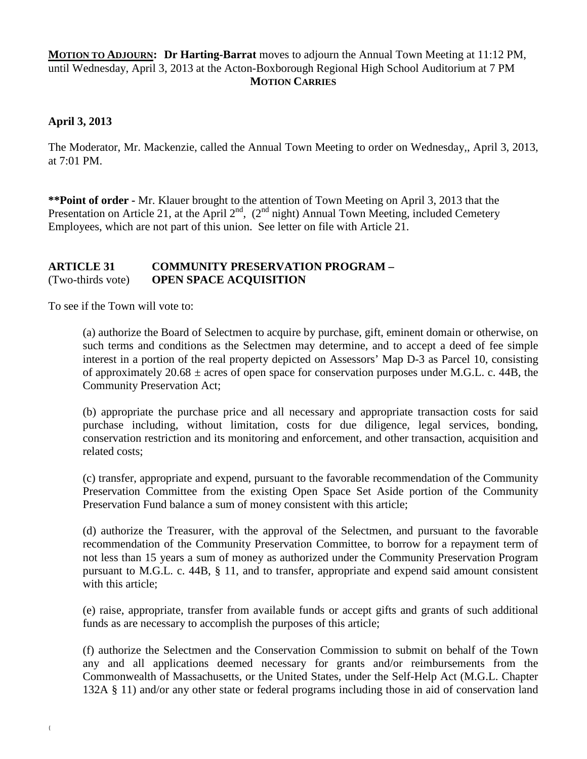**MOTION TO ADJOURN: Dr Harting-Barrat** moves to adjourn the Annual Town Meeting at 11:12 PM, until Wednesday, April 3, 2013 at the Acton-Boxborough Regional High School Auditorium at 7 PM

**MOTION CARRIES**

**April 3, 2013**

The Moderator, Mr. Mackenzie, called the Annual Town Meeting to order on Wednesday,, April 3, 2013, at 7:01 PM.

**\*\*Point of order -** Mr. Klauer brought to the attention of Town Meeting on April 3, 2013 that the Presentation on Article 21, at the April 2nd, (2nd night) Annual Town Meeting, included Cemetery Employees, which are not part of this union. See letter on file with Article 21.

**ARTICLE 31 COMMUNITY PRESERVATION PROGRAM –**
(Two-thirds vote) **OPEN SPACE ACQUISITION**

To see if the Town will vote to:

(a) authorize the Board of Selectmen to acquire by purchase, gift, eminent domain or otherwise, on such terms and conditions as the Selectmen may determine, and to accept a deed of fee simple interest in a portion of the real property depicted on Assessors' Map D-3 as Parcel 10, consisting of approximately 20.68 ± acres of open space for conservation purposes under M.G.L. c. 44B, the Community Preservation Act;

(b) appropriate the purchase price and all necessary and appropriate transaction costs for said purchase including, without limitation, costs for due diligence, legal services, bonding, conservation restriction and its monitoring and enforcement, and other transaction, acquisition and related costs;

(c) transfer, appropriate and expend, pursuant to the favorable recommendation of the Community Preservation Committee from the existing Open Space Set Aside portion of the Community Preservation Fund balance a sum of money consistent with this article;

(d) authorize the Treasurer, with the approval of the Selectmen, and pursuant to the favorable recommendation of the Community Preservation Committee, to borrow for a repayment term of not less than 15 years a sum of money as authorized under the Community Preservation Program pursuant to M.G.L. c. 44B, § 11, and to transfer, appropriate and expend said amount consistent with this article;

(e) raise, appropriate, transfer from available funds or accept gifts and grants of such additional funds as are necessary to accomplish the purposes of this article;

(f) authorize the Selectmen and the Conservation Commission to submit on behalf of the Town any and all applications deemed necessary for grants and/or reimbursements from the Commonwealth of Massachusetts, or the United States, under the Self-Help Act (M.G.L. Chapter 132A § 11) and/or any other state or federal programs including those in aid of conservation land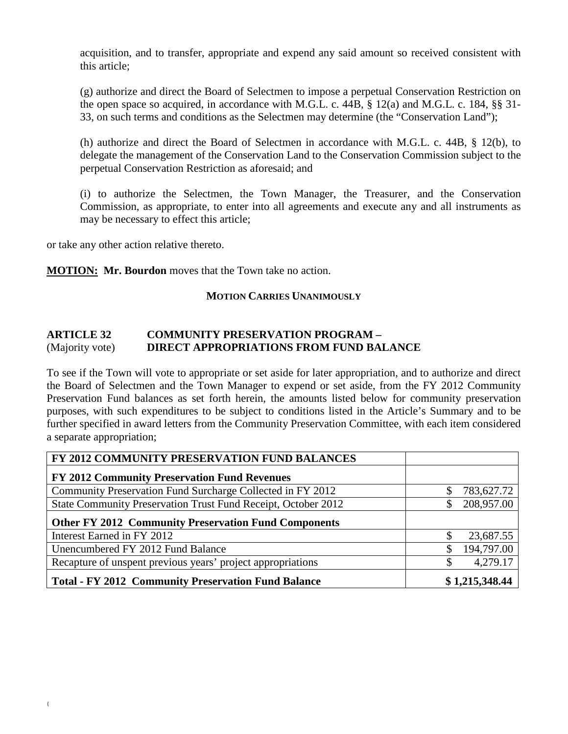acquisition, and to transfer, appropriate and expend any said amount so received consistent with this article;

(g) authorize and direct the Board of Selectmen to impose a perpetual Conservation Restriction on the open space so acquired, in accordance with M.G.L. c. 44B, § 12(a) and M.G.L. c. 184, §§ 31-33, on such terms and conditions as the Selectmen may determine (the "Conservation Land");

(h) authorize and direct the Board of Selectmen in accordance with M.G.L. c. 44B, § 12(b), to delegate the management of the Conservation Land to the Conservation Commission subject to the perpetual Conservation Restriction as aforesaid; and

(i) to authorize the Selectmen, the Town Manager, the Treasurer, and the Conservation Commission, as appropriate, to enter into all agreements and execute any and all instruments as may be necessary to effect this article;

or take any other action relative thereto.

**MOTION: Mr. Bourdon** moves that the Town take no action.

**MOTION CARRIES UNANIMOUSLY**

## ARTICLE 32 COMMUNITY PRESERVATION PROGRAM – DIRECT APPROPRIATIONS FROM FUND BALANCE

(Majority vote)

To see if the Town will vote to appropriate or set aside for later appropriation, and to authorize and direct the Board of Selectmen and the Town Manager to expend or set aside, from the FY 2012 Community Preservation Fund balances as set forth herein, the amounts listed below for community preservation purposes, with such expenditures to be subject to conditions listed in the Article's Summary and to be further specified in award letters from the Community Preservation Committee, with each item considered a separate appropriation;

| **FY 2012 COMMUNITY PRESERVATION FUND BALANCES** | |
|---|---|
| **FY 2012 Community Preservation Fund Revenues** | |
| Community Preservation Fund Surcharge Collected in FY 2012 | $ 783,627.72 |
| State Community Preservation Trust Fund Receipt, October 2012 | $ 208,957.00 |
| **Other FY 2012 Community Preservation Fund Components** | |
| Interest Earned in FY 2012 | $ 23,687.55 |
| Unencumbered FY 2012 Fund Balance | $ 194,797.00 |
| Recapture of unspent previous years' project appropriations | $ 4,279.17 |
| **Total - FY 2012 Community Preservation Fund Balance** | **$ 1,215,348.44** |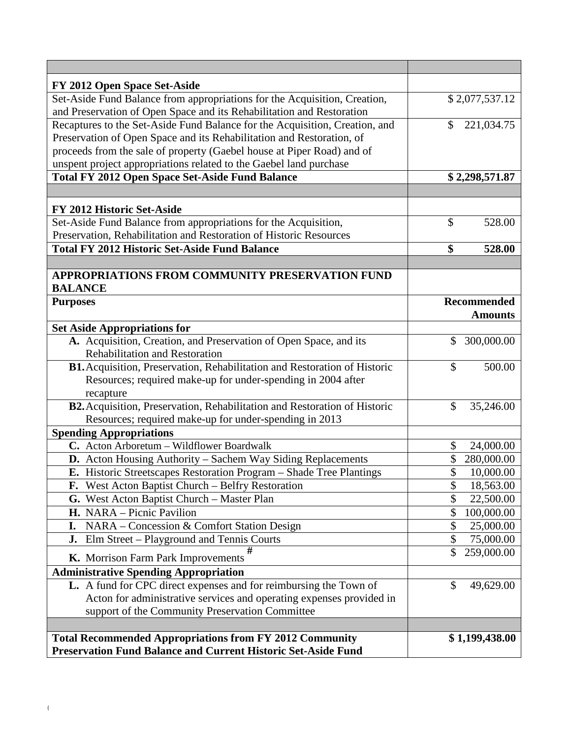| | |
|---|---|
| **FY 2012 Open Space Set-Aside** | |
| Set-Aside Fund Balance from appropriations for the Acquisition, Creation, and Preservation of Open Space and its Rehabilitation and Restoration | $ 2,077,537.12 |
| Recaptures to the Set-Aside Fund Balance for the Acquisition, Creation, and Preservation of Open Space and its Rehabilitation and Restoration, of proceeds from the sale of property (Gaebel house at Piper Road) and of unspent project appropriations related to the Gaebel land purchase | $ 221,034.75 |
| **Total FY 2012 Open Space Set-Aside Fund Balance** | **$ 2,298,571.87** |
| | |
| **FY 2012 Historic Set-Aside** | |
| Set-Aside Fund Balance from appropriations for the Acquisition, Preservation, Rehabilitation and Restoration of Historic Resources | $ 528.00 |
| **Total FY 2012 Historic Set-Aside Fund Balance** | **$ 528.00** |
| | |
| **APPROPRIATIONS FROM COMMUNITY PRESERVATION FUND BALANCE** | |
| **Purposes** | **Recommended Amounts** |
| **Set Aside Appropriations for** | |
| **A.** Acquisition, Creation, and Preservation of Open Space, and its Rehabilitation and Restoration | $ 300,000.00 |
| **B1.** Acquisition, Preservation, Rehabilitation and Restoration of Historic Resources; required make-up for under-spending in 2004 after recapture | $ 500.00 |
| **B2.** Acquisition, Preservation, Rehabilitation and Restoration of Historic Resources; required make-up for under-spending in 2013 | $ 35,246.00 |
| **Spending Appropriations** | |
| **C.** Acton Arboretum – Wildflower Boardwalk | $ 24,000.00 |
| **D.** Acton Housing Authority – Sachem Way Siding Replacements | $ 280,000.00 |
| **E.** Historic Streetscapes Restoration Program – Shade Tree Plantings | $ 10,000.00 |
| **F.** West Acton Baptist Church – Belfry Restoration | $ 18,563.00 |
| **G.** West Acton Baptist Church – Master Plan | $ 22,500.00 |
| **H.** NARA – Picnic Pavilion | $ 100,000.00 |
| **I.** NARA – Concession & Comfort Station Design | $ 25,000.00 |
| **J.** Elm Street – Playground and Tennis Courts | $ 75,000.00 |
| **K.** Morrison Farm Park Improvements # | $ 259,000.00 |
| **Administrative Spending Appropriation** | |
| **L.** A fund for CPC direct expenses and for reimbursing the Town of Acton for administrative services and operating expenses provided in support of the Community Preservation Committee | $ 49,629.00 |
| | |
| **Total Recommended Appropriations from FY 2012 Community Preservation Fund Balance and Current Historic Set-Aside Fund** | **$ 1,199,438.00** |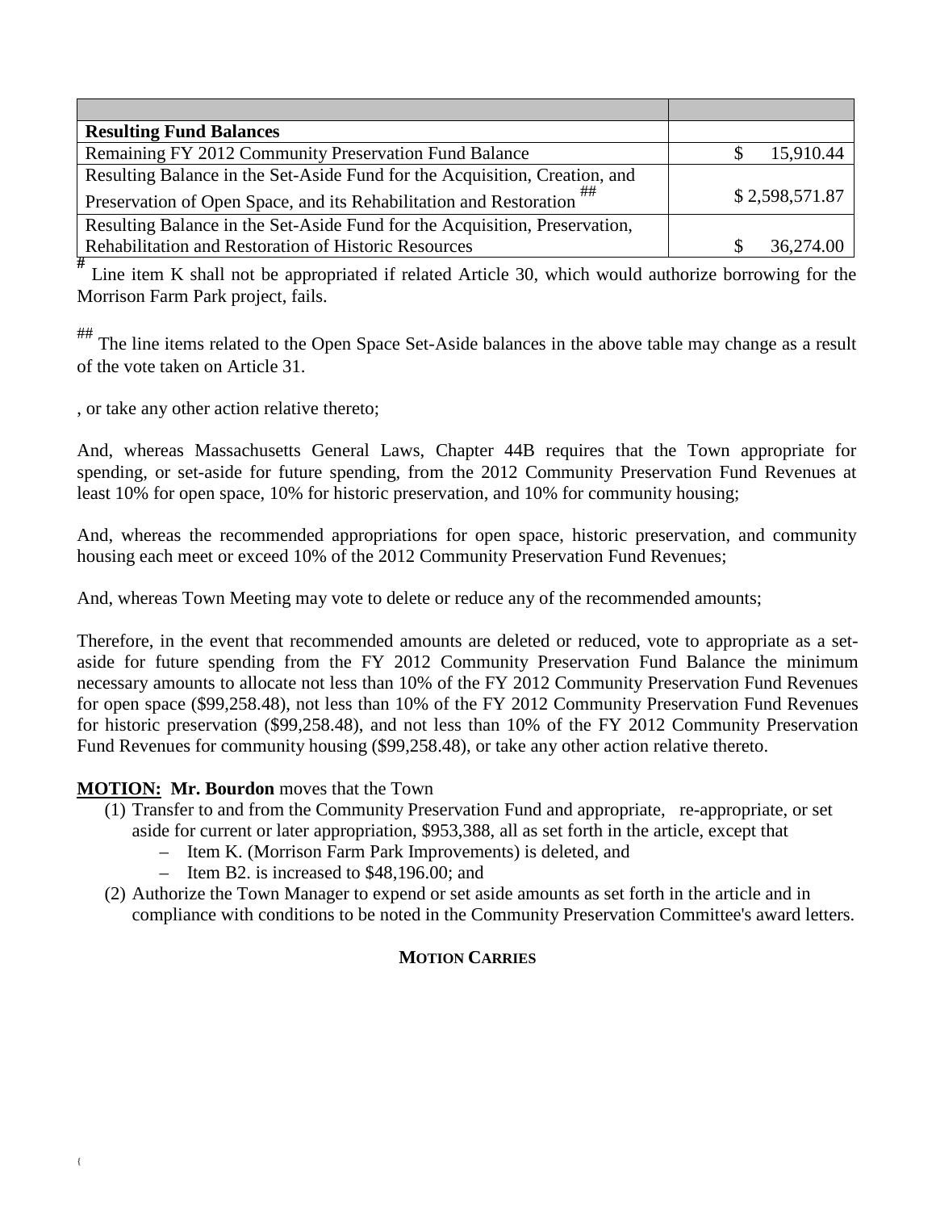| | |
|---|---|
| **Resulting Fund Balances** | |
| Remaining FY 2012 Community Preservation Fund Balance | $ 15,910.44 |
| Resulting Balance in the Set-Aside Fund for the Acquisition, Creation, and Preservation of Open Space, and its Rehabilitation and Restoration ## | $ 2,598,571.87 |
| Resulting Balance in the Set-Aside Fund for the Acquisition, Preservation, Rehabilitation and Restoration of Historic Resources | $ 36,274.00 |

# Line item K shall not be appropriated if related Article 30, which would authorize borrowing for the Morrison Farm Park project, fails.

## The line items related to the Open Space Set-Aside balances in the above table may change as a result of the vote taken on Article 31.

, or take any other action relative thereto;

And, whereas Massachusetts General Laws, Chapter 44B requires that the Town appropriate for spending, or set-aside for future spending, from the 2012 Community Preservation Fund Revenues at least 10% for open space, 10% for historic preservation, and 10% for community housing;

And, whereas the recommended appropriations for open space, historic preservation, and community housing each meet or exceed 10% of the 2012 Community Preservation Fund Revenues;

And, whereas Town Meeting may vote to delete or reduce any of the recommended amounts;

Therefore, in the event that recommended amounts are deleted or reduced, vote to appropriate as a set-aside for future spending from the FY 2012 Community Preservation Fund Balance the minimum necessary amounts to allocate not less than 10% of the FY 2012 Community Preservation Fund Revenues for open space ($99,258.48), not less than 10% of the FY 2012 Community Preservation Fund Revenues for historic preservation ($99,258.48), and not less than 10% of the FY 2012 Community Preservation Fund Revenues for community housing ($99,258.48), or take any other action relative thereto.

**MOTION: Mr. Bourdon** moves that the Town

(1) Transfer to and from the Community Preservation Fund and appropriate, re-appropriate, or set aside for current or later appropriation, $953,388, all as set forth in the article, except that
   - Item K. (Morrison Farm Park Improvements) is deleted, and
   - Item B2. is increased to $48,196.00; and

(2) Authorize the Town Manager to expend or set aside amounts as set forth in the article and in compliance with conditions to be noted in the Community Preservation Committee's award letters.

**MOTION CARRIES**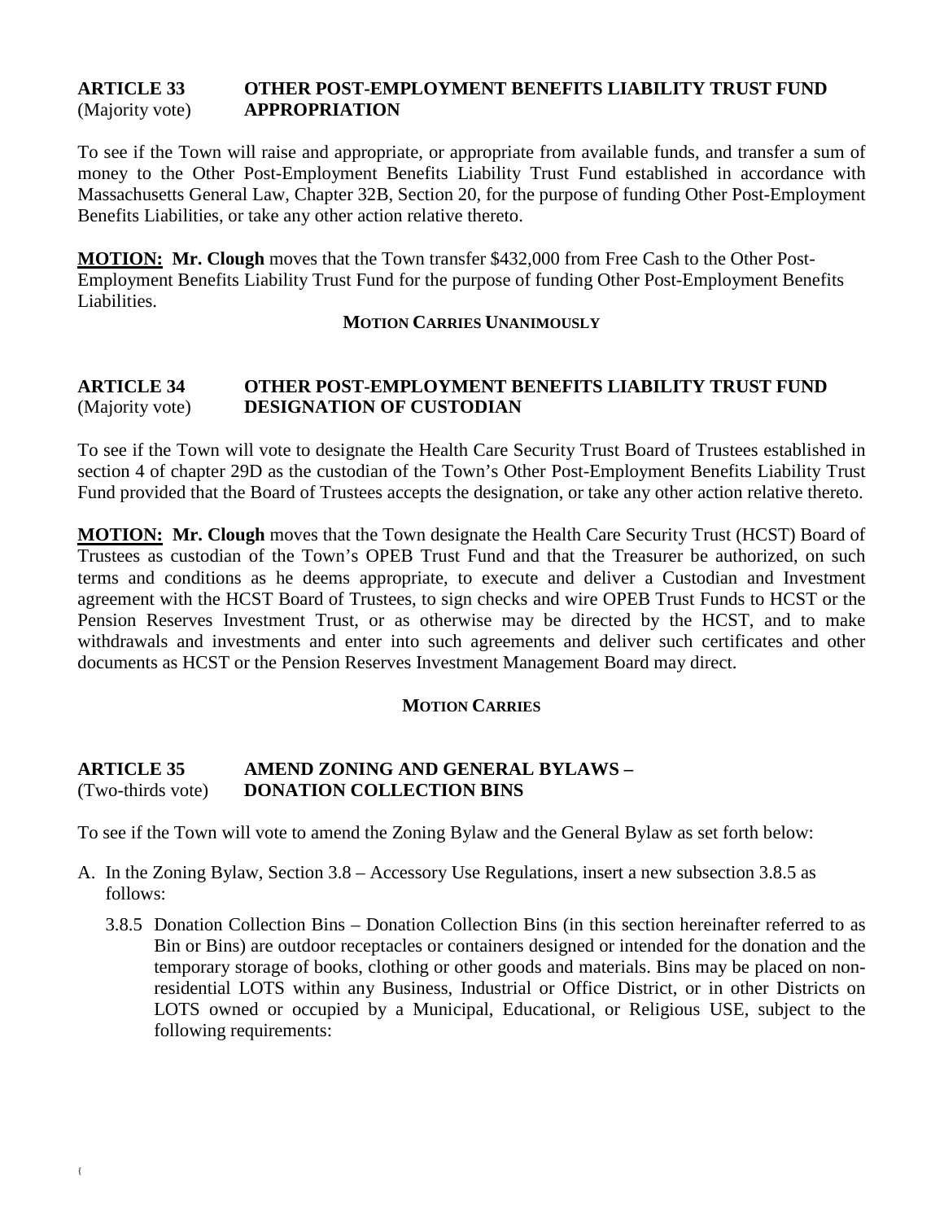## ARTICLE 33 OTHER POST-EMPLOYMENT BENEFITS LIABILITY TRUST FUND APPROPRIATION
(Majority vote)

To see if the Town will raise and appropriate, or appropriate from available funds, and transfer a sum of money to the Other Post-Employment Benefits Liability Trust Fund established in accordance with Massachusetts General Law, Chapter 32B, Section 20, for the purpose of funding Other Post-Employment Benefits Liabilities, or take any other action relative thereto.

**MOTION: Mr. Clough** moves that the Town transfer $432,000 from Free Cash to the Other Post-Employment Benefits Liability Trust Fund for the purpose of funding Other Post-Employment Benefits Liabilities.

**MOTION CARRIES UNANIMOUSLY**

## ARTICLE 34 OTHER POST-EMPLOYMENT BENEFITS LIABILITY TRUST FUND DESIGNATION OF CUSTODIAN
(Majority vote)

To see if the Town will vote to designate the Health Care Security Trust Board of Trustees established in section 4 of chapter 29D as the custodian of the Town's Other Post-Employment Benefits Liability Trust Fund provided that the Board of Trustees accepts the designation, or take any other action relative thereto.

**MOTION: Mr. Clough** moves that the Town designate the Health Care Security Trust (HCST) Board of Trustees as custodian of the Town's OPEB Trust Fund and that the Treasurer be authorized, on such terms and conditions as he deems appropriate, to execute and deliver a Custodian and Investment agreement with the HCST Board of Trustees, to sign checks and wire OPEB Trust Funds to HCST or the Pension Reserves Investment Trust, or as otherwise may be directed by the HCST, and to make withdrawals and investments and enter into such agreements and deliver such certificates and other documents as HCST or the Pension Reserves Investment Management Board may direct.

**MOTION CARRIES**

## ARTICLE 35 AMEND ZONING AND GENERAL BYLAWS – DONATION COLLECTION BINS
(Two-thirds vote)

To see if the Town will vote to amend the Zoning Bylaw and the General Bylaw as set forth below:

A. In the Zoning Bylaw, Section 3.8 – Accessory Use Regulations, insert a new subsection 3.8.5 as follows:

   3.8.5 Donation Collection Bins – Donation Collection Bins (in this section hereinafter referred to as Bin or Bins) are outdoor receptacles or containers designed or intended for the donation and the temporary storage of books, clothing or other goods and materials. Bins may be placed on non-residential LOTS within any Business, Industrial or Office District, or in other Districts on LOTS owned or occupied by a Municipal, Educational, or Religious USE, subject to the following requirements: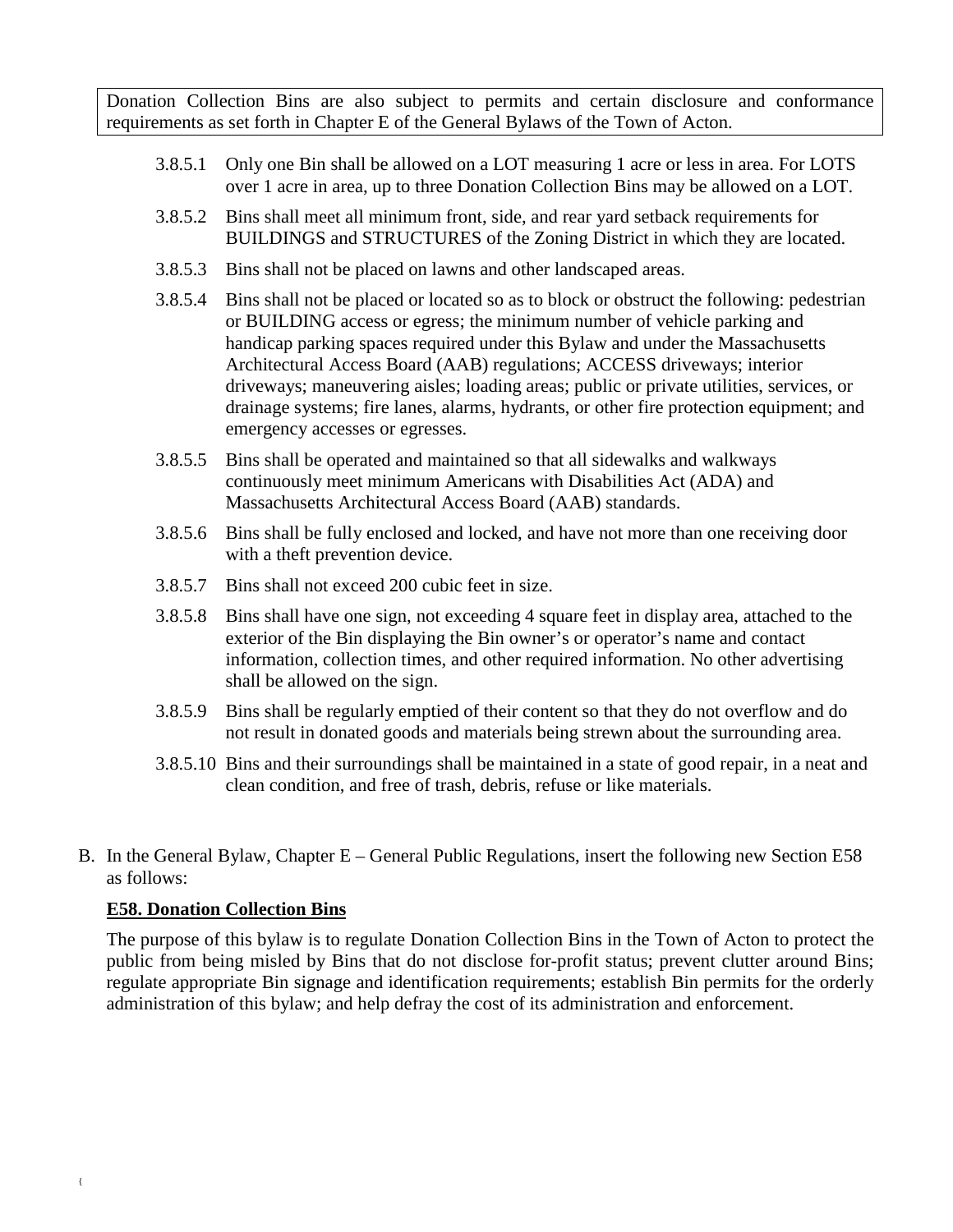Donation Collection Bins are also subject to permits and certain disclosure and conformance requirements as set forth in Chapter E of the General Bylaws of the Town of Acton.

3.8.5.1 Only one Bin shall be allowed on a LOT measuring 1 acre or less in area. For LOTS over 1 acre in area, up to three Donation Collection Bins may be allowed on a LOT.

3.8.5.2 Bins shall meet all minimum front, side, and rear yard setback requirements for BUILDINGS and STRUCTURES of the Zoning District in which they are located.

3.8.5.3 Bins shall not be placed on lawns and other landscaped areas.

3.8.5.4 Bins shall not be placed or located so as to block or obstruct the following: pedestrian or BUILDING access or egress; the minimum number of vehicle parking and handicap parking spaces required under this Bylaw and under the Massachusetts Architectural Access Board (AAB) regulations; ACCESS driveways; interior driveways; maneuvering aisles; loading areas; public or private utilities, services, or drainage systems; fire lanes, alarms, hydrants, or other fire protection equipment; and emergency accesses or egresses.

3.8.5.5 Bins shall be operated and maintained so that all sidewalks and walkways continuously meet minimum Americans with Disabilities Act (ADA) and Massachusetts Architectural Access Board (AAB) standards.

3.8.5.6 Bins shall be fully enclosed and locked, and have not more than one receiving door with a theft prevention device.

3.8.5.7 Bins shall not exceed 200 cubic feet in size.

3.8.5.8 Bins shall have one sign, not exceeding 4 square feet in display area, attached to the exterior of the Bin displaying the Bin owner's or operator's name and contact information, collection times, and other required information. No other advertising shall be allowed on the sign.

3.8.5.9 Bins shall be regularly emptied of their content so that they do not overflow and do not result in donated goods and materials being strewn about the surrounding area.

3.8.5.10 Bins and their surroundings shall be maintained in a state of good repair, in a neat and clean condition, and free of trash, debris, refuse or like materials.

B. In the General Bylaw, Chapter E – General Public Regulations, insert the following new Section E58 as follows:

**E58. Donation Collection Bins**

The purpose of this bylaw is to regulate Donation Collection Bins in the Town of Acton to protect the public from being misled by Bins that do not disclose for-profit status; prevent clutter around Bins; regulate appropriate Bin signage and identification requirements; establish Bin permits for the orderly administration of this bylaw; and help defray the cost of its administration and enforcement.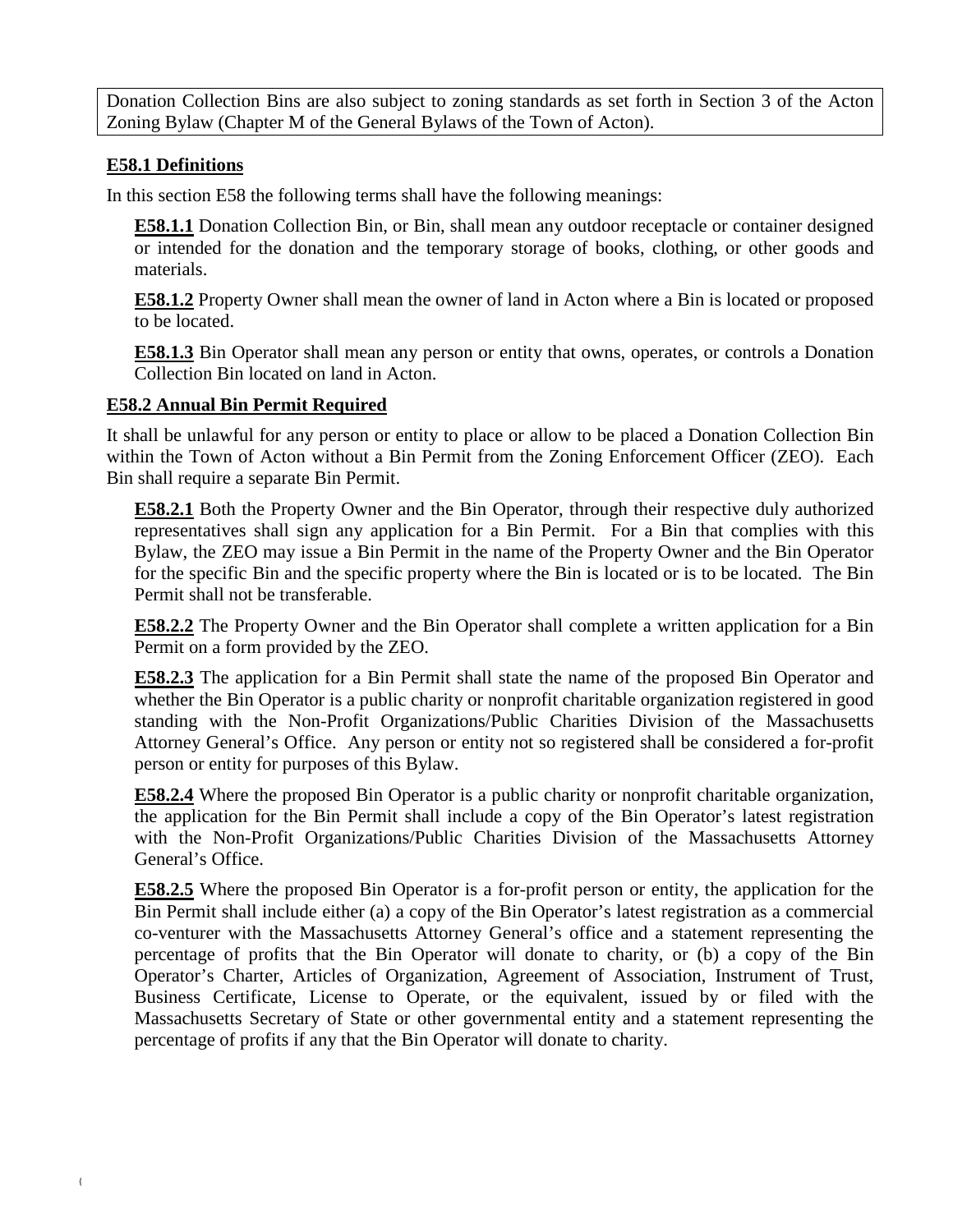Donation Collection Bins are also subject to zoning standards as set forth in Section 3 of the Acton Zoning Bylaw (Chapter M of the General Bylaws of the Town of Acton).

## E58.1 Definitions

In this section E58 the following terms shall have the following meanings:

**E58.1.1** Donation Collection Bin, or Bin, shall mean any outdoor receptacle or container designed or intended for the donation and the temporary storage of books, clothing, or other goods and materials.

**E58.1.2** Property Owner shall mean the owner of land in Acton where a Bin is located or proposed to be located.

**E58.1.3** Bin Operator shall mean any person or entity that owns, operates, or controls a Donation Collection Bin located on land in Acton.

## E58.2 Annual Bin Permit Required

It shall be unlawful for any person or entity to place or allow to be placed a Donation Collection Bin within the Town of Acton without a Bin Permit from the Zoning Enforcement Officer (ZEO). Each Bin shall require a separate Bin Permit.

**E58.2.1** Both the Property Owner and the Bin Operator, through their respective duly authorized representatives shall sign any application for a Bin Permit. For a Bin that complies with this Bylaw, the ZEO may issue a Bin Permit in the name of the Property Owner and the Bin Operator for the specific Bin and the specific property where the Bin is located or is to be located. The Bin Permit shall not be transferable.

**E58.2.2** The Property Owner and the Bin Operator shall complete a written application for a Bin Permit on a form provided by the ZEO.

**E58.2.3** The application for a Bin Permit shall state the name of the proposed Bin Operator and whether the Bin Operator is a public charity or nonprofit charitable organization registered in good standing with the Non-Profit Organizations/Public Charities Division of the Massachusetts Attorney General's Office. Any person or entity not so registered shall be considered a for-profit person or entity for purposes of this Bylaw.

**E58.2.4** Where the proposed Bin Operator is a public charity or nonprofit charitable organization, the application for the Bin Permit shall include a copy of the Bin Operator's latest registration with the Non-Profit Organizations/Public Charities Division of the Massachusetts Attorney General's Office.

**E58.2.5** Where the proposed Bin Operator is a for-profit person or entity, the application for the Bin Permit shall include either (a) a copy of the Bin Operator's latest registration as a commercial co-venturer with the Massachusetts Attorney General's office and a statement representing the percentage of profits that the Bin Operator will donate to charity, or (b) a copy of the Bin Operator's Charter, Articles of Organization, Agreement of Association, Instrument of Trust, Business Certificate, License to Operate, or the equivalent, issued by or filed with the Massachusetts Secretary of State or other governmental entity and a statement representing the percentage of profits if any that the Bin Operator will donate to charity.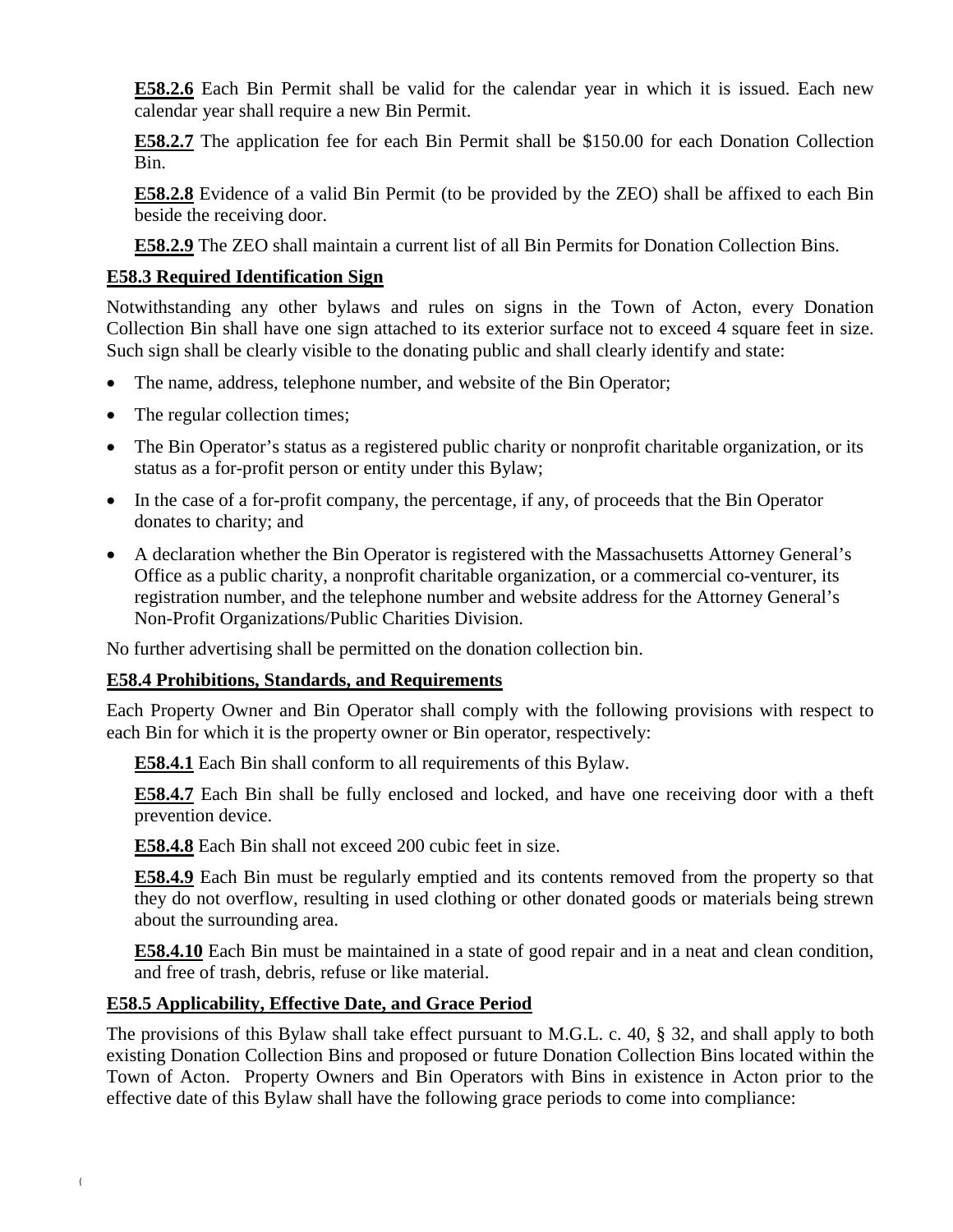**E58.2.6** Each Bin Permit shall be valid for the calendar year in which it is issued. Each new calendar year shall require a new Bin Permit.

**E58.2.7** The application fee for each Bin Permit shall be $150.00 for each Donation Collection Bin.

**E58.2.8** Evidence of a valid Bin Permit (to be provided by the ZEO) shall be affixed to each Bin beside the receiving door.

**E58.2.9** The ZEO shall maintain a current list of all Bin Permits for Donation Collection Bins.

**E58.3 Required Identification Sign**

Notwithstanding any other bylaws and rules on signs in the Town of Acton, every Donation Collection Bin shall have one sign attached to its exterior surface not to exceed 4 square feet in size. Such sign shall be clearly visible to the donating public and shall clearly identify and state:

- The name, address, telephone number, and website of the Bin Operator;
- The regular collection times;
- The Bin Operator's status as a registered public charity or nonprofit charitable organization, or its status as a for-profit person or entity under this Bylaw;
- In the case of a for-profit company, the percentage, if any, of proceeds that the Bin Operator donates to charity; and
- A declaration whether the Bin Operator is registered with the Massachusetts Attorney General's Office as a public charity, a nonprofit charitable organization, or a commercial co-venturer, its registration number, and the telephone number and website address for the Attorney General's Non-Profit Organizations/Public Charities Division.

No further advertising shall be permitted on the donation collection bin.

**E58.4 Prohibitions, Standards, and Requirements**

Each Property Owner and Bin Operator shall comply with the following provisions with respect to each Bin for which it is the property owner or Bin operator, respectively:

**E58.4.1** Each Bin shall conform to all requirements of this Bylaw.

**E58.4.7** Each Bin shall be fully enclosed and locked, and have one receiving door with a theft prevention device.

**E58.4.8** Each Bin shall not exceed 200 cubic feet in size.

**E58.4.9** Each Bin must be regularly emptied and its contents removed from the property so that they do not overflow, resulting in used clothing or other donated goods or materials being strewn about the surrounding area.

**E58.4.10** Each Bin must be maintained in a state of good repair and in a neat and clean condition, and free of trash, debris, refuse or like material.

**E58.5 Applicability, Effective Date, and Grace Period**

The provisions of this Bylaw shall take effect pursuant to M.G.L. c. 40, § 32, and shall apply to both existing Donation Collection Bins and proposed or future Donation Collection Bins located within the Town of Acton. Property Owners and Bin Operators with Bins in existence in Acton prior to the effective date of this Bylaw shall have the following grace periods to come into compliance: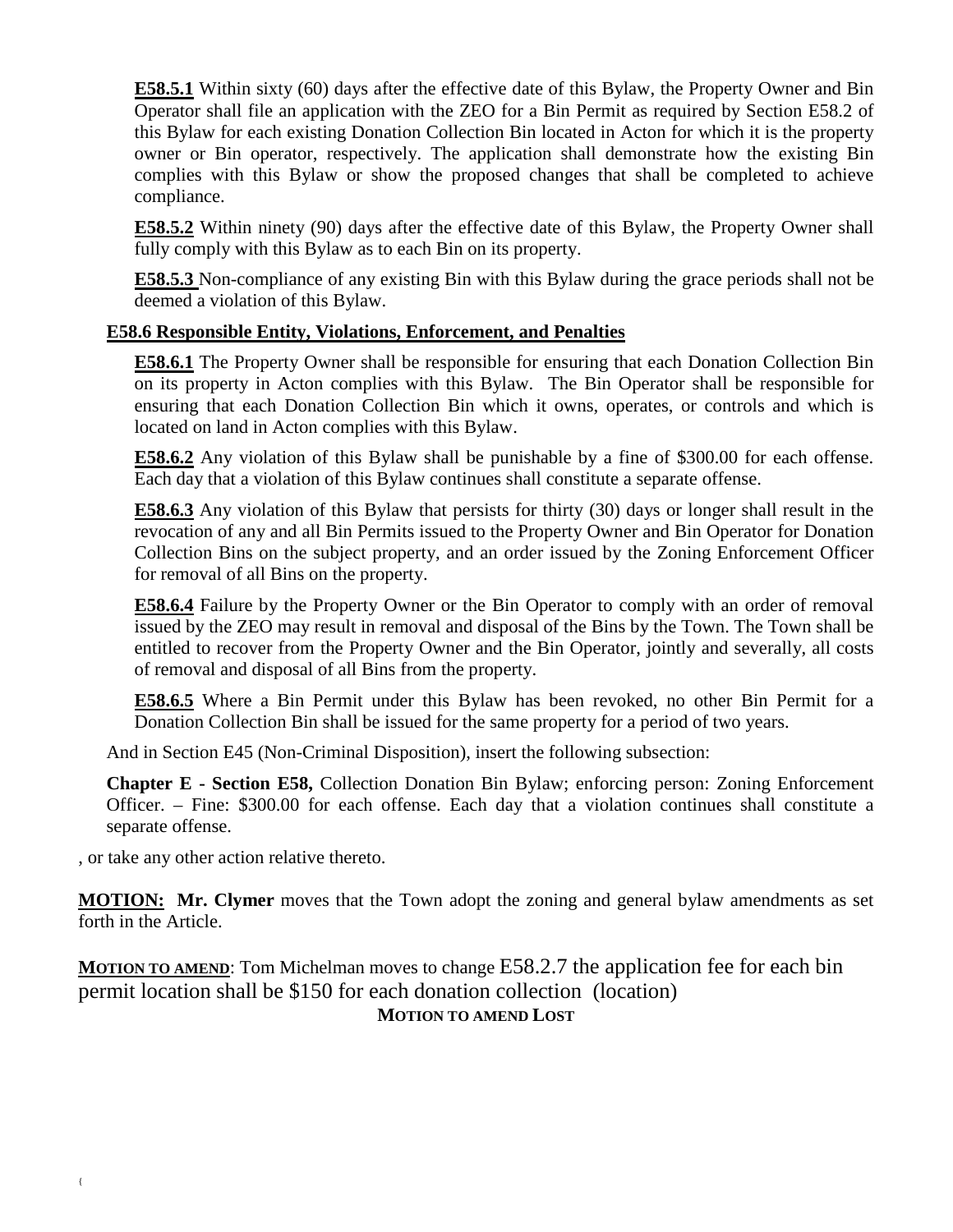**E58.5.1** Within sixty (60) days after the effective date of this Bylaw, the Property Owner and Bin Operator shall file an application with the ZEO for a Bin Permit as required by Section E58.2 of this Bylaw for each existing Donation Collection Bin located in Acton for which it is the property owner or Bin operator, respectively. The application shall demonstrate how the existing Bin complies with this Bylaw or show the proposed changes that shall be completed to achieve compliance.

**E58.5.2** Within ninety (90) days after the effective date of this Bylaw, the Property Owner shall fully comply with this Bylaw as to each Bin on its property.

**E58.5.3** Non-compliance of any existing Bin with this Bylaw during the grace periods shall not be deemed a violation of this Bylaw.

**E58.6 Responsible Entity, Violations, Enforcement, and Penalties**

**E58.6.1** The Property Owner shall be responsible for ensuring that each Donation Collection Bin on its property in Acton complies with this Bylaw. The Bin Operator shall be responsible for ensuring that each Donation Collection Bin which it owns, operates, or controls and which is located on land in Acton complies with this Bylaw.

**E58.6.2** Any violation of this Bylaw shall be punishable by a fine of $300.00 for each offense. Each day that a violation of this Bylaw continues shall constitute a separate offense.

**E58.6.3** Any violation of this Bylaw that persists for thirty (30) days or longer shall result in the revocation of any and all Bin Permits issued to the Property Owner and Bin Operator for Donation Collection Bins on the subject property, and an order issued by the Zoning Enforcement Officer for removal of all Bins on the property.

**E58.6.4** Failure by the Property Owner or the Bin Operator to comply with an order of removal issued by the ZEO may result in removal and disposal of the Bins by the Town. The Town shall be entitled to recover from the Property Owner and the Bin Operator, jointly and severally, all costs of removal and disposal of all Bins from the property.

**E58.6.5** Where a Bin Permit under this Bylaw has been revoked, no other Bin Permit for a Donation Collection Bin shall be issued for the same property for a period of two years.

And in Section E45 (Non-Criminal Disposition), insert the following subsection:

**Chapter E - Section E58,** Collection Donation Bin Bylaw; enforcing person: Zoning Enforcement Officer. – Fine: $300.00 for each offense. Each day that a violation continues shall constitute a separate offense.

, or take any other action relative thereto.

**MOTION: Mr. Clymer** moves that the Town adopt the zoning and general bylaw amendments as set forth in the Article.

**MOTION TO AMEND**: Tom Michelman moves to change E58.2.7 the application fee for each bin permit location shall be $150 for each donation collection (location)

**MOTION TO AMEND LOST**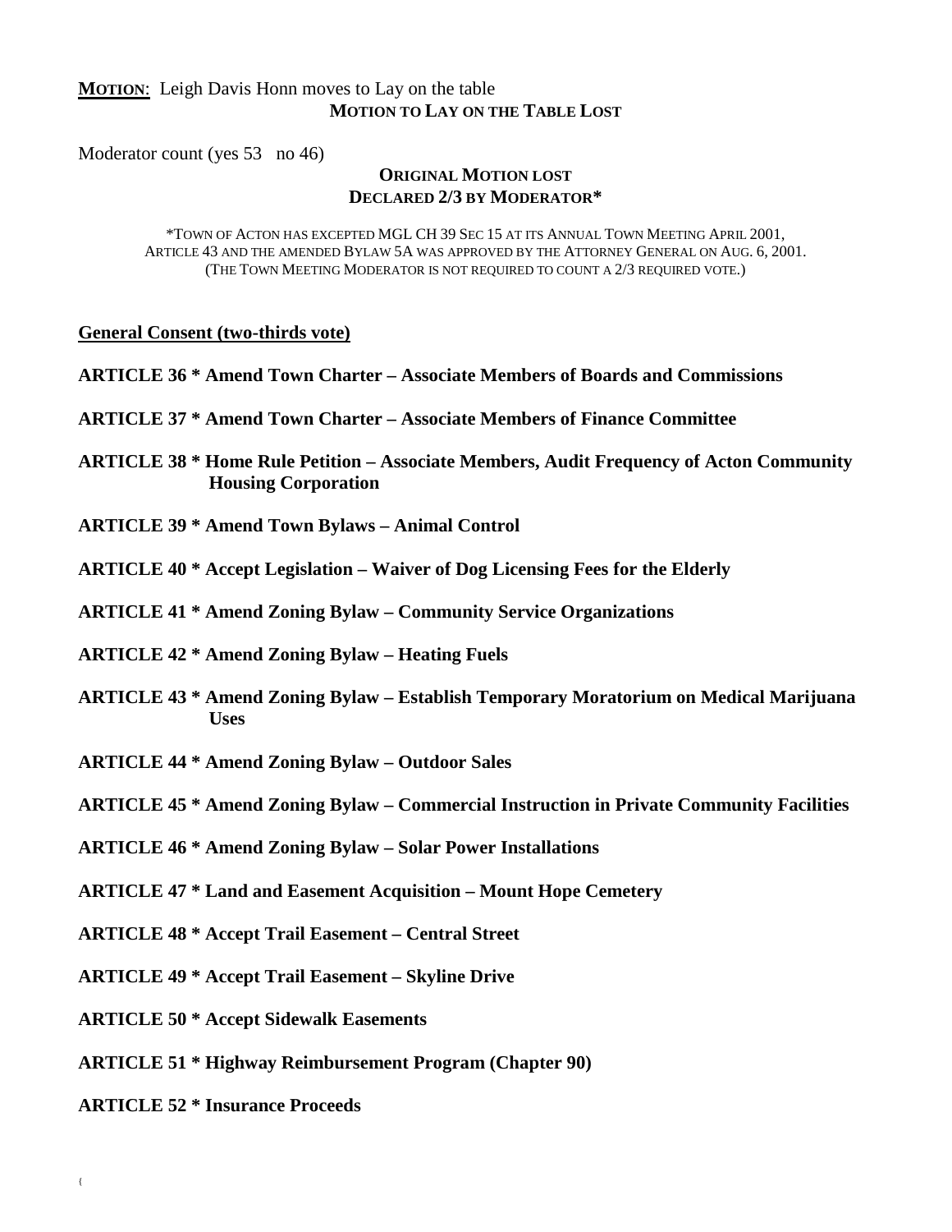**MOTION**: Leigh Davis Honn moves to Lay on the table

**MOTION TO LAY ON THE TABLE LOST**

Moderator count (yes 53 no 46)

**ORIGINAL MOTION LOST**
**DECLARED 2/3 BY MODERATOR***

*TOWN OF ACTON HAS EXCEPTED MGL CH 39 SEC 15 AT ITS ANNUAL TOWN MEETING APRIL 2001, ARTICLE 43 AND THE AMENDED BYLAW 5A WAS APPROVED BY THE ATTORNEY GENERAL ON AUG. 6, 2001. (THE TOWN MEETING MODERATOR IS NOT REQUIRED TO COUNT A 2/3 REQUIRED VOTE.)

**General Consent (two-thirds vote)**

**ARTICLE 36 * Amend Town Charter – Associate Members of Boards and Commissions**

**ARTICLE 37 * Amend Town Charter – Associate Members of Finance Committee**

**ARTICLE 38 * Home Rule Petition – Associate Members, Audit Frequency of Acton Community Housing Corporation**

**ARTICLE 39 * Amend Town Bylaws – Animal Control**

**ARTICLE 40 * Accept Legislation – Waiver of Dog Licensing Fees for the Elderly**

**ARTICLE 41 * Amend Zoning Bylaw – Community Service Organizations**

**ARTICLE 42 * Amend Zoning Bylaw – Heating Fuels**

**ARTICLE 43 * Amend Zoning Bylaw – Establish Temporary Moratorium on Medical Marijuana Uses**

**ARTICLE 44 * Amend Zoning Bylaw – Outdoor Sales**

**ARTICLE 45 * Amend Zoning Bylaw – Commercial Instruction in Private Community Facilities**

**ARTICLE 46 * Amend Zoning Bylaw – Solar Power Installations**

**ARTICLE 47 * Land and Easement Acquisition – Mount Hope Cemetery**

**ARTICLE 48 * Accept Trail Easement – Central Street**

**ARTICLE 49 * Accept Trail Easement – Skyline Drive**

**ARTICLE 50 * Accept Sidewalk Easements**

**ARTICLE 51 * Highway Reimbursement Program (Chapter 90)**

**ARTICLE 52 * Insurance Proceeds**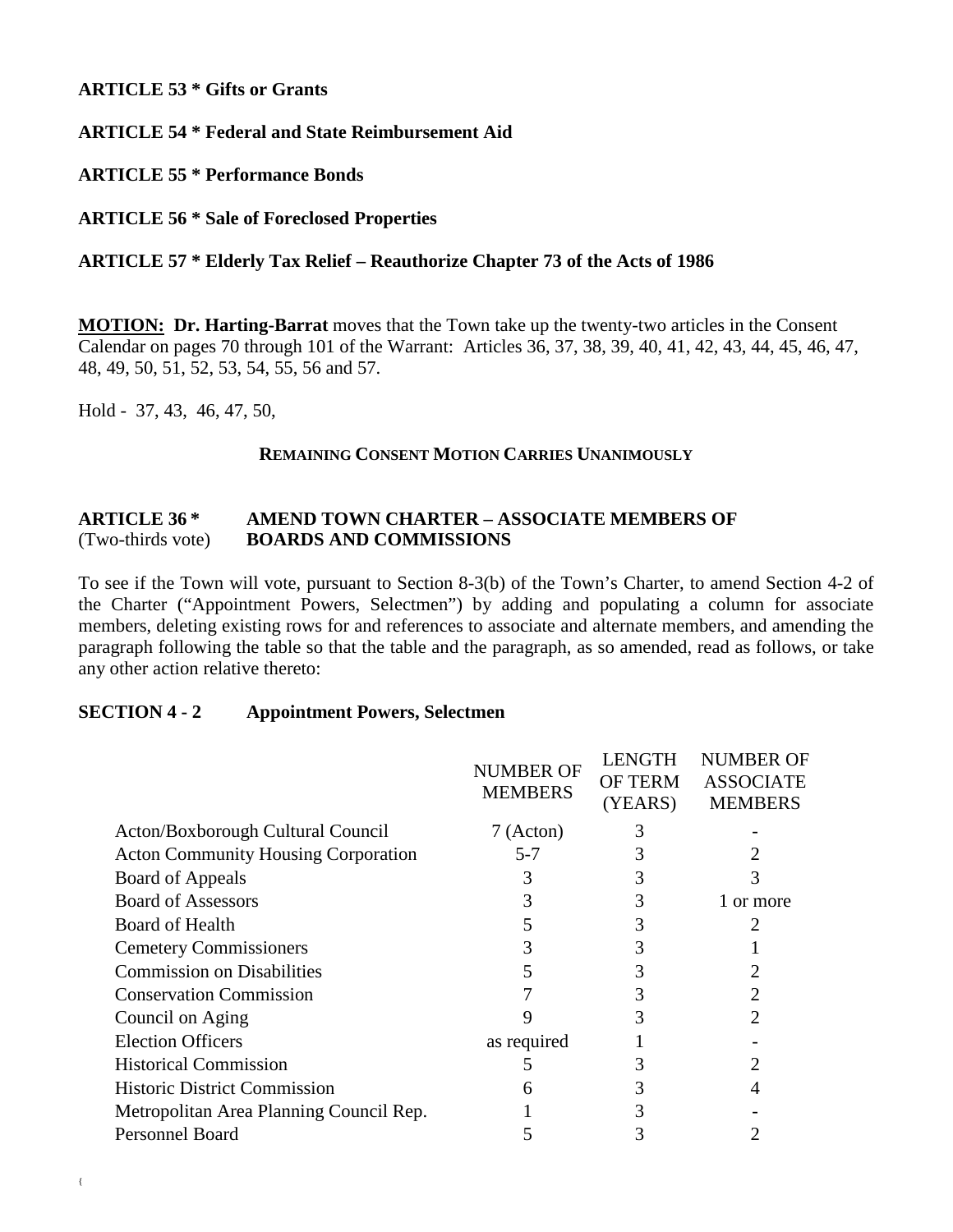**ARTICLE 53 * Gifts or Grants**

**ARTICLE 54 * Federal and State Reimbursement Aid**

**ARTICLE 55 * Performance Bonds**

**ARTICLE 56 * Sale of Foreclosed Properties**

**ARTICLE 57 * Elderly Tax Relief – Reauthorize Chapter 73 of the Acts of 1986**

**MOTION: Dr. Harting-Barrat** moves that the Town take up the twenty-two articles in the Consent Calendar on pages 70 through 101 of the Warrant: Articles 36, 37, 38, 39, 40, 41, 42, 43, 44, 45, 46, 47, 48, 49, 50, 51, 52, 53, 54, 55, 56 and 57.

Hold - 37, 43, 46, 47, 50,

**REMAINING CONSENT MOTION CARRIES UNANIMOUSLY**

**ARTICLE 36 *** (Two-thirds vote) **AMEND TOWN CHARTER – ASSOCIATE MEMBERS OF BOARDS AND COMMISSIONS**

To see if the Town will vote, pursuant to Section 8-3(b) of the Town's Charter, to amend Section 4-2 of the Charter ("Appointment Powers, Selectmen") by adding and populating a column for associate members, deleting existing rows for and references to associate and alternate members, and amending the paragraph following the table so that the table and the paragraph, as so amended, read as follows, or take any other action relative thereto:

**SECTION 4 - 2 Appointment Powers, Selectmen**

| | NUMBER OF MEMBERS | LENGTH OF TERM (YEARS) | NUMBER OF ASSOCIATE MEMBERS |
|---|---|---|---|
| Acton/Boxborough Cultural Council | 7 (Acton) | 3 | - |
| Acton Community Housing Corporation | 5-7 | 3 | 2 |
| Board of Appeals | 3 | 3 | 3 |
| Board of Assessors | 3 | 3 | 1 or more |
| Board of Health | 5 | 3 | 2 |
| Cemetery Commissioners | 3 | 3 | 1 |
| Commission on Disabilities | 5 | 3 | 2 |
| Conservation Commission | 7 | 3 | 2 |
| Council on Aging | 9 | 3 | 2 |
| Election Officers | as required | 1 | - |
| Historical Commission | 5 | 3 | 2 |
| Historic District Commission | 6 | 3 | 4 |
| Metropolitan Area Planning Council Rep. | 1 | 3 | - |
| Personnel Board | 5 | 3 | 2 |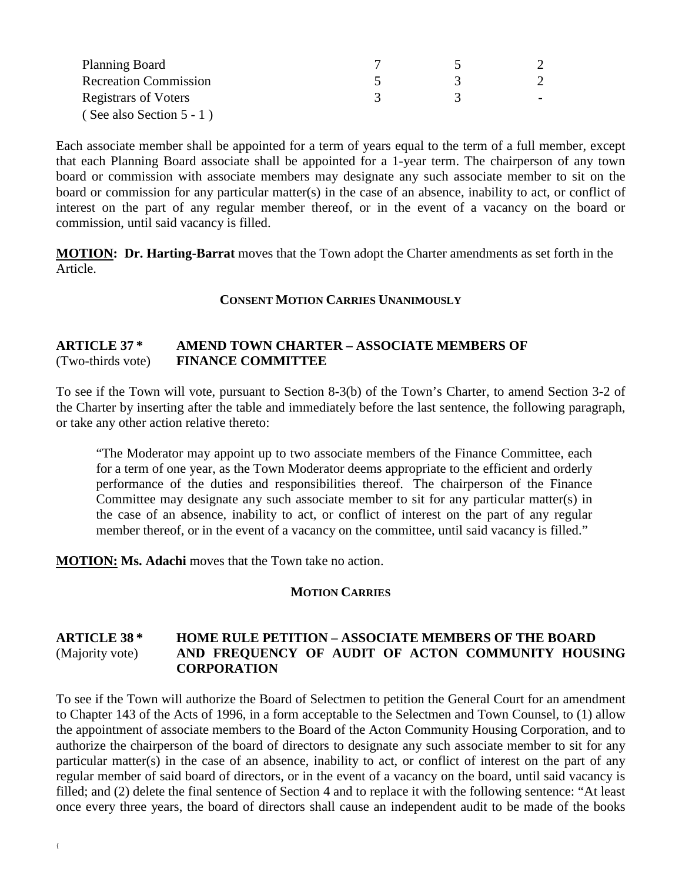| | | | |
|---|---|---|---|
| Planning Board | 7 | 5 | 2 |
| Recreation Commission | 5 | 3 | 2 |
| Registrars of Voters | 3 | 3 | - |
| ( See also Section 5 - 1 ) | | | |

Each associate member shall be appointed for a term of years equal to the term of a full member, except that each Planning Board associate shall be appointed for a 1-year term. The chairperson of any town board or commission with associate members may designate any such associate member to sit on the board or commission for any particular matter(s) in the case of an absence, inability to act, or conflict of interest on the part of any regular member thereof, or in the event of a vacancy on the board or commission, until said vacancy is filled.

**MOTION: Dr. Harting-Barrat** moves that the Town adopt the Charter amendments as set forth in the Article.

**CONSENT MOTION CARRIES UNANIMOUSLY**

**ARTICLE 37 *** (Two-thirds vote) **AMEND TOWN CHARTER – ASSOCIATE MEMBERS OF FINANCE COMMITTEE**

To see if the Town will vote, pursuant to Section 8-3(b) of the Town's Charter, to amend Section 3-2 of the Charter by inserting after the table and immediately before the last sentence, the following paragraph, or take any other action relative thereto:

> "The Moderator may appoint up to two associate members of the Finance Committee, each for a term of one year, as the Town Moderator deems appropriate to the efficient and orderly performance of the duties and responsibilities thereof. The chairperson of the Finance Committee may designate any such associate member to sit for any particular matter(s) in the case of an absence, inability to act, or conflict of interest on the part of any regular member thereof, or in the event of a vacancy on the committee, until said vacancy is filled."

**MOTION: Ms. Adachi** moves that the Town take no action.

**MOTION CARRIES**

**ARTICLE 38 *** (Majority vote) **HOME RULE PETITION – ASSOCIATE MEMBERS OF THE BOARD AND FREQUENCY OF AUDIT OF ACTON COMMUNITY HOUSING CORPORATION**

To see if the Town will authorize the Board of Selectmen to petition the General Court for an amendment to Chapter 143 of the Acts of 1996, in a form acceptable to the Selectmen and Town Counsel, to (1) allow the appointment of associate members to the Board of the Acton Community Housing Corporation, and to authorize the chairperson of the board of directors to designate any such associate member to sit for any particular matter(s) in the case of an absence, inability to act, or conflict of interest on the part of any regular member of said board of directors, or in the event of a vacancy on the board, until said vacancy is filled; and (2) delete the final sentence of Section 4 and to replace it with the following sentence: "At least once every three years, the board of directors shall cause an independent audit to be made of the books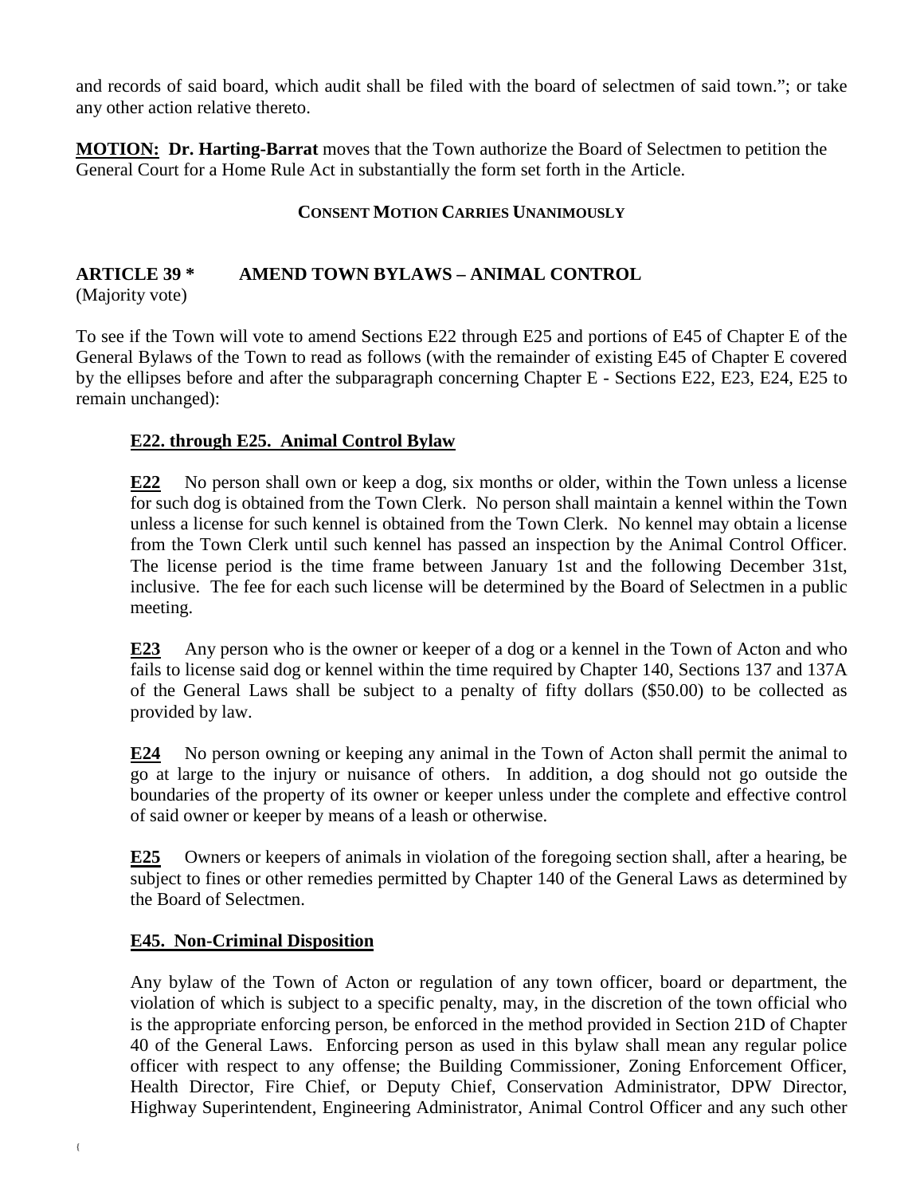and records of said board, which audit shall be filed with the board of selectmen of said town."; or take any other action relative thereto.

**MOTION: Dr. Harting-Barrat** moves that the Town authorize the Board of Selectmen to petition the General Court for a Home Rule Act in substantially the form set forth in the Article.

**CONSENT MOTION CARRIES UNANIMOUSLY**

## ARTICLE 39 * AMEND TOWN BYLAWS – ANIMAL CONTROL

(Majority vote)

To see if the Town will vote to amend Sections E22 through E25 and portions of E45 of Chapter E of the General Bylaws of the Town to read as follows (with the remainder of existing E45 of Chapter E covered by the ellipses before and after the subparagraph concerning Chapter E - Sections E22, E23, E24, E25 to remain unchanged):

**E22. through E25. Animal Control Bylaw**

**E22** No person shall own or keep a dog, six months or older, within the Town unless a license for such dog is obtained from the Town Clerk. No person shall maintain a kennel within the Town unless a license for such kennel is obtained from the Town Clerk. No kennel may obtain a license from the Town Clerk until such kennel has passed an inspection by the Animal Control Officer. The license period is the time frame between January 1st and the following December 31st, inclusive. The fee for each such license will be determined by the Board of Selectmen in a public meeting.

**E23** Any person who is the owner or keeper of a dog or a kennel in the Town of Acton and who fails to license said dog or kennel within the time required by Chapter 140, Sections 137 and 137A of the General Laws shall be subject to a penalty of fifty dollars ($50.00) to be collected as provided by law.

**E24** No person owning or keeping any animal in the Town of Acton shall permit the animal to go at large to the injury or nuisance of others. In addition, a dog should not go outside the boundaries of the property of its owner or keeper unless under the complete and effective control of said owner or keeper by means of a leash or otherwise.

**E25** Owners or keepers of animals in violation of the foregoing section shall, after a hearing, be subject to fines or other remedies permitted by Chapter 140 of the General Laws as determined by the Board of Selectmen.

**E45. Non-Criminal Disposition**

Any bylaw of the Town of Acton or regulation of any town officer, board or department, the violation of which is subject to a specific penalty, may, in the discretion of the town official who is the appropriate enforcing person, be enforced in the method provided in Section 21D of Chapter 40 of the General Laws. Enforcing person as used in this bylaw shall mean any regular police officer with respect to any offense; the Building Commissioner, Zoning Enforcement Officer, Health Director, Fire Chief, or Deputy Chief, Conservation Administrator, DPW Director, Highway Superintendent, Engineering Administrator, Animal Control Officer and any such other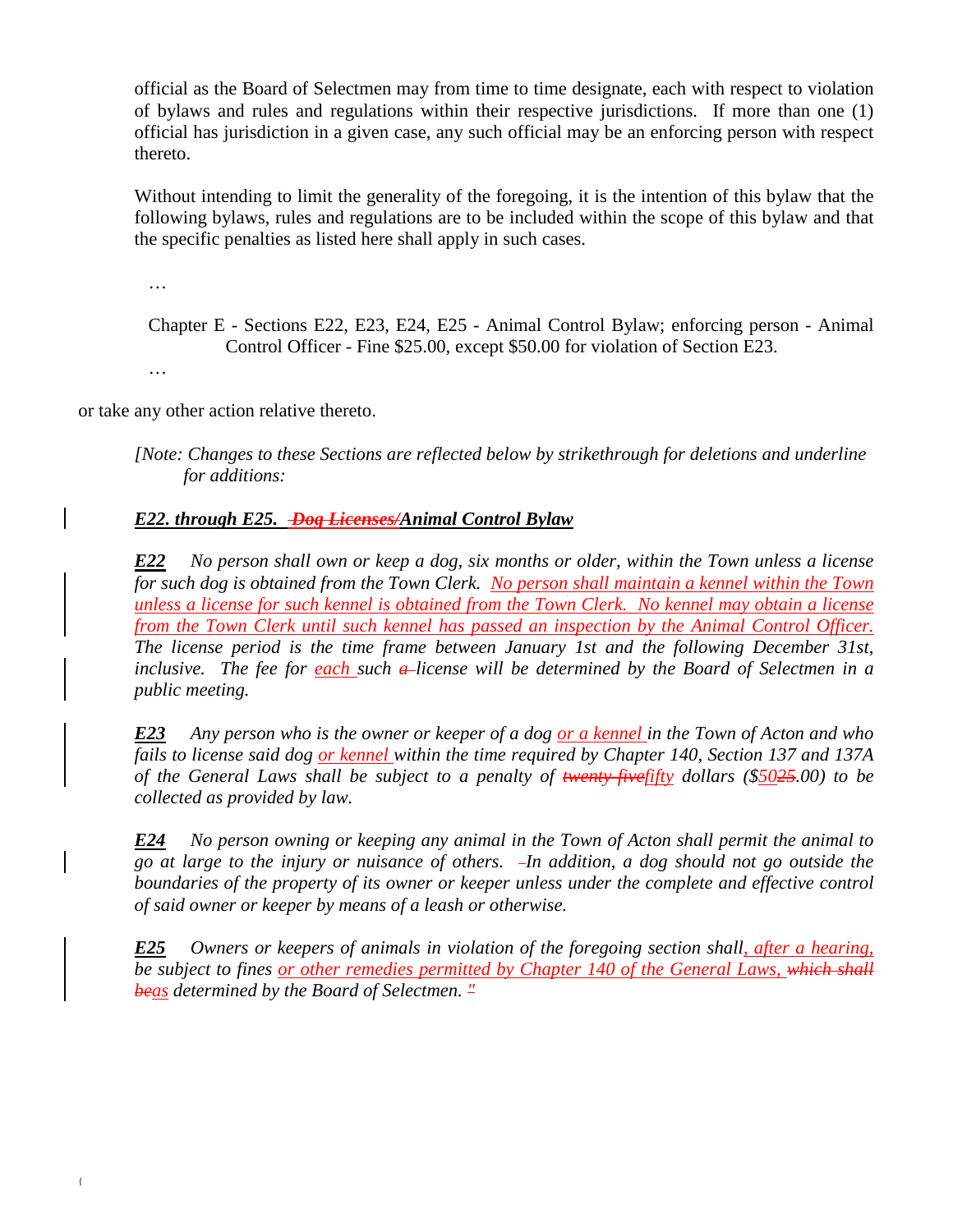official as the Board of Selectmen may from time to time designate, each with respect to violation of bylaws and rules and regulations within their respective jurisdictions. If more than one (1) official has jurisdiction in a given case, any such official may be an enforcing person with respect thereto.

Without intending to limit the generality of the foregoing, it is the intention of this bylaw that the following bylaws, rules and regulations are to be included within the scope of this bylaw and that the specific penalties as listed here shall apply in such cases.

…

Chapter E - Sections E22, E23, E24, E25 - Animal Control Bylaw; enforcing person - Animal Control Officer - Fine $25.00, except $50.00 for violation of Section E23.

…

or take any other action relative thereto.

*[Note: Changes to these Sections are reflected below by strikethrough for deletions and underline for additions:*

***E22. through E25. ~~Dog Licenses/~~Animal Control Bylaw***

***E22*** *No person shall own or keep a dog, six months or older, within the Town unless a license for such dog is obtained from the Town Clerk. <u>No person shall maintain a kennel within the Town unless a license for such kennel is obtained from the Town Clerk. No kennel may obtain a license from the Town Clerk until such kennel has passed an inspection by the Animal Control Officer.</u> The license period is the time frame between January 1st and the following December 31st, inclusive. The fee for <u>each</u> such ~~a~~ license will be determined by the Board of Selectmen in a public meeting.*

***E23*** *Any person who is the owner or keeper of a dog <u>or a kennel</u> in the Town of Acton and who fails to license said dog <u>or kennel</u> within the time required by Chapter 140, Section 137 and 137A of the General Laws shall be subject to a penalty of ~~twenty five~~<u>fifty</u> dollars ($<u>50</u>~~25~~.00) to be collected as provided by law.*

***E24*** *No person owning or keeping any animal in the Town of Acton shall permit the animal to go at large to the injury or nuisance of others. In addition, a dog should not go outside the boundaries of the property of its owner or keeper unless under the complete and effective control of said owner or keeper by means of a leash or otherwise.*

***E25*** *Owners or keepers of animals in violation of the foregoing section shall<u>, after a hearing,</u> be subject to fines <u>or other remedies permitted by Chapter 140 of the General Laws,</u> ~~which shall be~~<u>as</u> determined by the Board of Selectmen. ~~"~~*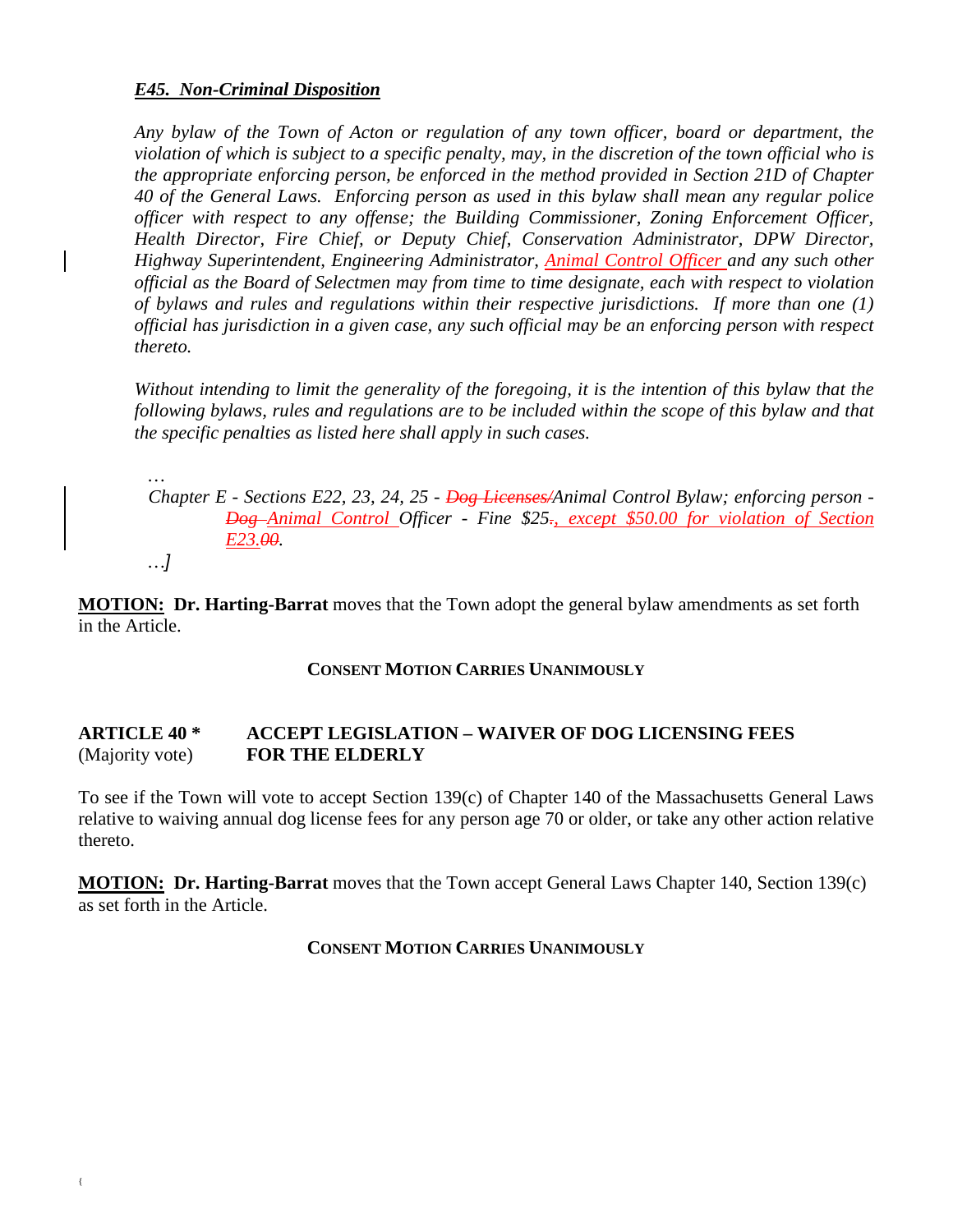***E45. Non-Criminal Disposition***

*Any bylaw of the Town of Acton or regulation of any town officer, board or department, the violation of which is subject to a specific penalty, may, in the discretion of the town official who is the appropriate enforcing person, be enforced in the method provided in Section 21D of Chapter 40 of the General Laws. Enforcing person as used in this bylaw shall mean any regular police officer with respect to any offense; the Building Commissioner, Zoning Enforcement Officer, Health Director, Fire Chief, or Deputy Chief, Conservation Administrator, DPW Director, Highway Superintendent, Engineering Administrator, <u>Animal Control Officer</u> and any such other official as the Board of Selectmen may from time to time designate, each with respect to violation of bylaws and rules and regulations within their respective jurisdictions. If more than one (1) official has jurisdiction in a given case, any such official may be an enforcing person with respect thereto.*

*Without intending to limit the generality of the foregoing, it is the intention of this bylaw that the following bylaws, rules and regulations are to be included within the scope of this bylaw and that the specific penalties as listed here shall apply in such cases.*

*…*
*Chapter E - Sections E22, 23, 24, 25 - ~~Dog Licenses/~~Animal Control Bylaw; enforcing person - ~~Dog~~ <u>Animal Control</u> Officer - Fine $25~~.~~<u>, except $50.00 for violation of Section E23.</u>~~00~~.*
*…]*

**MOTION: Dr. Harting-Barrat** moves that the Town adopt the general bylaw amendments as set forth in the Article.

**CONSENT MOTION CARRIES UNANIMOUSLY**

**ARTICLE 40 \*** (Majority vote) **ACCEPT LEGISLATION – WAIVER OF DOG LICENSING FEES FOR THE ELDERLY**

To see if the Town will vote to accept Section 139(c) of Chapter 140 of the Massachusetts General Laws relative to waiving annual dog license fees for any person age 70 or older, or take any other action relative thereto.

**MOTION: Dr. Harting-Barrat** moves that the Town accept General Laws Chapter 140, Section 139(c) as set forth in the Article.

**CONSENT MOTION CARRIES UNANIMOUSLY**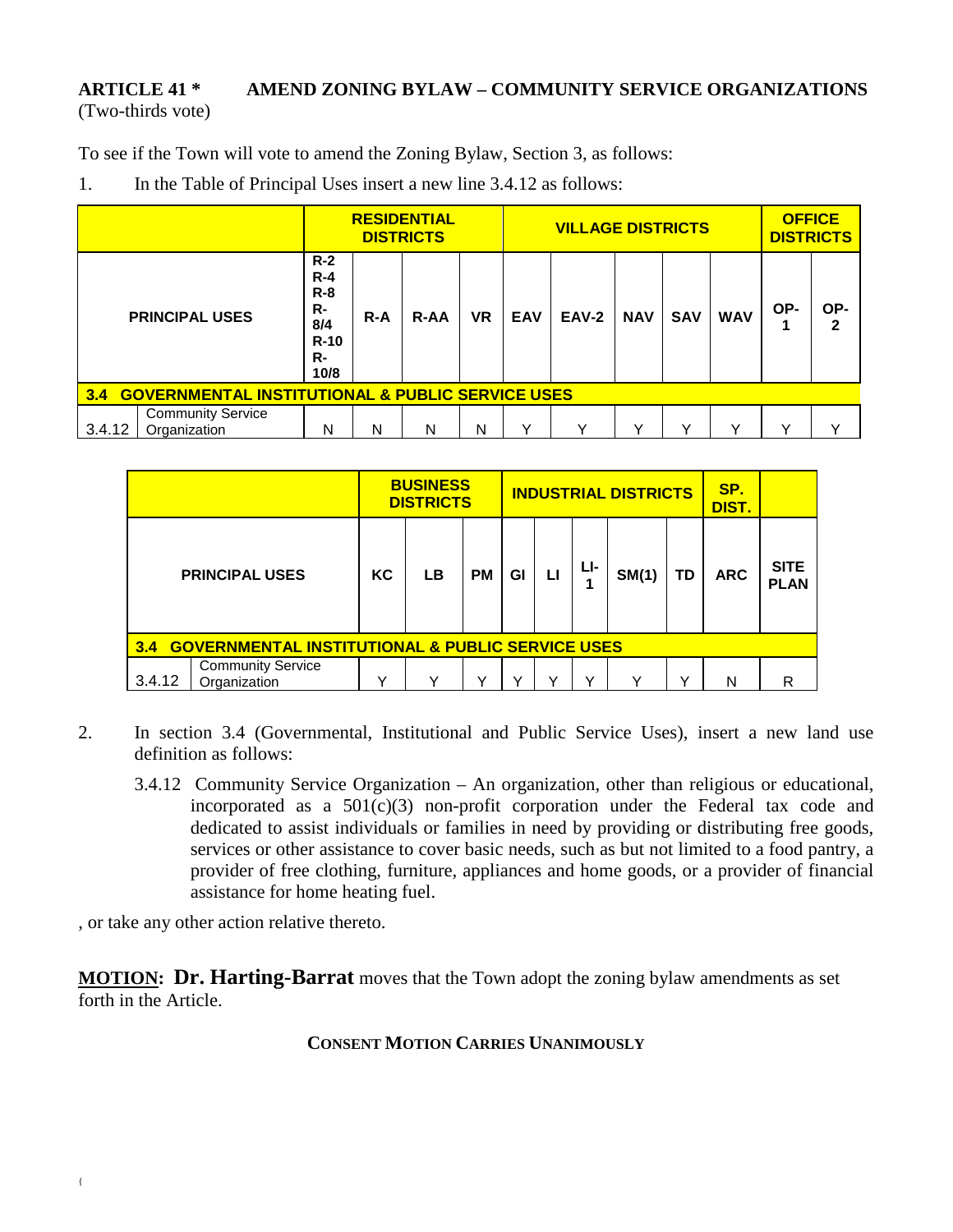## ARTICLE 41 * AMEND ZONING BYLAW – COMMUNITY SERVICE ORGANIZATIONS

(Two-thirds vote)

To see if the Town will vote to amend the Zoning Bylaw, Section 3, as follows:

1. In the Table of Principal Uses insert a new line 3.4.12 as follows:

| | | RESIDENTIAL DISTRICTS | | | | VILLAGE DISTRICTS | | | | | OFFICE DISTRICTS | |
|---|---|---|---|---|---|---|---|---|---|---|---|---|
| PRINCIPAL USES | | R-2 R-4 R-8 R-8/4 R-10 R-10/8 | R-A | R-AA | VR | EAV | EAV-2 | NAV | SAV | WAV | OP-1 | OP-2 |
| **3.4 GOVERNMENTAL INSTITUTIONAL & PUBLIC SERVICE USES** | | | | | | | | | | | | |
| 3.4.12 | Community Service Organization | N | N | N | N | Y | Y | Y | Y | Y | Y | Y |

| | | BUSINESS DISTRICTS | | | INDUSTRIAL DISTRICTS | | | | | SP. DIST. | |
|---|---|---|---|---|---|---|---|---|---|---|---|
| PRINCIPAL USES | | KC | LB | PM | GI | LI | LI-1 | SM(1) | TD | ARC | SITE PLAN |
| **3.4 GOVERNMENTAL INSTITUTIONAL & PUBLIC SERVICE USES** | | | | | | | | | | | |
| 3.4.12 | Community Service Organization | Y | Y | Y | Y | Y | Y | Y | Y | N | R |

2. In section 3.4 (Governmental, Institutional and Public Service Uses), insert a new land use definition as follows:

   3.4.12 Community Service Organization – An organization, other than religious or educational, incorporated as a 501(c)(3) non-profit corporation under the Federal tax code and dedicated to assist individuals or families in need by providing or distributing free goods, services or other assistance to cover basic needs, such as but not limited to a food pantry, a provider of free clothing, furniture, appliances and home goods, or a provider of financial assistance for home heating fuel.

, or take any other action relative thereto.

**MOTION: Dr. Harting-Barrat** moves that the Town adopt the zoning bylaw amendments as set forth in the Article.

**CONSENT MOTION CARRIES UNANIMOUSLY**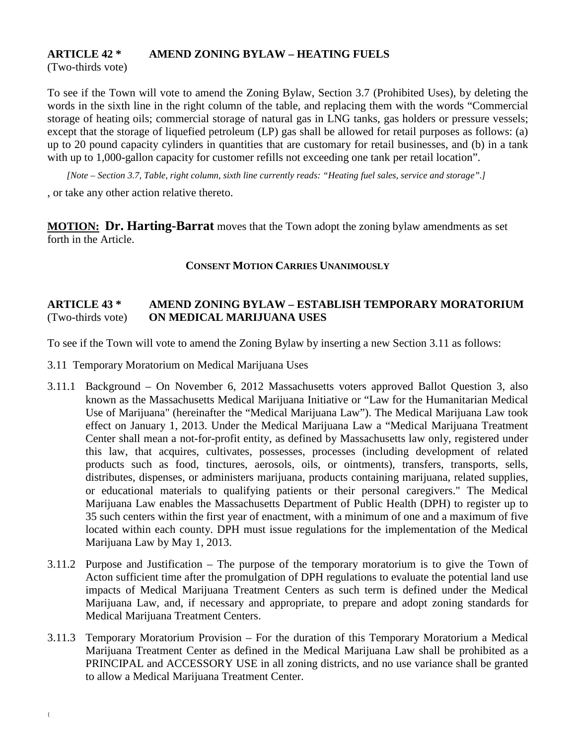**ARTICLE 42 \*     AMEND ZONING BYLAW – HEATING FUELS**
(Two-thirds vote)

To see if the Town will vote to amend the Zoning Bylaw, Section 3.7 (Prohibited Uses), by deleting the words in the sixth line in the right column of the table, and replacing them with the words "Commercial storage of heating oils; commercial storage of natural gas in LNG tanks, gas holders or pressure vessels; except that the storage of liquefied petroleum (LP) gas shall be allowed for retail purposes as follows: (a) up to 20 pound capacity cylinders in quantities that are customary for retail businesses, and (b) in a tank with up to 1,000-gallon capacity for customer refills not exceeding one tank per retail location".

*[Note – Section 3.7, Table, right column, sixth line currently reads: "Heating fuel sales, service and storage".]*

, or take any other action relative thereto.

**MOTION: Dr. Harting-Barrat** moves that the Town adopt the zoning bylaw amendments as set forth in the Article.

**CONSENT MOTION CARRIES UNANIMOUSLY**

**ARTICLE 43 \*     AMEND ZONING BYLAW – ESTABLISH TEMPORARY MORATORIUM**
(Two-thirds vote)     **ON MEDICAL MARIJUANA USES**

To see if the Town will vote to amend the Zoning Bylaw by inserting a new Section 3.11 as follows:

3.11 Temporary Moratorium on Medical Marijuana Uses

3.11.1 Background – On November 6, 2012 Massachusetts voters approved Ballot Question 3, also known as the Massachusetts Medical Marijuana Initiative or "Law for the Humanitarian Medical Use of Marijuana" (hereinafter the "Medical Marijuana Law"). The Medical Marijuana Law took effect on January 1, 2013. Under the Medical Marijuana Law a "Medical Marijuana Treatment Center shall mean a not-for-profit entity, as defined by Massachusetts law only, registered under this law, that acquires, cultivates, possesses, processes (including development of related products such as food, tinctures, aerosols, oils, or ointments), transfers, transports, sells, distributes, dispenses, or administers marijuana, products containing marijuana, related supplies, or educational materials to qualifying patients or their personal caregivers." The Medical Marijuana Law enables the Massachusetts Department of Public Health (DPH) to register up to 35 such centers within the first year of enactment, with a minimum of one and a maximum of five located within each county. DPH must issue regulations for the implementation of the Medical Marijuana Law by May 1, 2013.

3.11.2 Purpose and Justification – The purpose of the temporary moratorium is to give the Town of Acton sufficient time after the promulgation of DPH regulations to evaluate the potential land use impacts of Medical Marijuana Treatment Centers as such term is defined under the Medical Marijuana Law, and, if necessary and appropriate, to prepare and adopt zoning standards for Medical Marijuana Treatment Centers.

3.11.3 Temporary Moratorium Provision – For the duration of this Temporary Moratorium a Medical Marijuana Treatment Center as defined in the Medical Marijuana Law shall be prohibited as a PRINCIPAL and ACCESSORY USE in all zoning districts, and no use variance shall be granted to allow a Medical Marijuana Treatment Center.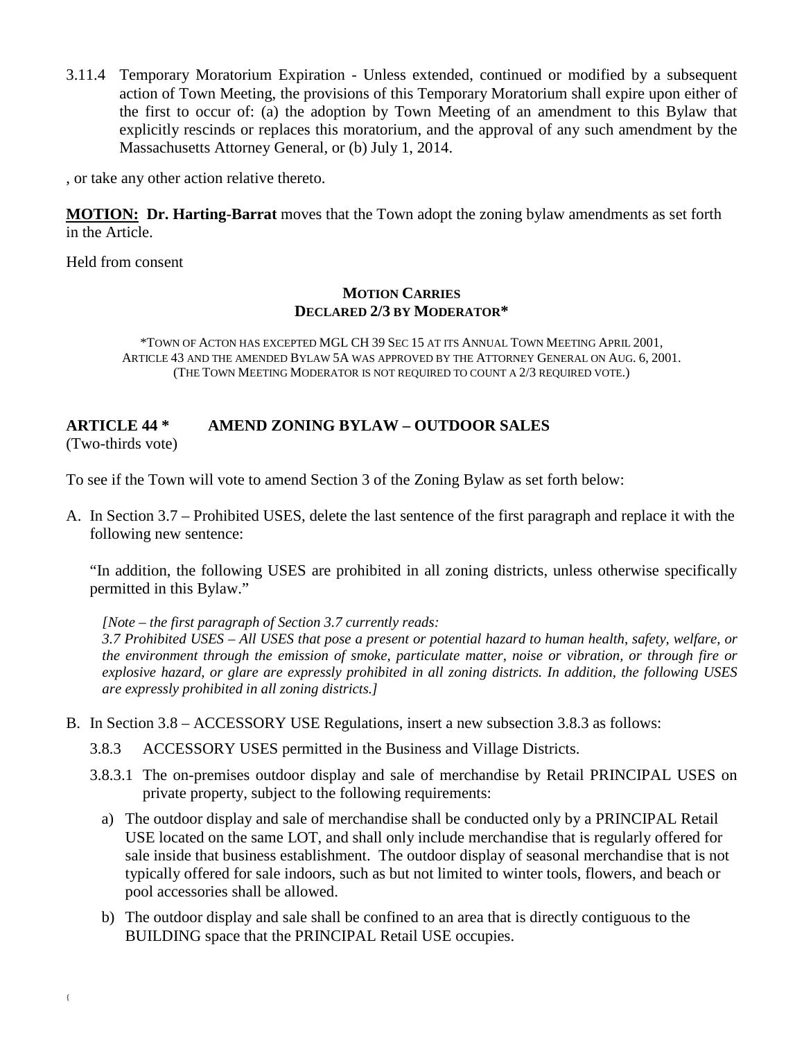3.11.4 Temporary Moratorium Expiration - Unless extended, continued or modified by a subsequent action of Town Meeting, the provisions of this Temporary Moratorium shall expire upon either of the first to occur of: (a) the adoption by Town Meeting of an amendment to this Bylaw that explicitly rescinds or replaces this moratorium, and the approval of any such amendment by the Massachusetts Attorney General, or (b) July 1, 2014.

, or take any other action relative thereto.

**MOTION: Dr. Harting-Barrat** moves that the Town adopt the zoning bylaw amendments as set forth in the Article.

Held from consent

**MOTION CARRIES**
**DECLARED 2/3 BY MODERATOR***

*TOWN OF ACTON HAS EXCEPTED MGL CH 39 SEC 15 AT ITS ANNUAL TOWN MEETING APRIL 2001, ARTICLE 43 AND THE AMENDED BYLAW 5A WAS APPROVED BY THE ATTORNEY GENERAL ON AUG. 6, 2001. (THE TOWN MEETING MODERATOR IS NOT REQUIRED TO COUNT A 2/3 REQUIRED VOTE.)

## ARTICLE 44 * AMEND ZONING BYLAW – OUTDOOR SALES

(Two-thirds vote)

To see if the Town will vote to amend Section 3 of the Zoning Bylaw as set forth below:

A. In Section 3.7 – Prohibited USES, delete the last sentence of the first paragraph and replace it with the following new sentence:

   "In addition, the following USES are prohibited in all zoning districts, unless otherwise specifically permitted in this Bylaw."

   *[Note – the first paragraph of Section 3.7 currently reads:*
   *3.7 Prohibited USES – All USES that pose a present or potential hazard to human health, safety, welfare, or the environment through the emission of smoke, particulate matter, noise or vibration, or through fire or explosive hazard, or glare are expressly prohibited in all zoning districts. In addition, the following USES are expressly prohibited in all zoning districts.]*

B. In Section 3.8 – ACCESSORY USE Regulations, insert a new subsection 3.8.3 as follows:

   3.8.3 ACCESSORY USES permitted in the Business and Village Districts.

   3.8.3.1 The on-premises outdoor display and sale of merchandise by Retail PRINCIPAL USES on private property, subject to the following requirements:

   a) The outdoor display and sale of merchandise shall be conducted only by a PRINCIPAL Retail USE located on the same LOT, and shall only include merchandise that is regularly offered for sale inside that business establishment. The outdoor display of seasonal merchandise that is not typically offered for sale indoors, such as but not limited to winter tools, flowers, and beach or pool accessories shall be allowed.

   b) The outdoor display and sale shall be confined to an area that is directly contiguous to the BUILDING space that the PRINCIPAL Retail USE occupies.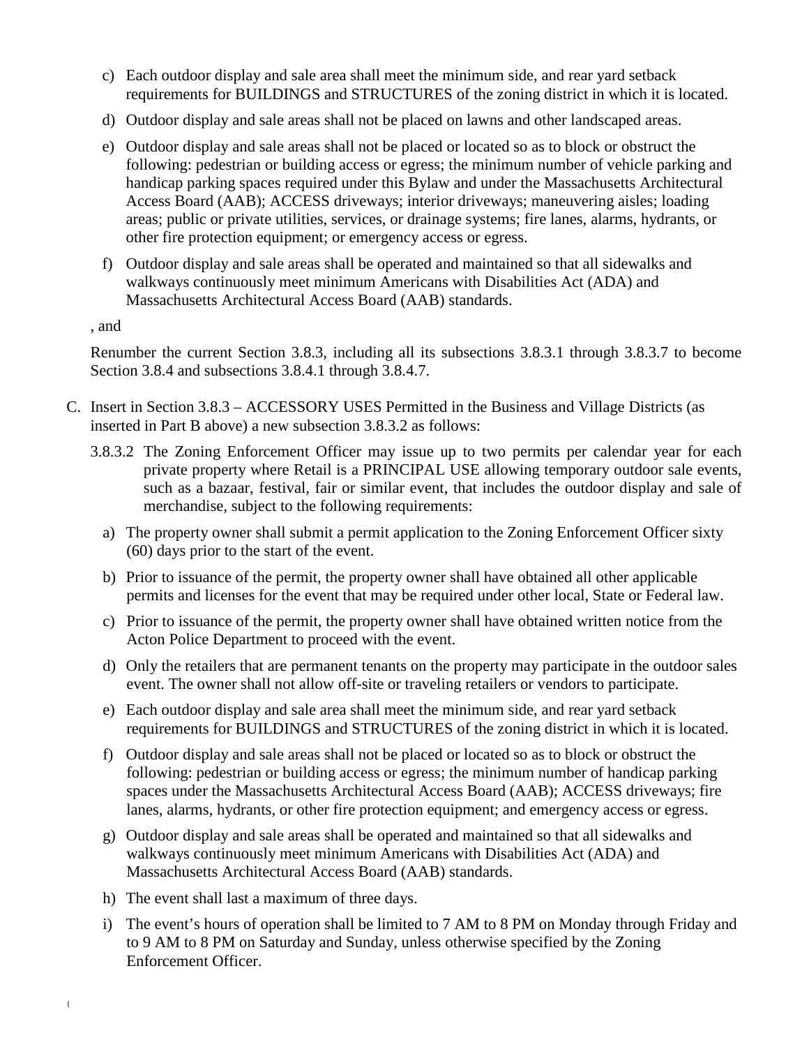c) Each outdoor display and sale area shall meet the minimum side, and rear yard setback requirements for BUILDINGS and STRUCTURES of the zoning district in which it is located.

d) Outdoor display and sale areas shall not be placed on lawns and other landscaped areas.

e) Outdoor display and sale areas shall not be placed or located so as to block or obstruct the following: pedestrian or building access or egress; the minimum number of vehicle parking and handicap parking spaces required under this Bylaw and under the Massachusetts Architectural Access Board (AAB); ACCESS driveways; interior driveways; maneuvering aisles; loading areas; public or private utilities, services, or drainage systems; fire lanes, alarms, hydrants, or other fire protection equipment; or emergency access or egress.

f) Outdoor display and sale areas shall be operated and maintained so that all sidewalks and walkways continuously meet minimum Americans with Disabilities Act (ADA) and Massachusetts Architectural Access Board (AAB) standards.

, and

Renumber the current Section 3.8.3, including all its subsections 3.8.3.1 through 3.8.3.7 to become Section 3.8.4 and subsections 3.8.4.1 through 3.8.4.7.

C. Insert in Section 3.8.3 – ACCESSORY USES Permitted in the Business and Village Districts (as inserted in Part B above) a new subsection 3.8.3.2 as follows:

3.8.3.2 The Zoning Enforcement Officer may issue up to two permits per calendar year for each private property where Retail is a PRINCIPAL USE allowing temporary outdoor sale events, such as a bazaar, festival, fair or similar event, that includes the outdoor display and sale of merchandise, subject to the following requirements:

a) The property owner shall submit a permit application to the Zoning Enforcement Officer sixty (60) days prior to the start of the event.

b) Prior to issuance of the permit, the property owner shall have obtained all other applicable permits and licenses for the event that may be required under other local, State or Federal law.

c) Prior to issuance of the permit, the property owner shall have obtained written notice from the Acton Police Department to proceed with the event.

d) Only the retailers that are permanent tenants on the property may participate in the outdoor sales event. The owner shall not allow off-site or traveling retailers or vendors to participate.

e) Each outdoor display and sale area shall meet the minimum side, and rear yard setback requirements for BUILDINGS and STRUCTURES of the zoning district in which it is located.

f) Outdoor display and sale areas shall not be placed or located so as to block or obstruct the following: pedestrian or building access or egress; the minimum number of handicap parking spaces under the Massachusetts Architectural Access Board (AAB); ACCESS driveways; fire lanes, alarms, hydrants, or other fire protection equipment; and emergency access or egress.

g) Outdoor display and sale areas shall be operated and maintained so that all sidewalks and walkways continuously meet minimum Americans with Disabilities Act (ADA) and Massachusetts Architectural Access Board (AAB) standards.

h) The event shall last a maximum of three days.

i) The event's hours of operation shall be limited to 7 AM to 8 PM on Monday through Friday and to 9 AM to 8 PM on Saturday and Sunday, unless otherwise specified by the Zoning Enforcement Officer.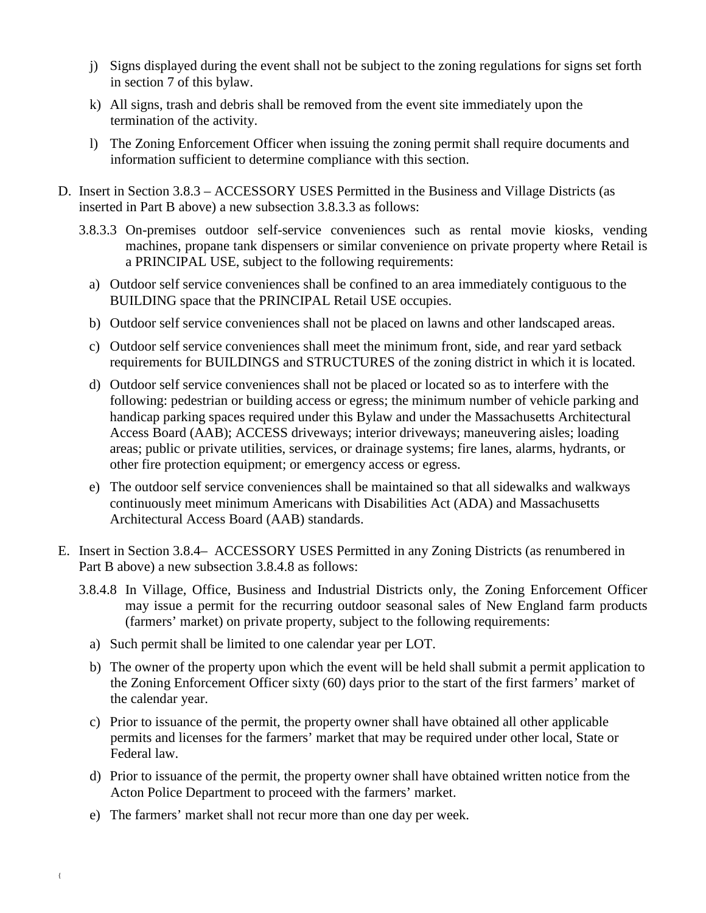j) Signs displayed during the event shall not be subject to the zoning regulations for signs set forth in section 7 of this bylaw.

k) All signs, trash and debris shall be removed from the event site immediately upon the termination of the activity.

l) The Zoning Enforcement Officer when issuing the zoning permit shall require documents and information sufficient to determine compliance with this section.

D. Insert in Section 3.8.3 – ACCESSORY USES Permitted in the Business and Village Districts (as inserted in Part B above) a new subsection 3.8.3.3 as follows:

3.8.3.3 On-premises outdoor self-service conveniences such as rental movie kiosks, vending machines, propane tank dispensers or similar convenience on private property where Retail is a PRINCIPAL USE, subject to the following requirements:

a) Outdoor self service conveniences shall be confined to an area immediately contiguous to the BUILDING space that the PRINCIPAL Retail USE occupies.

b) Outdoor self service conveniences shall not be placed on lawns and other landscaped areas.

c) Outdoor self service conveniences shall meet the minimum front, side, and rear yard setback requirements for BUILDINGS and STRUCTURES of the zoning district in which it is located.

d) Outdoor self service conveniences shall not be placed or located so as to interfere with the following: pedestrian or building access or egress; the minimum number of vehicle parking and handicap parking spaces required under this Bylaw and under the Massachusetts Architectural Access Board (AAB); ACCESS driveways; interior driveways; maneuvering aisles; loading areas; public or private utilities, services, or drainage systems; fire lanes, alarms, hydrants, or other fire protection equipment; or emergency access or egress.

e) The outdoor self service conveniences shall be maintained so that all sidewalks and walkways continuously meet minimum Americans with Disabilities Act (ADA) and Massachusetts Architectural Access Board (AAB) standards.

E. Insert in Section 3.8.4– ACCESSORY USES Permitted in any Zoning Districts (as renumbered in Part B above) a new subsection 3.8.4.8 as follows:

3.8.4.8 In Village, Office, Business and Industrial Districts only, the Zoning Enforcement Officer may issue a permit for the recurring outdoor seasonal sales of New England farm products (farmers' market) on private property, subject to the following requirements:

a) Such permit shall be limited to one calendar year per LOT.

b) The owner of the property upon which the event will be held shall submit a permit application to the Zoning Enforcement Officer sixty (60) days prior to the start of the first farmers' market of the calendar year.

c) Prior to issuance of the permit, the property owner shall have obtained all other applicable permits and licenses for the farmers' market that may be required under other local, State or Federal law.

d) Prior to issuance of the permit, the property owner shall have obtained written notice from the Acton Police Department to proceed with the farmers' market.

e) The farmers' market shall not recur more than one day per week.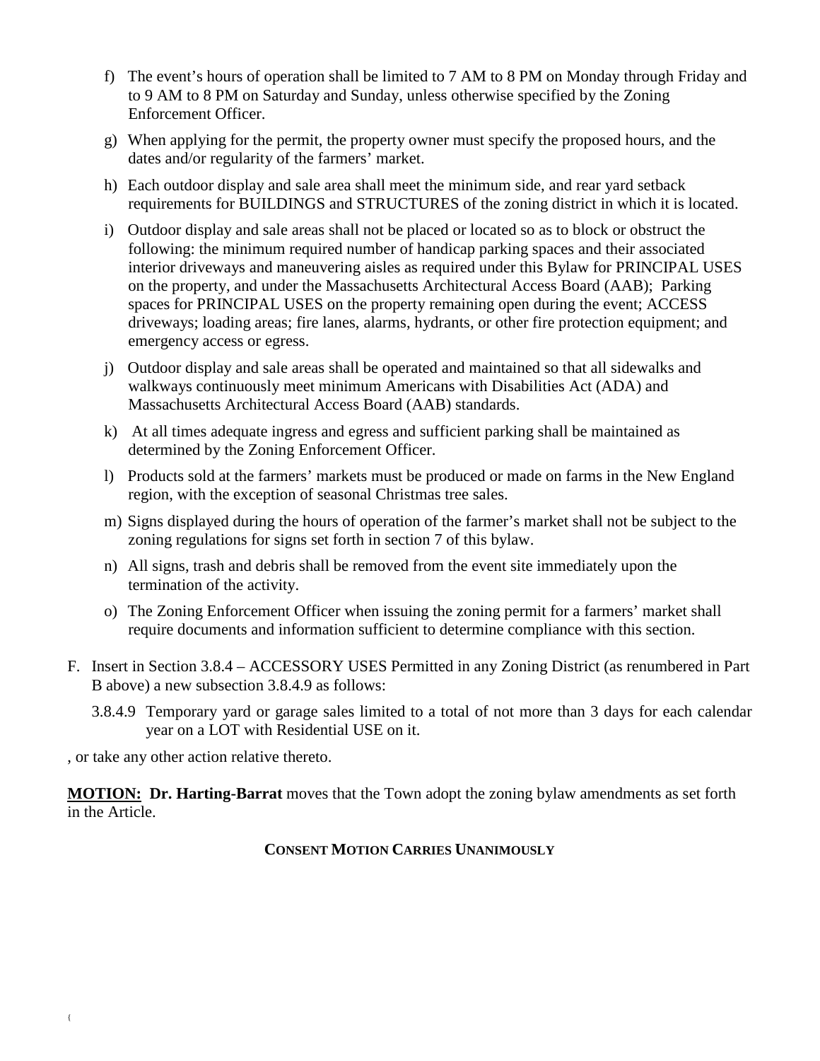f) The event's hours of operation shall be limited to 7 AM to 8 PM on Monday through Friday and to 9 AM to 8 PM on Saturday and Sunday, unless otherwise specified by the Zoning Enforcement Officer.

g) When applying for the permit, the property owner must specify the proposed hours, and the dates and/or regularity of the farmers' market.

h) Each outdoor display and sale area shall meet the minimum side, and rear yard setback requirements for BUILDINGS and STRUCTURES of the zoning district in which it is located.

i) Outdoor display and sale areas shall not be placed or located so as to block or obstruct the following: the minimum required number of handicap parking spaces and their associated interior driveways and maneuvering aisles as required under this Bylaw for PRINCIPAL USES on the property, and under the Massachusetts Architectural Access Board (AAB); Parking spaces for PRINCIPAL USES on the property remaining open during the event; ACCESS driveways; loading areas; fire lanes, alarms, hydrants, or other fire protection equipment; and emergency access or egress.

j) Outdoor display and sale areas shall be operated and maintained so that all sidewalks and walkways continuously meet minimum Americans with Disabilities Act (ADA) and Massachusetts Architectural Access Board (AAB) standards.

k) At all times adequate ingress and egress and sufficient parking shall be maintained as determined by the Zoning Enforcement Officer.

l) Products sold at the farmers' markets must be produced or made on farms in the New England region, with the exception of seasonal Christmas tree sales.

m) Signs displayed during the hours of operation of the farmer's market shall not be subject to the zoning regulations for signs set forth in section 7 of this bylaw.

n) All signs, trash and debris shall be removed from the event site immediately upon the termination of the activity.

o) The Zoning Enforcement Officer when issuing the zoning permit for a farmers' market shall require documents and information sufficient to determine compliance with this section.

F. Insert in Section 3.8.4 – ACCESSORY USES Permitted in any Zoning District (as renumbered in Part B above) a new subsection 3.8.4.9 as follows:

3.8.4.9 Temporary yard or garage sales limited to a total of not more than 3 days for each calendar year on a LOT with Residential USE on it.

, or take any other action relative thereto.

**MOTION:** **Dr. Harting-Barrat** moves that the Town adopt the zoning bylaw amendments as set forth in the Article.

**CONSENT MOTION CARRIES UNANIMOUSLY**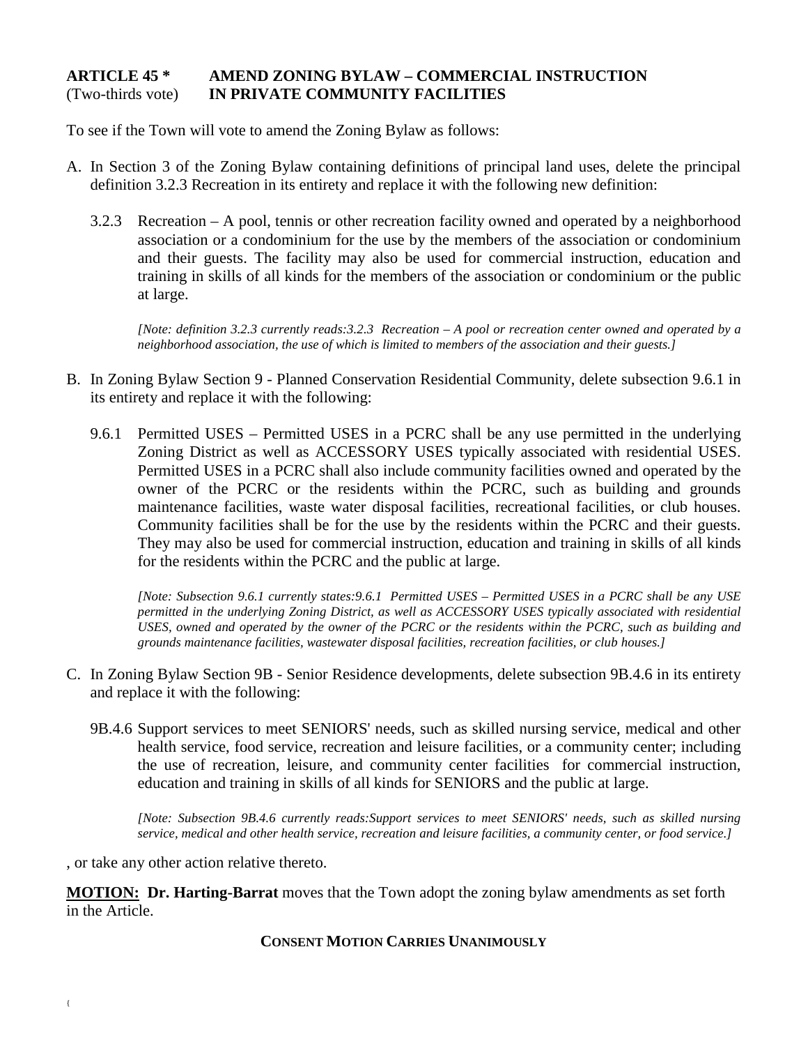**ARTICLE 45 *** **AMEND ZONING BYLAW – COMMERCIAL INSTRUCTION**
(Two-thirds vote) **IN PRIVATE COMMUNITY FACILITIES**

To see if the Town will vote to amend the Zoning Bylaw as follows:

A. In Section 3 of the Zoning Bylaw containing definitions of principal land uses, delete the principal definition 3.2.3 Recreation in its entirety and replace it with the following new definition:

   3.2.3 Recreation – A pool, tennis or other recreation facility owned and operated by a neighborhood association or a condominium for the use by the members of the association or condominium and their guests. The facility may also be used for commercial instruction, education and training in skills of all kinds for the members of the association or condominium or the public at large.

   *[Note: definition 3.2.3 currently reads:3.2.3 Recreation – A pool or recreation center owned and operated by a neighborhood association, the use of which is limited to members of the association and their guests.]*

B. In Zoning Bylaw Section 9 - Planned Conservation Residential Community, delete subsection 9.6.1 in its entirety and replace it with the following:

   9.6.1 Permitted USES – Permitted USES in a PCRC shall be any use permitted in the underlying Zoning District as well as ACCESSORY USES typically associated with residential USES. Permitted USES in a PCRC shall also include community facilities owned and operated by the owner of the PCRC or the residents within the PCRC, such as building and grounds maintenance facilities, waste water disposal facilities, recreational facilities, or club houses. Community facilities shall be for the use by the residents within the PCRC and their guests. They may also be used for commercial instruction, education and training in skills of all kinds for the residents within the PCRC and the public at large.

   *[Note: Subsection 9.6.1 currently states:9.6.1 Permitted USES – Permitted USES in a PCRC shall be any USE permitted in the underlying Zoning District, as well as ACCESSORY USES typically associated with residential USES, owned and operated by the owner of the PCRC or the residents within the PCRC, such as building and grounds maintenance facilities, wastewater disposal facilities, recreation facilities, or club houses.]*

C. In Zoning Bylaw Section 9B - Senior Residence developments, delete subsection 9B.4.6 in its entirety and replace it with the following:

   9B.4.6 Support services to meet SENIORS' needs, such as skilled nursing service, medical and other health service, food service, recreation and leisure facilities, or a community center; including the use of recreation, leisure, and community center facilities for commercial instruction, education and training in skills of all kinds for SENIORS and the public at large.

   *[Note: Subsection 9B.4.6 currently reads:Support services to meet SENIORS' needs, such as skilled nursing service, medical and other health service, recreation and leisure facilities, a community center, or food service.]*

, or take any other action relative thereto.

**MOTION: Dr. Harting-Barrat** moves that the Town adopt the zoning bylaw amendments as set forth in the Article.

**CONSENT MOTION CARRIES UNANIMOUSLY**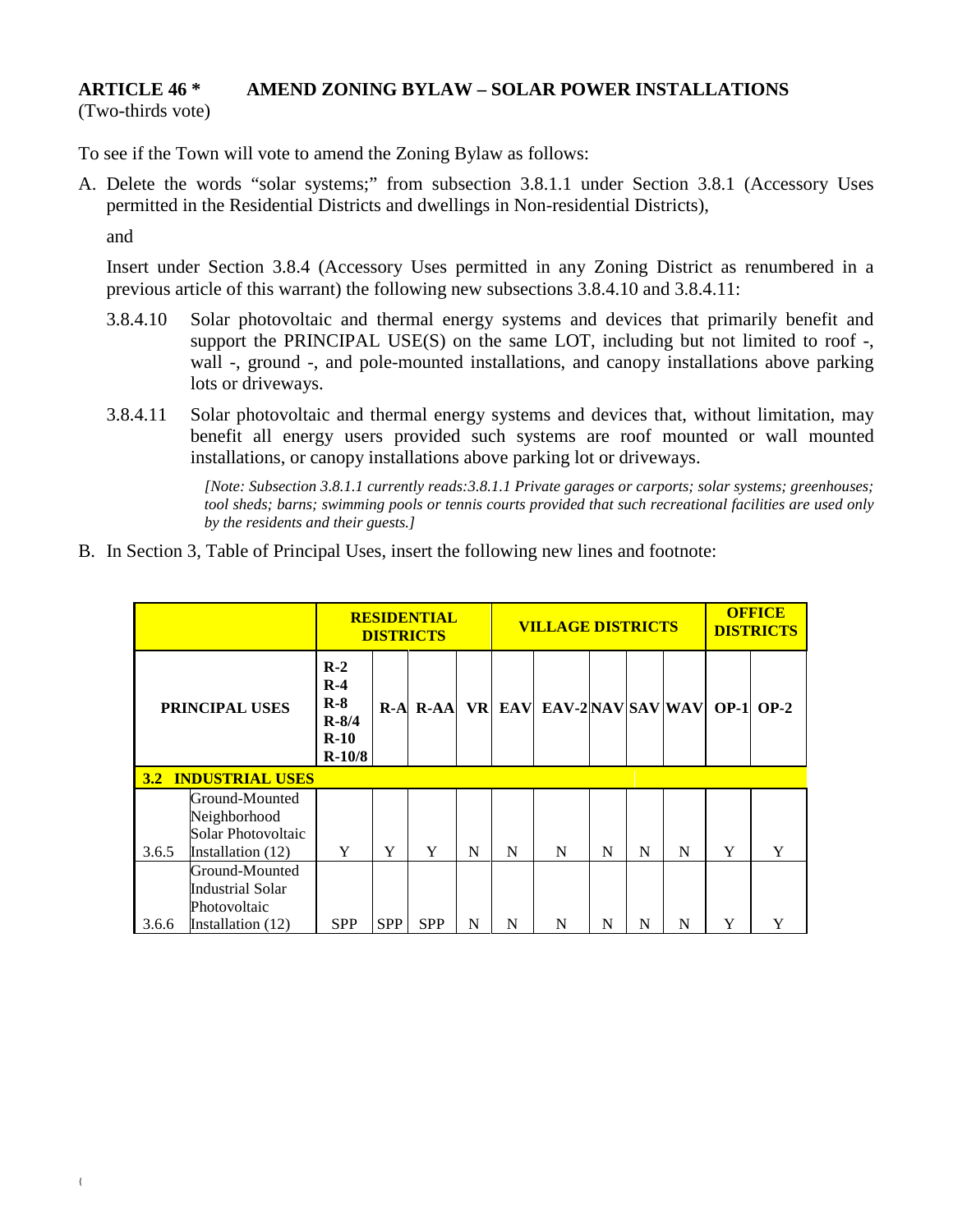## ARTICLE 46 * AMEND ZONING BYLAW – SOLAR POWER INSTALLATIONS

(Two-thirds vote)

To see if the Town will vote to amend the Zoning Bylaw as follows:

A. Delete the words "solar systems;" from subsection 3.8.1.1 under Section 3.8.1 (Accessory Uses permitted in the Residential Districts and dwellings in Non-residential Districts),

   and

   Insert under Section 3.8.4 (Accessory Uses permitted in any Zoning District as renumbered in a previous article of this warrant) the following new subsections 3.8.4.10 and 3.8.4.11:

   3.8.4.10 Solar photovoltaic and thermal energy systems and devices that primarily benefit and support the PRINCIPAL USE(S) on the same LOT, including but not limited to roof -, wall -, ground -, and pole-mounted installations, and canopy installations above parking lots or driveways.

   3.8.4.11 Solar photovoltaic and thermal energy systems and devices that, without limitation, may benefit all energy users provided such systems are roof mounted or wall mounted installations, or canopy installations above parking lot or driveways.

   *[Note: Subsection 3.8.1.1 currently reads:3.8.1.1 Private garages or carports; solar systems; greenhouses; tool sheds; barns; swimming pools or tennis courts provided that such recreational facilities are used only by the residents and their guests.]*

B. In Section 3, Table of Principal Uses, insert the following new lines and footnote:

| | | RESIDENTIAL DISTRICTS | | | VILLAGE DISTRICTS | | | | | | OFFICE DISTRICTS | |
|---|---|---|---|---|---|---|---|---|---|---|---|---|
| PRINCIPAL USES | | R-2 R-4 R-8 R-8/4 R-10 R-10/8 | R-A | R-AA | VR | EAV | EAV-2 | NAV | SAV | WAV | OP-1 | OP-2 |
| **3.2 INDUSTRIAL USES** | | | | | | | | | | | | |
| 3.6.5 | Ground-Mounted Neighborhood Solar Photovoltaic Installation (12) | Y | Y | Y | N | N | N | N | N | N | Y | Y |
| 3.6.6 | Ground-Mounted Industrial Solar Photovoltaic Installation (12) | SPP | SPP | SPP | N | N | N | N | N | N | Y | Y |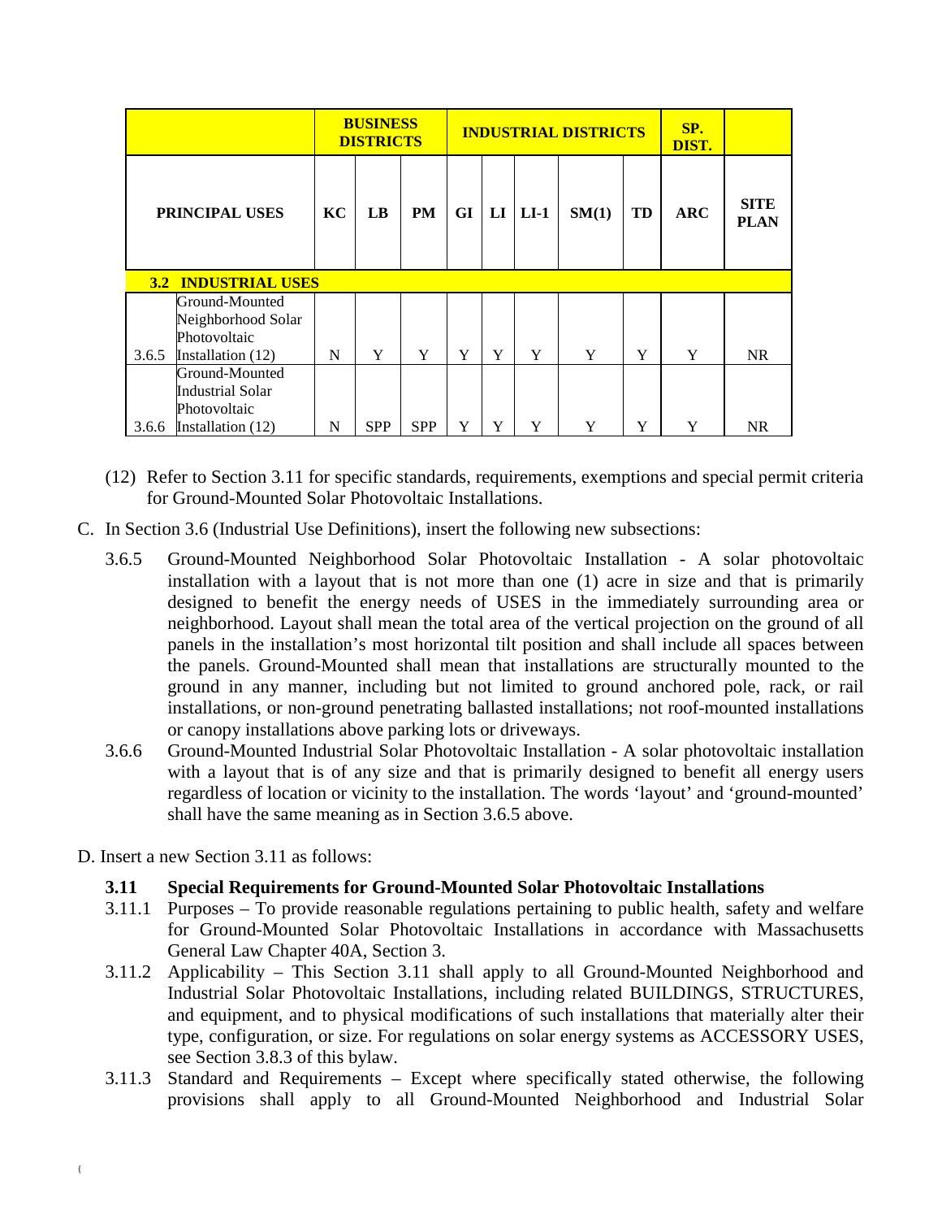| | | BUSINESS DISTRICTS | | | INDUSTRIAL DISTRICTS | | | | | SP. DIST. | |
|---|---|---|---|---|---|---|---|---|---|---|---|
| PRINCIPAL USES | | KC | LB | PM | GI | LI | LI-1 | SM(1) | TD | ARC | SITE PLAN |
| **3.2** | **INDUSTRIAL USES** | | | | | | | | | | |
| 3.6.5 | Ground-Mounted Neighborhood Solar Photovoltaic Installation (12) | N | Y | Y | Y | Y | Y | Y | Y | Y | NR |
| 3.6.6 | Ground-Mounted Industrial Solar Photovoltaic Installation (12) | N | SPP | SPP | Y | Y | Y | Y | Y | Y | NR |

(12) Refer to Section 3.11 for specific standards, requirements, exemptions and special permit criteria for Ground-Mounted Solar Photovoltaic Installations.

C. In Section 3.6 (Industrial Use Definitions), insert the following new subsections:

3.6.5 Ground-Mounted Neighborhood Solar Photovoltaic Installation - A solar photovoltaic installation with a layout that is not more than one (1) acre in size and that is primarily designed to benefit the energy needs of USES in the immediately surrounding area or neighborhood. Layout shall mean the total area of the vertical projection on the ground of all panels in the installation's most horizontal tilt position and shall include all spaces between the panels. Ground-Mounted shall mean that installations are structurally mounted to the ground in any manner, including but not limited to ground anchored pole, rack, or rail installations, or non-ground penetrating ballasted installations; not roof-mounted installations or canopy installations above parking lots or driveways.

3.6.6 Ground-Mounted Industrial Solar Photovoltaic Installation - A solar photovoltaic installation with a layout that is of any size and that is primarily designed to benefit all energy users regardless of location or vicinity to the installation. The words 'layout' and 'ground-mounted' shall have the same meaning as in Section 3.6.5 above.

D. Insert a new Section 3.11 as follows:

**3.11 Special Requirements for Ground-Mounted Solar Photovoltaic Installations**

3.11.1 Purposes – To provide reasonable regulations pertaining to public health, safety and welfare for Ground-Mounted Solar Photovoltaic Installations in accordance with Massachusetts General Law Chapter 40A, Section 3.

3.11.2 Applicability – This Section 3.11 shall apply to all Ground-Mounted Neighborhood and Industrial Solar Photovoltaic Installations, including related BUILDINGS, STRUCTURES, and equipment, and to physical modifications of such installations that materially alter their type, configuration, or size. For regulations on solar energy systems as ACCESSORY USES, see Section 3.8.3 of this bylaw.

3.11.3 Standard and Requirements – Except where specifically stated otherwise, the following provisions shall apply to all Ground-Mounted Neighborhood and Industrial Solar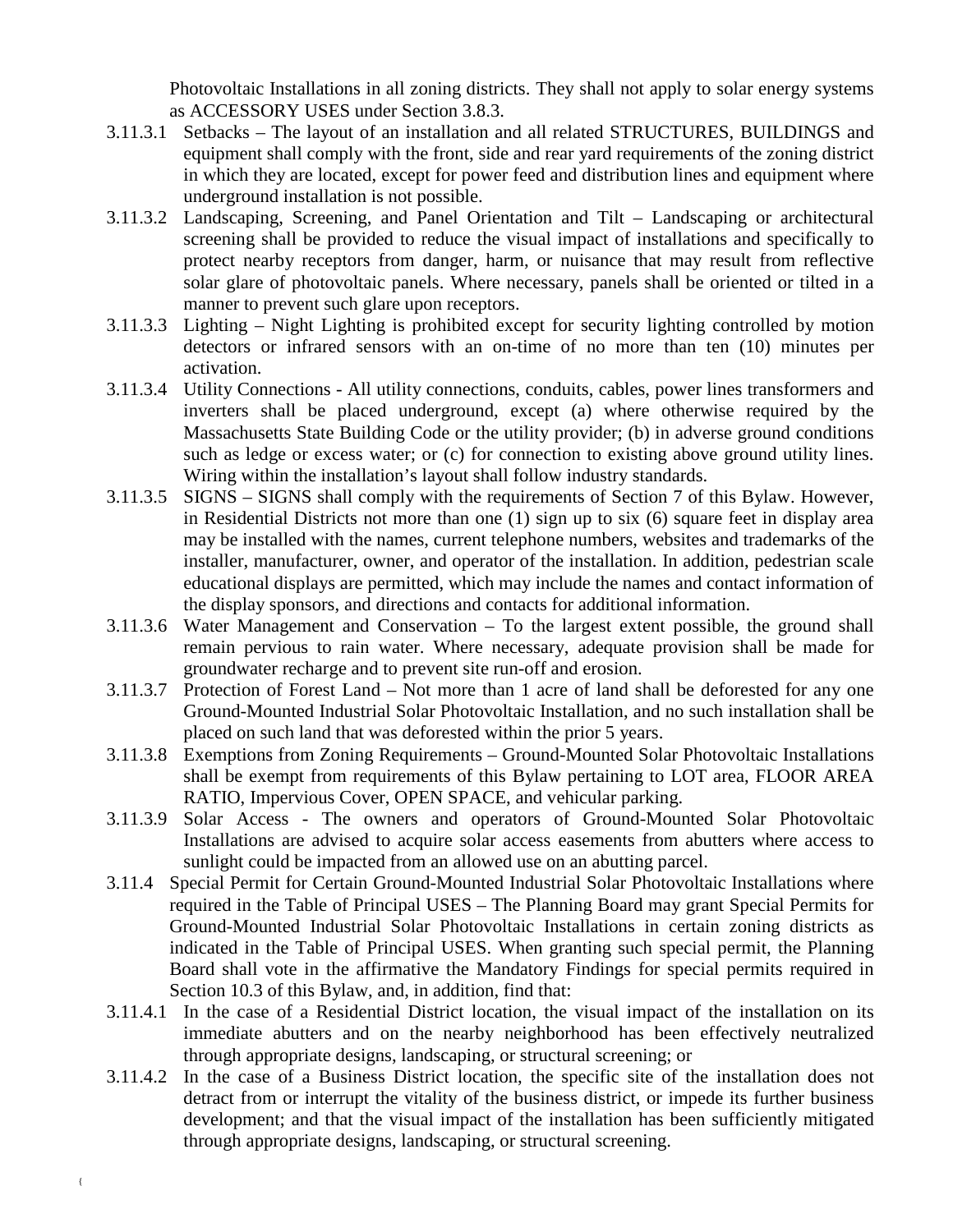Photovoltaic Installations in all zoning districts. They shall not apply to solar energy systems as ACCESSORY USES under Section 3.8.3.

3.11.3.1 Setbacks – The layout of an installation and all related STRUCTURES, BUILDINGS and equipment shall comply with the front, side and rear yard requirements of the zoning district in which they are located, except for power feed and distribution lines and equipment where underground installation is not possible.

3.11.3.2 Landscaping, Screening, and Panel Orientation and Tilt – Landscaping or architectural screening shall be provided to reduce the visual impact of installations and specifically to protect nearby receptors from danger, harm, or nuisance that may result from reflective solar glare of photovoltaic panels. Where necessary, panels shall be oriented or tilted in a manner to prevent such glare upon receptors.

3.11.3.3 Lighting – Night Lighting is prohibited except for security lighting controlled by motion detectors or infrared sensors with an on-time of no more than ten (10) minutes per activation.

3.11.3.4 Utility Connections - All utility connections, conduits, cables, power lines transformers and inverters shall be placed underground, except (a) where otherwise required by the Massachusetts State Building Code or the utility provider; (b) in adverse ground conditions such as ledge or excess water; or (c) for connection to existing above ground utility lines. Wiring within the installation's layout shall follow industry standards.

3.11.3.5 SIGNS – SIGNS shall comply with the requirements of Section 7 of this Bylaw. However, in Residential Districts not more than one (1) sign up to six (6) square feet in display area may be installed with the names, current telephone numbers, websites and trademarks of the installer, manufacturer, owner, and operator of the installation. In addition, pedestrian scale educational displays are permitted, which may include the names and contact information of the display sponsors, and directions and contacts for additional information.

3.11.3.6 Water Management and Conservation – To the largest extent possible, the ground shall remain pervious to rain water. Where necessary, adequate provision shall be made for groundwater recharge and to prevent site run-off and erosion.

3.11.3.7 Protection of Forest Land – Not more than 1 acre of land shall be deforested for any one Ground-Mounted Industrial Solar Photovoltaic Installation, and no such installation shall be placed on such land that was deforested within the prior 5 years.

3.11.3.8 Exemptions from Zoning Requirements – Ground-Mounted Solar Photovoltaic Installations shall be exempt from requirements of this Bylaw pertaining to LOT area, FLOOR AREA RATIO, Impervious Cover, OPEN SPACE, and vehicular parking.

3.11.3.9 Solar Access - The owners and operators of Ground-Mounted Solar Photovoltaic Installations are advised to acquire solar access easements from abutters where access to sunlight could be impacted from an allowed use on an abutting parcel.

3.11.4 Special Permit for Certain Ground-Mounted Industrial Solar Photovoltaic Installations where required in the Table of Principal USES – The Planning Board may grant Special Permits for Ground-Mounted Industrial Solar Photovoltaic Installations in certain zoning districts as indicated in the Table of Principal USES. When granting such special permit, the Planning Board shall vote in the affirmative the Mandatory Findings for special permits required in Section 10.3 of this Bylaw, and, in addition, find that:

3.11.4.1 In the case of a Residential District location, the visual impact of the installation on its immediate abutters and on the nearby neighborhood has been effectively neutralized through appropriate designs, landscaping, or structural screening; or

3.11.4.2 In the case of a Business District location, the specific site of the installation does not detract from or interrupt the vitality of the business district, or impede its further business development; and that the visual impact of the installation has been sufficiently mitigated through appropriate designs, landscaping, or structural screening.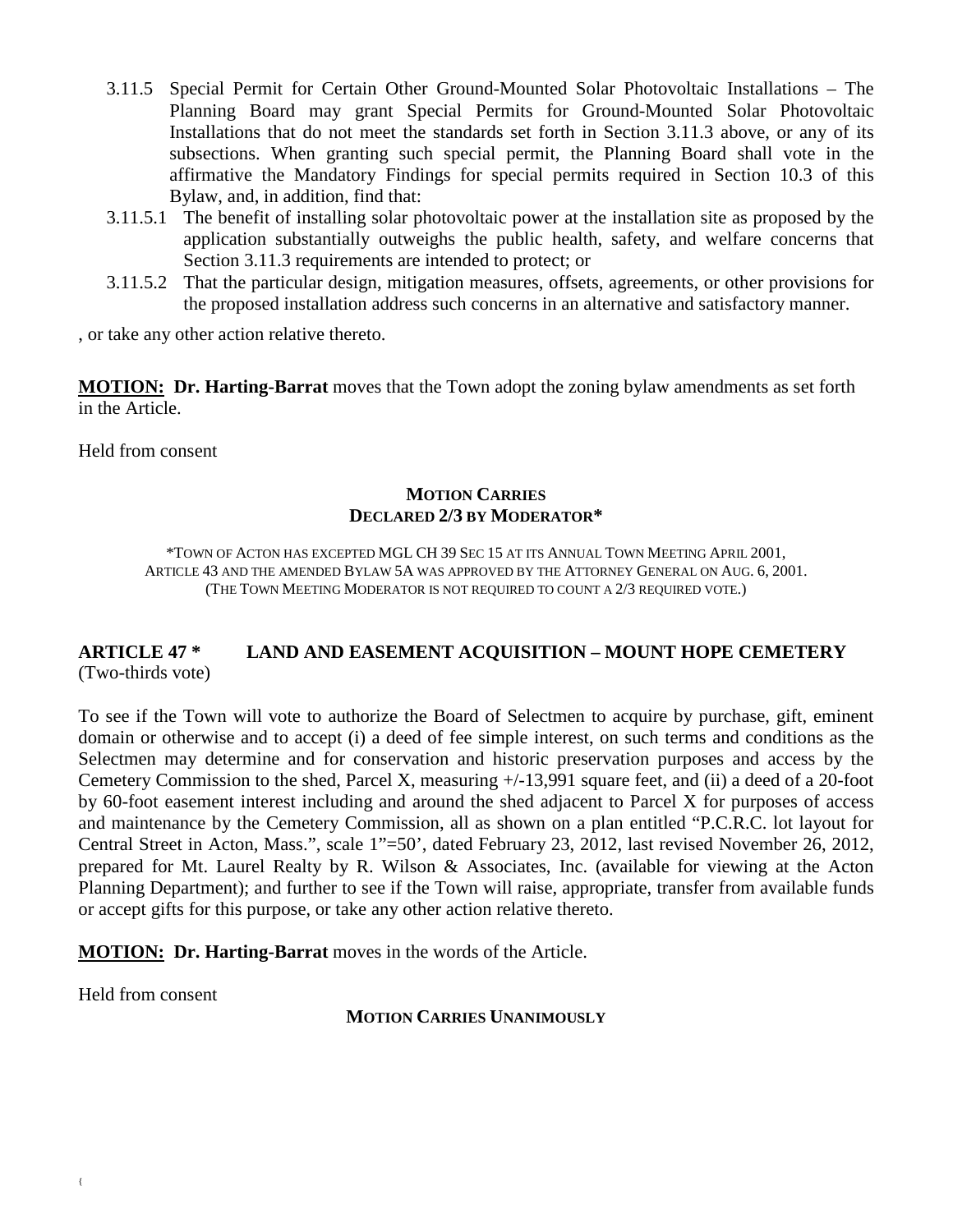3.11.5 Special Permit for Certain Other Ground-Mounted Solar Photovoltaic Installations – The Planning Board may grant Special Permits for Ground-Mounted Solar Photovoltaic Installations that do not meet the standards set forth in Section 3.11.3 above, or any of its subsections. When granting such special permit, the Planning Board shall vote in the affirmative the Mandatory Findings for special permits required in Section 10.3 of this Bylaw, and, in addition, find that:

3.11.5.1 The benefit of installing solar photovoltaic power at the installation site as proposed by the application substantially outweighs the public health, safety, and welfare concerns that Section 3.11.3 requirements are intended to protect; or

3.11.5.2 That the particular design, mitigation measures, offsets, agreements, or other provisions for the proposed installation address such concerns in an alternative and satisfactory manner.

, or take any other action relative thereto.

**MOTION: Dr. Harting-Barrat** moves that the Town adopt the zoning bylaw amendments as set forth in the Article.

Held from consent

**MOTION CARRIES**
**DECLARED 2/3 BY MODERATOR***

*TOWN OF ACTON HAS EXCEPTED MGL CH 39 SEC 15 AT ITS ANNUAL TOWN MEETING APRIL 2001, ARTICLE 43 AND THE AMENDED BYLAW 5A WAS APPROVED BY THE ATTORNEY GENERAL ON AUG. 6, 2001. (THE TOWN MEETING MODERATOR IS NOT REQUIRED TO COUNT A 2/3 REQUIRED VOTE.)

## ARTICLE 47 * LAND AND EASEMENT ACQUISITION – MOUNT HOPE CEMETERY
(Two-thirds vote)

To see if the Town will vote to authorize the Board of Selectmen to acquire by purchase, gift, eminent domain or otherwise and to accept (i) a deed of fee simple interest, on such terms and conditions as the Selectmen may determine and for conservation and historic preservation purposes and access by the Cemetery Commission to the shed, Parcel X, measuring +/-13,991 square feet, and (ii) a deed of a 20-foot by 60-foot easement interest including and around the shed adjacent to Parcel X for purposes of access and maintenance by the Cemetery Commission, all as shown on a plan entitled "P.C.R.C. lot layout for Central Street in Acton, Mass.", scale 1"=50', dated February 23, 2012, last revised November 26, 2012, prepared for Mt. Laurel Realty by R. Wilson & Associates, Inc. (available for viewing at the Acton Planning Department); and further to see if the Town will raise, appropriate, transfer from available funds or accept gifts for this purpose, or take any other action relative thereto.

**MOTION: Dr. Harting-Barrat** moves in the words of the Article.

Held from consent

**MOTION CARRIES UNANIMOUSLY**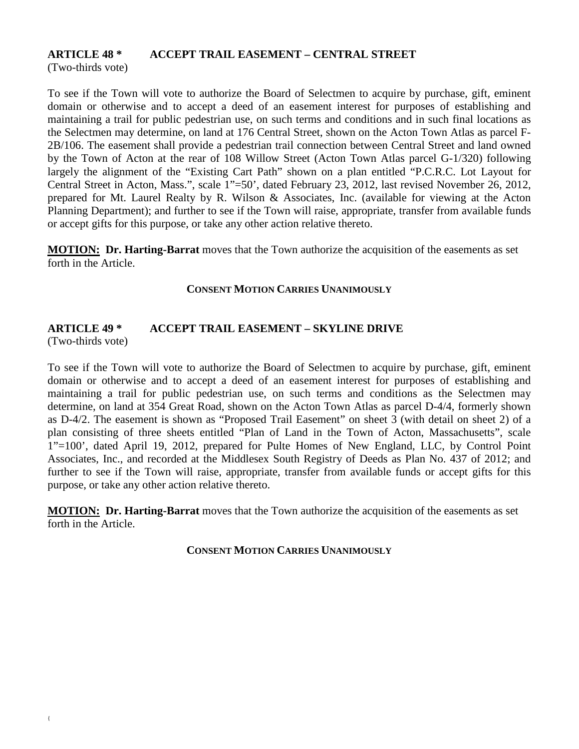## ARTICLE 48 * ACCEPT TRAIL EASEMENT – CENTRAL STREET

(Two-thirds vote)

To see if the Town will vote to authorize the Board of Selectmen to acquire by purchase, gift, eminent domain or otherwise and to accept a deed of an easement interest for purposes of establishing and maintaining a trail for public pedestrian use, on such terms and conditions and in such final locations as the Selectmen may determine, on land at 176 Central Street, shown on the Acton Town Atlas as parcel F-2B/106. The easement shall provide a pedestrian trail connection between Central Street and land owned by the Town of Acton at the rear of 108 Willow Street (Acton Town Atlas parcel G-1/320) following largely the alignment of the "Existing Cart Path" shown on a plan entitled "P.C.R.C. Lot Layout for Central Street in Acton, Mass.", scale 1"=50', dated February 23, 2012, last revised November 26, 2012, prepared for Mt. Laurel Realty by R. Wilson & Associates, Inc. (available for viewing at the Acton Planning Department); and further to see if the Town will raise, appropriate, transfer from available funds or accept gifts for this purpose, or take any other action relative thereto.

**MOTION: Dr. Harting-Barrat** moves that the Town authorize the acquisition of the easements as set forth in the Article.

**CONSENT MOTION CARRIES UNANIMOUSLY**

## ARTICLE 49 * ACCEPT TRAIL EASEMENT – SKYLINE DRIVE

(Two-thirds vote)

To see if the Town will vote to authorize the Board of Selectmen to acquire by purchase, gift, eminent domain or otherwise and to accept a deed of an easement interest for purposes of establishing and maintaining a trail for public pedestrian use, on such terms and conditions as the Selectmen may determine, on land at 354 Great Road, shown on the Acton Town Atlas as parcel D-4/4, formerly shown as D-4/2. The easement is shown as "Proposed Trail Easement" on sheet 3 (with detail on sheet 2) of a plan consisting of three sheets entitled "Plan of Land in the Town of Acton, Massachusetts", scale 1"=100', dated April 19, 2012, prepared for Pulte Homes of New England, LLC, by Control Point Associates, Inc., and recorded at the Middlesex South Registry of Deeds as Plan No. 437 of 2012; and further to see if the Town will raise, appropriate, transfer from available funds or accept gifts for this purpose, or take any other action relative thereto.

**MOTION: Dr. Harting-Barrat** moves that the Town authorize the acquisition of the easements as set forth in the Article.

**CONSENT MOTION CARRIES UNANIMOUSLY**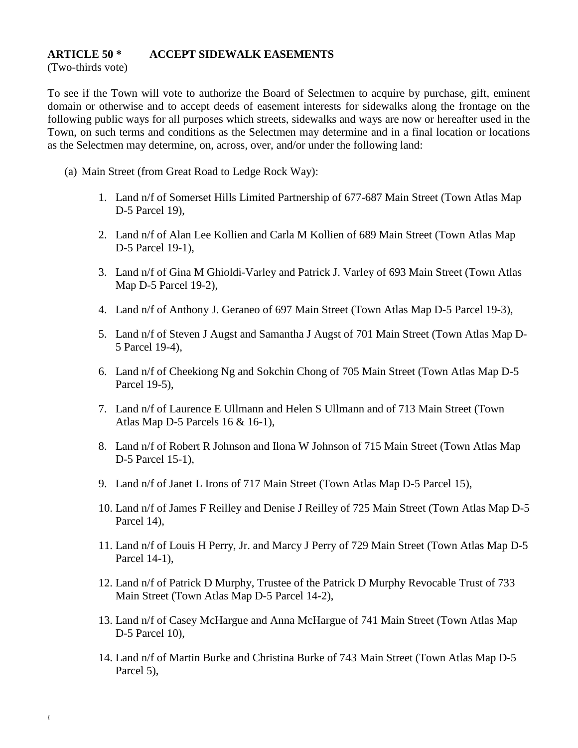**ARTICLE 50 * ACCEPT SIDEWALK EASEMENTS**
(Two-thirds vote)

To see if the Town will vote to authorize the Board of Selectmen to acquire by purchase, gift, eminent domain or otherwise and to accept deeds of easement interests for sidewalks along the frontage on the following public ways for all purposes which streets, sidewalks and ways are now or hereafter used in the Town, on such terms and conditions as the Selectmen may determine and in a final location or locations as the Selectmen may determine, on, across, over, and/or under the following land:

(a) Main Street (from Great Road to Ledge Rock Way):

1. Land n/f of Somerset Hills Limited Partnership of 677-687 Main Street (Town Atlas Map D-5 Parcel 19),

2. Land n/f of Alan Lee Kollien and Carla M Kollien of 689 Main Street (Town Atlas Map D-5 Parcel 19-1),

3. Land n/f of Gina M Ghioldi-Varley and Patrick J. Varley of 693 Main Street (Town Atlas Map D-5 Parcel 19-2),

4. Land n/f of Anthony J. Geraneo of 697 Main Street (Town Atlas Map D-5 Parcel 19-3),

5. Land n/f of Steven J Augst and Samantha J Augst of 701 Main Street (Town Atlas Map D-5 Parcel 19-4),

6. Land n/f of Cheekiong Ng and Sokchin Chong of 705 Main Street (Town Atlas Map D-5 Parcel 19-5),

7. Land n/f of Laurence E Ullmann and Helen S Ullmann and of 713 Main Street (Town Atlas Map D-5 Parcels 16 & 16-1),

8. Land n/f of Robert R Johnson and Ilona W Johnson of 715 Main Street (Town Atlas Map D-5 Parcel 15-1),

9. Land n/f of Janet L Irons of 717 Main Street (Town Atlas Map D-5 Parcel 15),

10. Land n/f of James F Reilley and Denise J Reilley of 725 Main Street (Town Atlas Map D-5 Parcel 14),

11. Land n/f of Louis H Perry, Jr. and Marcy J Perry of 729 Main Street (Town Atlas Map D-5 Parcel 14-1),

12. Land n/f of Patrick D Murphy, Trustee of the Patrick D Murphy Revocable Trust of 733 Main Street (Town Atlas Map D-5 Parcel 14-2),

13. Land n/f of Casey McHargue and Anna McHargue of 741 Main Street (Town Atlas Map D-5 Parcel 10),

14. Land n/f of Martin Burke and Christina Burke of 743 Main Street (Town Atlas Map D-5 Parcel 5),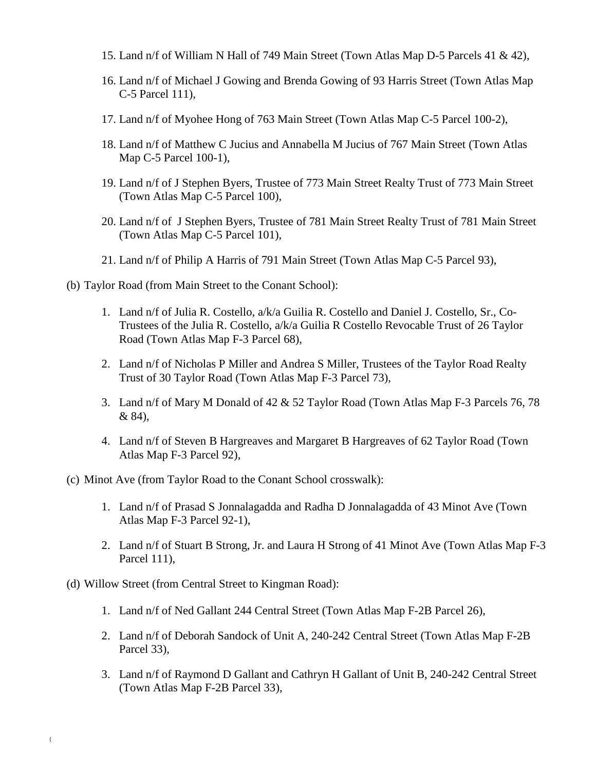15. Land n/f of William N Hall of 749 Main Street (Town Atlas Map D-5 Parcels 41 & 42),

16. Land n/f of Michael J Gowing and Brenda Gowing of 93 Harris Street (Town Atlas Map C-5 Parcel 111),

17. Land n/f of Myohee Hong of 763 Main Street (Town Atlas Map C-5 Parcel 100-2),

18. Land n/f of Matthew C Jucius and Annabella M Jucius of 767 Main Street (Town Atlas Map C-5 Parcel 100-1),

19. Land n/f of J Stephen Byers, Trustee of 773 Main Street Realty Trust of 773 Main Street (Town Atlas Map C-5 Parcel 100),

20. Land n/f of J Stephen Byers, Trustee of 781 Main Street Realty Trust of 781 Main Street (Town Atlas Map C-5 Parcel 101),

21. Land n/f of Philip A Harris of 791 Main Street (Town Atlas Map C-5 Parcel 93),

(b) Taylor Road (from Main Street to the Conant School):

1. Land n/f of Julia R. Costello, a/k/a Guilia R. Costello and Daniel J. Costello, Sr., Co-Trustees of the Julia R. Costello, a/k/a Guilia R Costello Revocable Trust of 26 Taylor Road (Town Atlas Map F-3 Parcel 68),

2. Land n/f of Nicholas P Miller and Andrea S Miller, Trustees of the Taylor Road Realty Trust of 30 Taylor Road (Town Atlas Map F-3 Parcel 73),

3. Land n/f of Mary M Donald of 42 & 52 Taylor Road (Town Atlas Map F-3 Parcels 76, 78 & 84),

4. Land n/f of Steven B Hargreaves and Margaret B Hargreaves of 62 Taylor Road (Town Atlas Map F-3 Parcel 92),

(c) Minot Ave (from Taylor Road to the Conant School crosswalk):

1. Land n/f of Prasad S Jonnalagadda and Radha D Jonnalagadda of 43 Minot Ave (Town Atlas Map F-3 Parcel 92-1),

2. Land n/f of Stuart B Strong, Jr. and Laura H Strong of 41 Minot Ave (Town Atlas Map F-3 Parcel 111),

(d) Willow Street (from Central Street to Kingman Road):

1. Land n/f of Ned Gallant 244 Central Street (Town Atlas Map F-2B Parcel 26),

2. Land n/f of Deborah Sandock of Unit A, 240-242 Central Street (Town Atlas Map F-2B Parcel 33),

3. Land n/f of Raymond D Gallant and Cathryn H Gallant of Unit B, 240-242 Central Street (Town Atlas Map F-2B Parcel 33),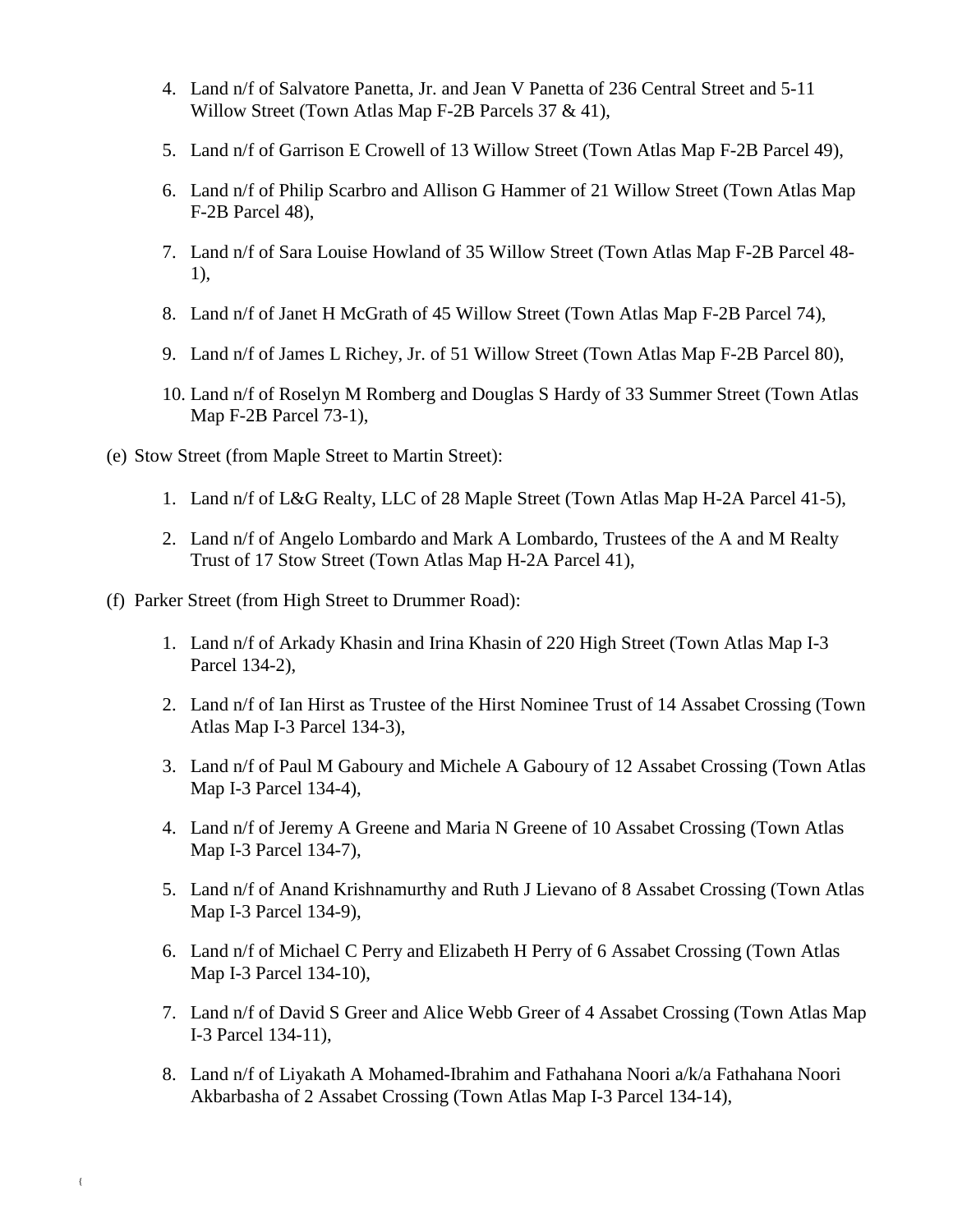4. Land n/f of Salvatore Panetta, Jr. and Jean V Panetta of 236 Central Street and 5-11 Willow Street (Town Atlas Map F-2B Parcels 37 & 41),

5. Land n/f of Garrison E Crowell of 13 Willow Street (Town Atlas Map F-2B Parcel 49),

6. Land n/f of Philip Scarbro and Allison G Hammer of 21 Willow Street (Town Atlas Map F-2B Parcel 48),

7. Land n/f of Sara Louise Howland of 35 Willow Street (Town Atlas Map F-2B Parcel 48-1),

8. Land n/f of Janet H McGrath of 45 Willow Street (Town Atlas Map F-2B Parcel 74),

9. Land n/f of James L Richey, Jr. of 51 Willow Street (Town Atlas Map F-2B Parcel 80),

10. Land n/f of Roselyn M Romberg and Douglas S Hardy of 33 Summer Street (Town Atlas Map F-2B Parcel 73-1),

(e) Stow Street (from Maple Street to Martin Street):

1. Land n/f of L&G Realty, LLC of 28 Maple Street (Town Atlas Map H-2A Parcel 41-5),

2. Land n/f of Angelo Lombardo and Mark A Lombardo, Trustees of the A and M Realty Trust of 17 Stow Street (Town Atlas Map H-2A Parcel 41),

(f) Parker Street (from High Street to Drummer Road):

1. Land n/f of Arkady Khasin and Irina Khasin of 220 High Street (Town Atlas Map I-3 Parcel 134-2),

2. Land n/f of Ian Hirst as Trustee of the Hirst Nominee Trust of 14 Assabet Crossing (Town Atlas Map I-3 Parcel 134-3),

3. Land n/f of Paul M Gaboury and Michele A Gaboury of 12 Assabet Crossing (Town Atlas Map I-3 Parcel 134-4),

4. Land n/f of Jeremy A Greene and Maria N Greene of 10 Assabet Crossing (Town Atlas Map I-3 Parcel 134-7),

5. Land n/f of Anand Krishnamurthy and Ruth J Lievano of 8 Assabet Crossing (Town Atlas Map I-3 Parcel 134-9),

6. Land n/f of Michael C Perry and Elizabeth H Perry of 6 Assabet Crossing (Town Atlas Map I-3 Parcel 134-10),

7. Land n/f of David S Greer and Alice Webb Greer of 4 Assabet Crossing (Town Atlas Map I-3 Parcel 134-11),

8. Land n/f of Liyakath A Mohamed-Ibrahim and Fathahana Noori a/k/a Fathahana Noori Akbarbasha of 2 Assabet Crossing (Town Atlas Map I-3 Parcel 134-14),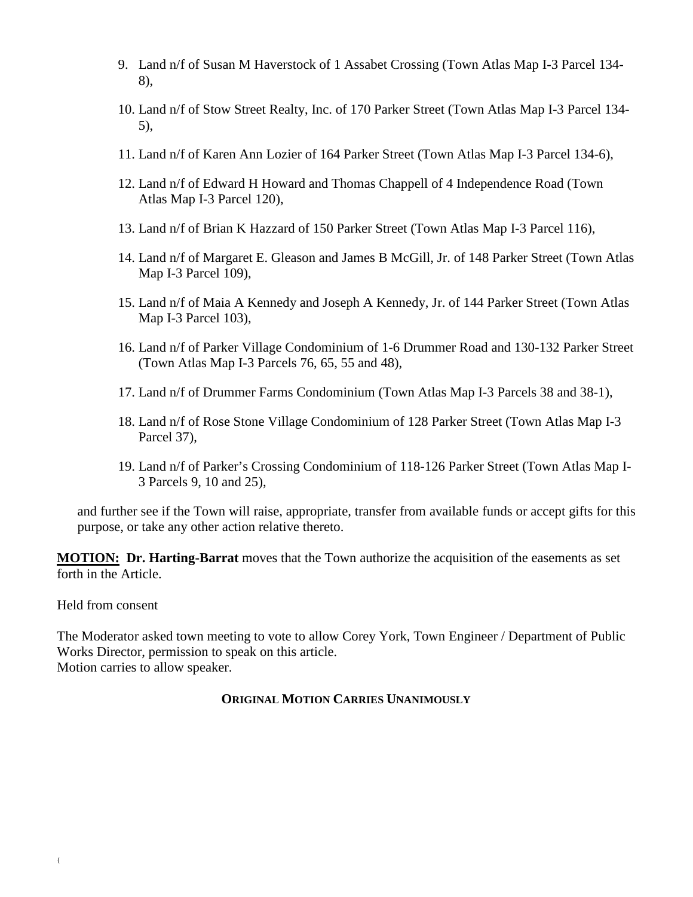9. Land n/f of Susan M Haverstock of 1 Assabet Crossing (Town Atlas Map I-3 Parcel 134-8),

10. Land n/f of Stow Street Realty, Inc. of 170 Parker Street (Town Atlas Map I-3 Parcel 134-5),

11. Land n/f of Karen Ann Lozier of 164 Parker Street (Town Atlas Map I-3 Parcel 134-6),

12. Land n/f of Edward H Howard and Thomas Chappell of 4 Independence Road (Town Atlas Map I-3 Parcel 120),

13. Land n/f of Brian K Hazzard of 150 Parker Street (Town Atlas Map I-3 Parcel 116),

14. Land n/f of Margaret E. Gleason and James B McGill, Jr. of 148 Parker Street (Town Atlas Map I-3 Parcel 109),

15. Land n/f of Maia A Kennedy and Joseph A Kennedy, Jr. of 144 Parker Street (Town Atlas Map I-3 Parcel 103),

16. Land n/f of Parker Village Condominium of 1-6 Drummer Road and 130-132 Parker Street (Town Atlas Map I-3 Parcels 76, 65, 55 and 48),

17. Land n/f of Drummer Farms Condominium (Town Atlas Map I-3 Parcels 38 and 38-1),

18. Land n/f of Rose Stone Village Condominium of 128 Parker Street (Town Atlas Map I-3 Parcel 37),

19. Land n/f of Parker's Crossing Condominium of 118-126 Parker Street (Town Atlas Map I-3 Parcels 9, 10 and 25),

and further see if the Town will raise, appropriate, transfer from available funds or accept gifts for this purpose, or take any other action relative thereto.

**MOTION: Dr. Harting-Barrat** moves that the Town authorize the acquisition of the easements as set forth in the Article.

Held from consent

The Moderator asked town meeting to vote to allow Corey York, Town Engineer / Department of Public Works Director, permission to speak on this article.
Motion carries to allow speaker.

**ORIGINAL MOTION CARRIES UNANIMOUSLY**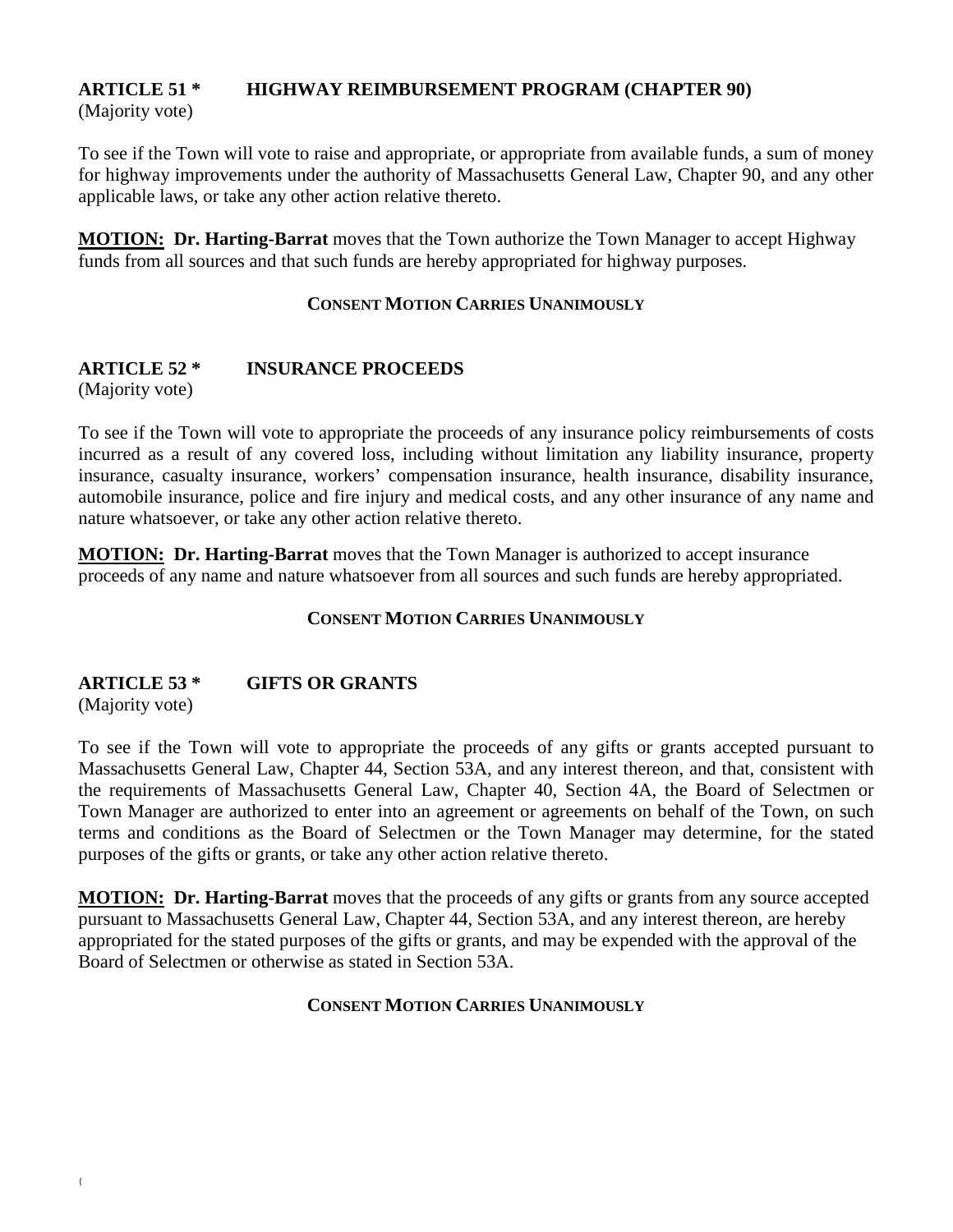## ARTICLE 51 * HIGHWAY REIMBURSEMENT PROGRAM (CHAPTER 90)

(Majority vote)

To see if the Town will vote to raise and appropriate, or appropriate from available funds, a sum of money for highway improvements under the authority of Massachusetts General Law, Chapter 90, and any other applicable laws, or take any other action relative thereto.

**MOTION: Dr. Harting-Barrat** moves that the Town authorize the Town Manager to accept Highway funds from all sources and that such funds are hereby appropriated for highway purposes.

**CONSENT MOTION CARRIES UNANIMOUSLY**

## ARTICLE 52 * INSURANCE PROCEEDS

(Majority vote)

To see if the Town will vote to appropriate the proceeds of any insurance policy reimbursements of costs incurred as a result of any covered loss, including without limitation any liability insurance, property insurance, casualty insurance, workers' compensation insurance, health insurance, disability insurance, automobile insurance, police and fire injury and medical costs, and any other insurance of any name and nature whatsoever, or take any other action relative thereto.

**MOTION: Dr. Harting-Barrat** moves that the Town Manager is authorized to accept insurance proceeds of any name and nature whatsoever from all sources and such funds are hereby appropriated.

**CONSENT MOTION CARRIES UNANIMOUSLY**

## ARTICLE 53 * GIFTS OR GRANTS

(Majority vote)

To see if the Town will vote to appropriate the proceeds of any gifts or grants accepted pursuant to Massachusetts General Law, Chapter 44, Section 53A, and any interest thereon, and that, consistent with the requirements of Massachusetts General Law, Chapter 40, Section 4A, the Board of Selectmen or Town Manager are authorized to enter into an agreement or agreements on behalf of the Town, on such terms and conditions as the Board of Selectmen or the Town Manager may determine, for the stated purposes of the gifts or grants, or take any other action relative thereto.

**MOTION: Dr. Harting-Barrat** moves that the proceeds of any gifts or grants from any source accepted pursuant to Massachusetts General Law, Chapter 44, Section 53A, and any interest thereon, are hereby appropriated for the stated purposes of the gifts or grants, and may be expended with the approval of the Board of Selectmen or otherwise as stated in Section 53A.

**CONSENT MOTION CARRIES UNANIMOUSLY**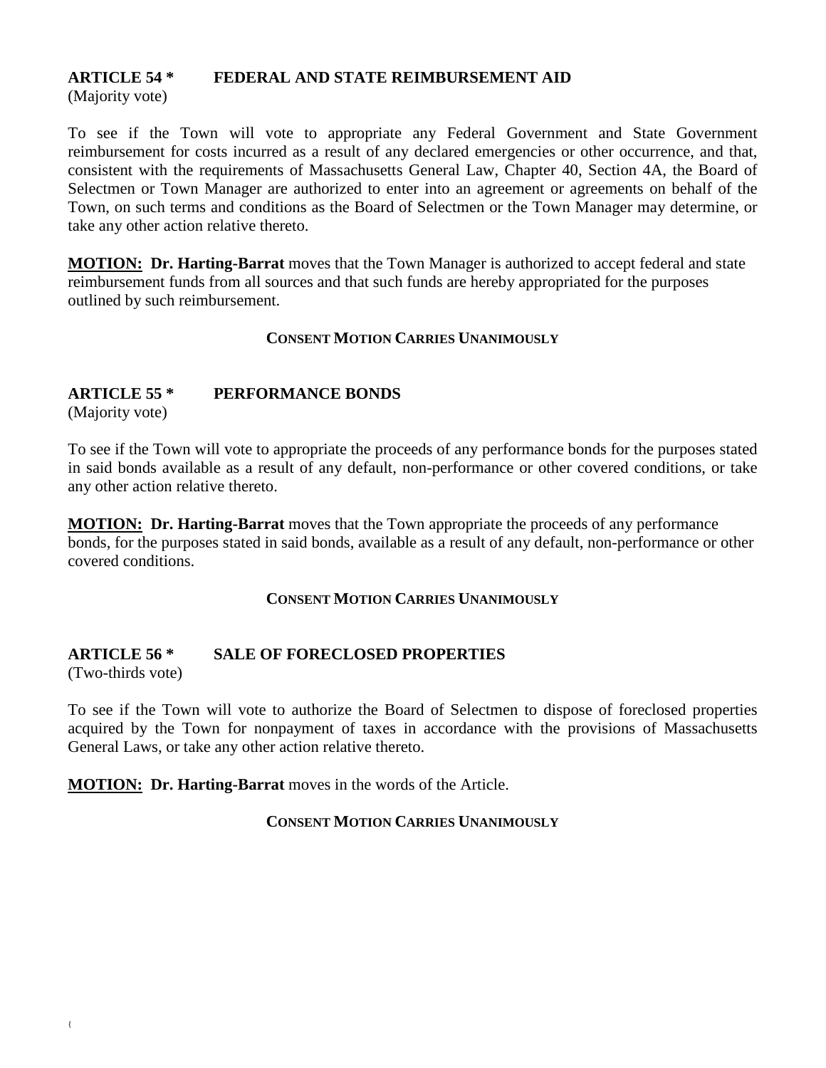## ARTICLE 54 * FEDERAL AND STATE REIMBURSEMENT AID

(Majority vote)

To see if the Town will vote to appropriate any Federal Government and State Government reimbursement for costs incurred as a result of any declared emergencies or other occurrence, and that, consistent with the requirements of Massachusetts General Law, Chapter 40, Section 4A, the Board of Selectmen or Town Manager are authorized to enter into an agreement or agreements on behalf of the Town, on such terms and conditions as the Board of Selectmen or the Town Manager may determine, or take any other action relative thereto.

**MOTION: Dr. Harting-Barrat** moves that the Town Manager is authorized to accept federal and state reimbursement funds from all sources and that such funds are hereby appropriated for the purposes outlined by such reimbursement.

**CONSENT MOTION CARRIES UNANIMOUSLY**

## ARTICLE 55 * PERFORMANCE BONDS

(Majority vote)

To see if the Town will vote to appropriate the proceeds of any performance bonds for the purposes stated in said bonds available as a result of any default, non-performance or other covered conditions, or take any other action relative thereto.

**MOTION: Dr. Harting-Barrat** moves that the Town appropriate the proceeds of any performance bonds, for the purposes stated in said bonds, available as a result of any default, non-performance or other covered conditions.

**CONSENT MOTION CARRIES UNANIMOUSLY**

## ARTICLE 56 * SALE OF FORECLOSED PROPERTIES

(Two-thirds vote)

To see if the Town will vote to authorize the Board of Selectmen to dispose of foreclosed properties acquired by the Town for nonpayment of taxes in accordance with the provisions of Massachusetts General Laws, or take any other action relative thereto.

**MOTION: Dr. Harting-Barrat** moves in the words of the Article.

**CONSENT MOTION CARRIES UNANIMOUSLY**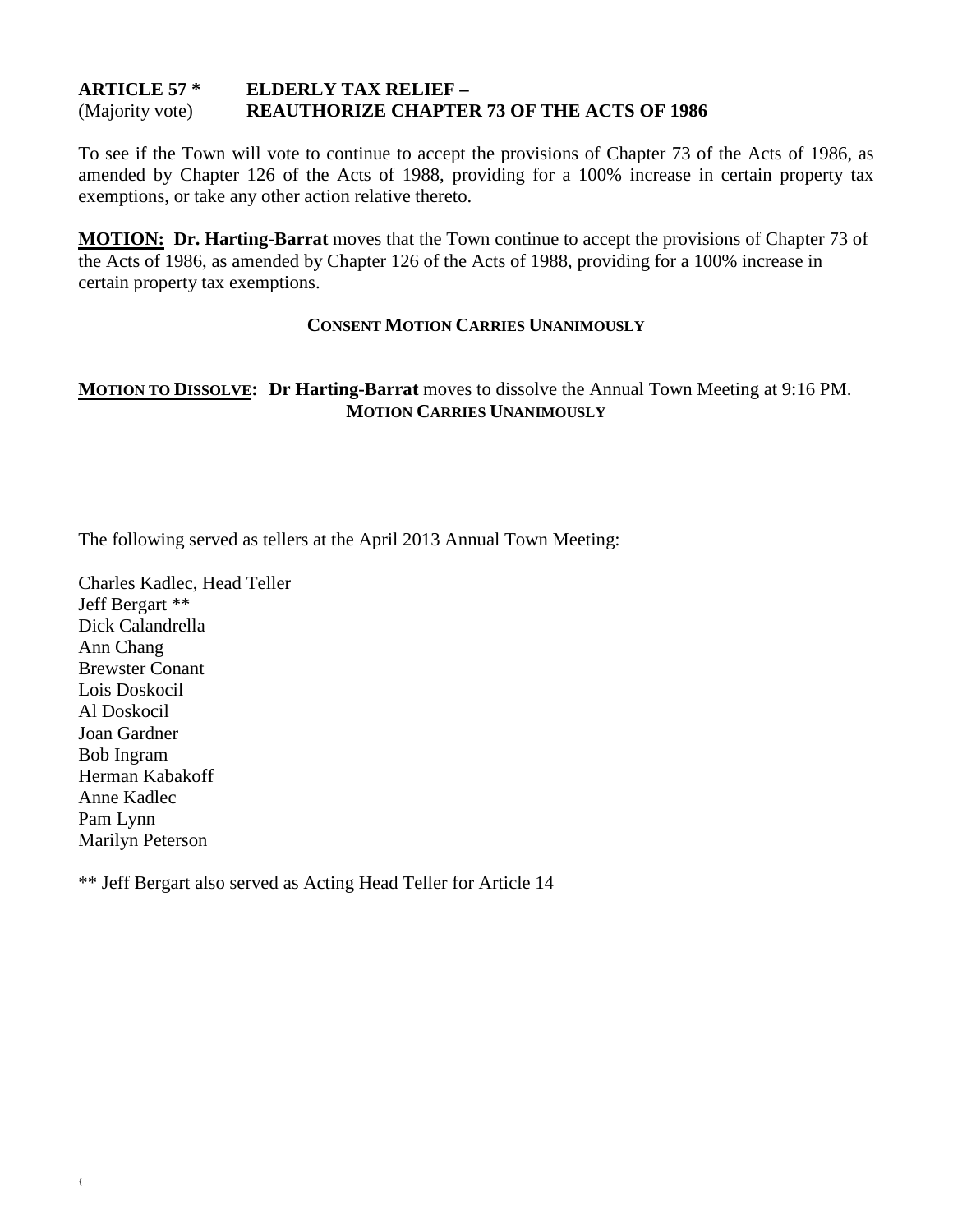**ARTICLE 57 * ELDERLY TAX RELIEF –**
(Majority vote) **REAUTHORIZE CHAPTER 73 OF THE ACTS OF 1986**

To see if the Town will vote to continue to accept the provisions of Chapter 73 of the Acts of 1986, as amended by Chapter 126 of the Acts of 1988, providing for a 100% increase in certain property tax exemptions, or take any other action relative thereto.

**MOTION: Dr. Harting-Barrat** moves that the Town continue to accept the provisions of Chapter 73 of the Acts of 1986, as amended by Chapter 126 of the Acts of 1988, providing for a 100% increase in certain property tax exemptions.

**CONSENT MOTION CARRIES UNANIMOUSLY**

**MOTION TO DISSOLVE: Dr Harting-Barrat** moves to dissolve the Annual Town Meeting at 9:16 PM.
**MOTION CARRIES UNANIMOUSLY**

The following served as tellers at the April 2013 Annual Town Meeting:

Charles Kadlec, Head Teller
Jeff Bergart **
Dick Calandrella
Ann Chang
Brewster Conant
Lois Doskocil
Al Doskocil
Joan Gardner
Bob Ingram
Herman Kabakoff
Anne Kadlec
Pam Lynn
Marilyn Peterson

** Jeff Bergart also served as Acting Head Teller for Article 14